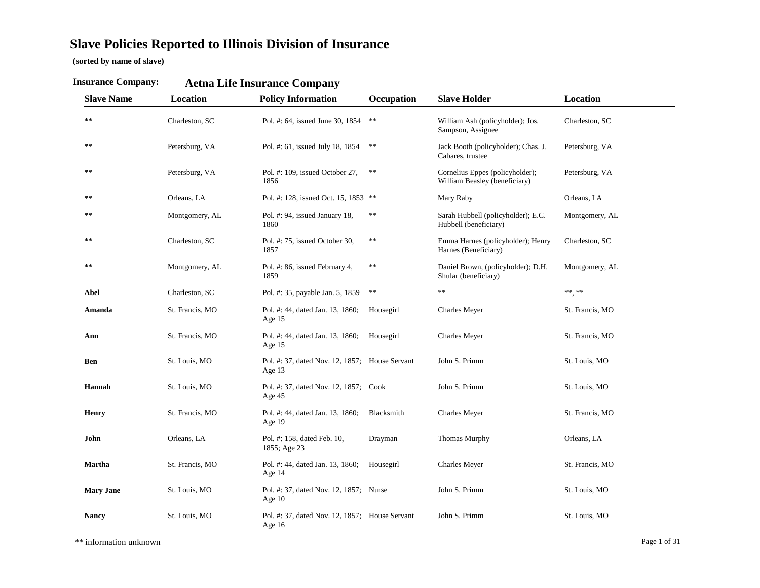# Slave Policies Reported to Illinois Division of Insurance

**(sorted by name of slave)**

**Insurance Company:** **Aetna Life Insurance Company**

| Slave Name | Location | Policy Information | Occupation | Slave Holder | Location |
|---|---|---|---|---|---|
| ** | Charleston, SC | Pol. #: 64, issued June 30, 1854 | ** | William Ash (policyholder); Jos. Sampson, Assignee | Charleston, SC |
| ** | Petersburg, VA | Pol. #: 61, issued July 18, 1854 | ** | Jack Booth (policyholder); Chas. J. Cabares, trustee | Petersburg, VA |
| ** | Petersburg, VA | Pol. #: 109, issued October 27, 1856 | ** | Cornelius Eppes (policyholder); William Beasley (beneficiary) | Petersburg, VA |
| ** | Orleans, LA | Pol. #: 128, issued Oct. 15, 1853 | ** | Mary Raby | Orleans, LA |
| ** | Montgomery, AL | Pol. #: 94, issued January 18, 1860 | ** | Sarah Hubbell (policyholder); E.C. Hubbell (beneficiary) | Montgomery, AL |
| ** | Charleston, SC | Pol. #: 75, issued October 30, 1857 | ** | Emma Harnes (policyholder); Henry Harnes (Beneficiary) | Charleston, SC |
| ** | Montgomery, AL | Pol. #: 86, issued February 4, 1859 | ** | Daniel Brown, (policyholder); D.H. Shular (beneficiary) | Montgomery, AL |
| **Abel** | Charleston, SC | Pol. #: 35, payable Jan. 5, 1859 | ** | ** | **, ** |
| **Amanda** | St. Francis, MO | Pol. #: 44, dated Jan. 13, 1860; Age 15 | Housegirl | Charles Meyer | St. Francis, MO |
| **Ann** | St. Francis, MO | Pol. #: 44, dated Jan. 13, 1860; Age 15 | Housegirl | Charles Meyer | St. Francis, MO |
| **Ben** | St. Louis, MO | Pol. #: 37, dated Nov. 12, 1857; Age 13 | House Servant | John S. Primm | St. Louis, MO |
| **Hannah** | St. Louis, MO | Pol. #: 37, dated Nov. 12, 1857; Age 45 | Cook | John S. Primm | St. Louis, MO |
| **Henry** | St. Francis, MO | Pol. #: 44, dated Jan. 13, 1860; Age 19 | Blacksmith | Charles Meyer | St. Francis, MO |
| **John** | Orleans, LA | Pol. #: 158, dated Feb. 10, 1855; Age 23 | Drayman | Thomas Murphy | Orleans, LA |
| **Martha** | St. Francis, MO | Pol. #: 44, dated Jan. 13, 1860; Age 14 | Housegirl | Charles Meyer | St. Francis, MO |
| **Mary Jane** | St. Louis, MO | Pol. #: 37, dated Nov. 12, 1857; Age 10 | Nurse | John S. Primm | St. Louis, MO |
| **Nancy** | St. Louis, MO | Pol. #: 37, dated Nov. 12, 1857; Age 16 | House Servant | John S. Primm | St. Louis, MO |

** information unknown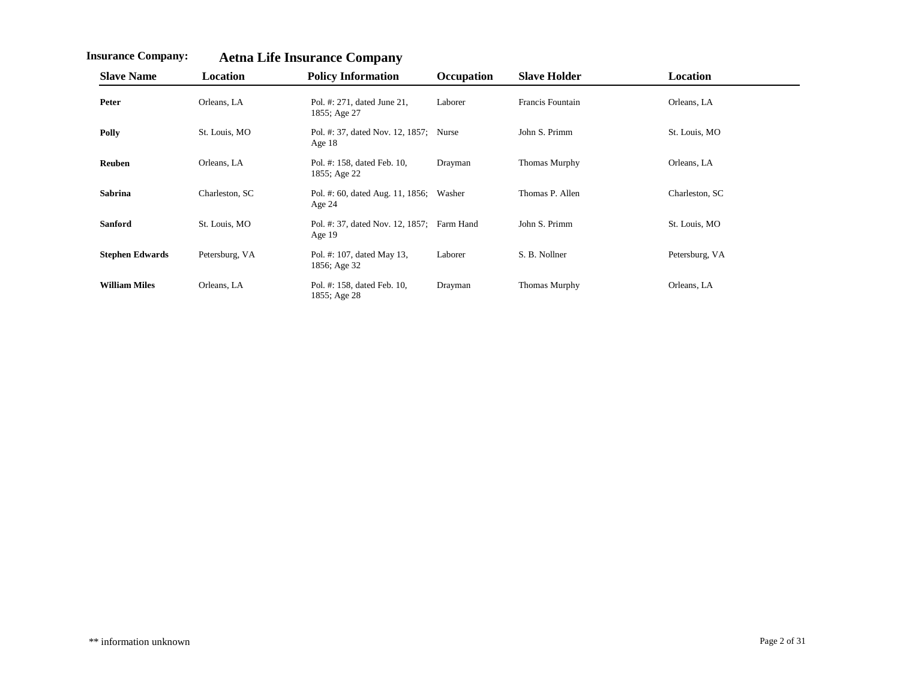**Insurance Company:** **Aetna Life Insurance Company**

| Slave Name | Location | Policy Information | Occupation | Slave Holder | Location |
|---|---|---|---|---|---|
| **Peter** | Orleans, LA | Pol. #: 271, dated June 21, 1855; Age 27 | Laborer | Francis Fountain | Orleans, LA |
| **Polly** | St. Louis, MO | Pol. #: 37, dated Nov. 12, 1857; Age 18 | Nurse | John S. Primm | St. Louis, MO |
| **Reuben** | Orleans, LA | Pol. #: 158, dated Feb. 10, 1855; Age 22 | Drayman | Thomas Murphy | Orleans, LA |
| **Sabrina** | Charleston, SC | Pol. #: 60, dated Aug. 11, 1856; Age 24 | Washer | Thomas P. Allen | Charleston, SC |
| **Sanford** | St. Louis, MO | Pol. #: 37, dated Nov. 12, 1857; Age 19 | Farm Hand | John S. Primm | St. Louis, MO |
| **Stephen Edwards** | Petersburg, VA | Pol. #: 107, dated May 13, 1856; Age 32 | Laborer | S. B. Nollner | Petersburg, VA |
| **William Miles** | Orleans, LA | Pol. #: 158, dated Feb. 10, 1855; Age 28 | Drayman | Thomas Murphy | Orleans, LA |

** information unknown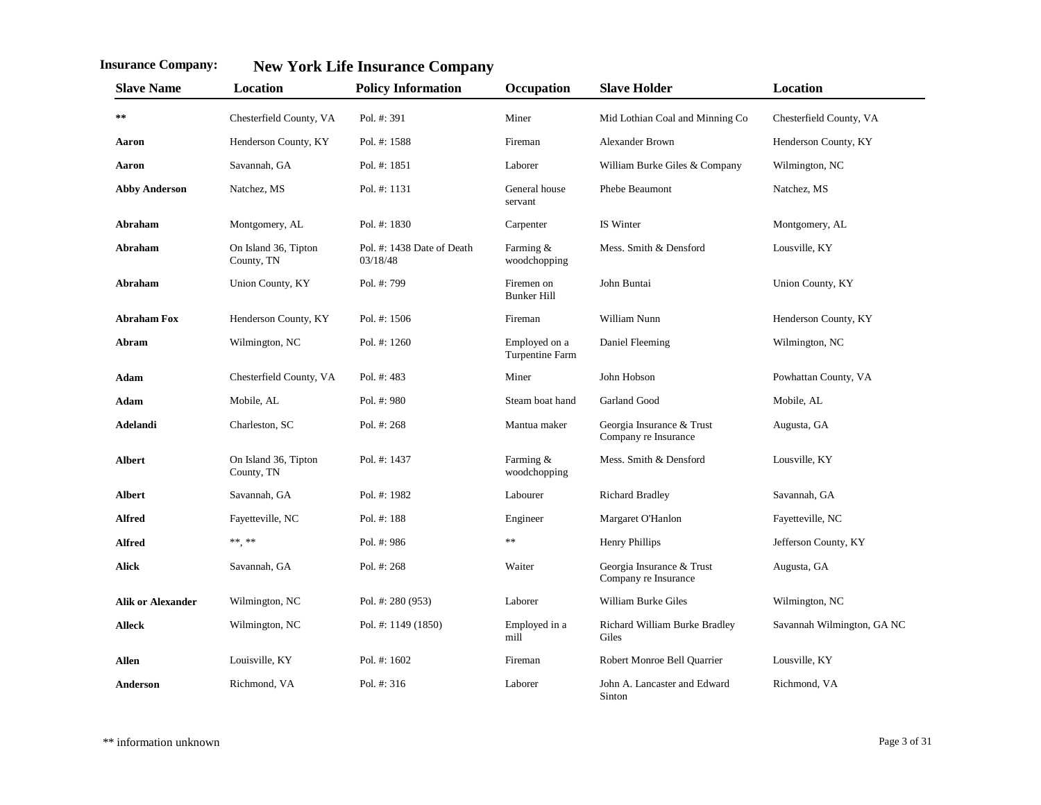**Insurance Company:** **New York Life Insurance Company**

| Slave Name | Location | Policy Information | Occupation | Slave Holder | Location |
|---|---|---|---|---|---|
| ** | Chesterfield County, VA | Pol. #: 391 | Miner | Mid Lothian Coal and Minning Co | Chesterfield County, VA |
| **Aaron** | Henderson County, KY | Pol. #: 1588 | Fireman | Alexander Brown | Henderson County, KY |
| **Aaron** | Savannah, GA | Pol. #: 1851 | Laborer | William Burke Giles & Company | Wilmington, NC |
| **Abby Anderson** | Natchez, MS | Pol. #: 1131 | General house servant | Phebe Beaumont | Natchez, MS |
| **Abraham** | Montgomery, AL | Pol. #: 1830 | Carpenter | IS Winter | Montgomery, AL |
| **Abraham** | On Island 36, Tipton County, TN | Pol. #: 1438 Date of Death 03/18/48 | Farming & woodchopping | Mess. Smith & Densford | Lousville, KY |
| **Abraham** | Union County, KY | Pol. #: 799 | Firemen on Bunker Hill | John Buntai | Union County, KY |
| **Abraham Fox** | Henderson County, KY | Pol. #: 1506 | Fireman | William Nunn | Henderson County, KY |
| **Abram** | Wilmington, NC | Pol. #: 1260 | Employed on a Turpentine Farm | Daniel Fleeming | Wilmington, NC |
| **Adam** | Chesterfield County, VA | Pol. #: 483 | Miner | John Hobson | Powhattan County, VA |
| **Adam** | Mobile, AL | Pol. #: 980 | Steam boat hand | Garland Good | Mobile, AL |
| **Adelandi** | Charleston, SC | Pol. #: 268 | Mantua maker | Georgia Insurance & Trust Company re Insurance | Augusta, GA |
| **Albert** | On Island 36, Tipton County, TN | Pol. #: 1437 | Farming & woodchopping | Mess. Smith & Densford | Lousville, KY |
| **Albert** | Savannah, GA | Pol. #: 1982 | Labourer | Richard Bradley | Savannah, GA |
| **Alfred** | Fayetteville, NC | Pol. #: 188 | Engineer | Margaret O'Hanlon | Fayetteville, NC |
| **Alfred** | **, ** | Pol. #: 986 | ** | Henry Phillips | Jefferson County, KY |
| **Alick** | Savannah, GA | Pol. #: 268 | Waiter | Georgia Insurance & Trust Company re Insurance | Augusta, GA |
| **Alik or Alexander** | Wilmington, NC | Pol. #: 280 (953) | Laborer | William Burke Giles | Wilmington, NC |
| **Alleck** | Wilmington, NC | Pol. #: 1149 (1850) | Employed in a mill | Richard William Burke Bradley Giles | Savannah Wilmington, GA NC |
| **Allen** | Louisville, KY | Pol. #: 1602 | Fireman | Robert Monroe Bell Quarrier | Lousville, KY |
| **Anderson** | Richmond, VA | Pol. #: 316 | Laborer | John A. Lancaster and Edward Sinton | Richmond, VA |

** information unknown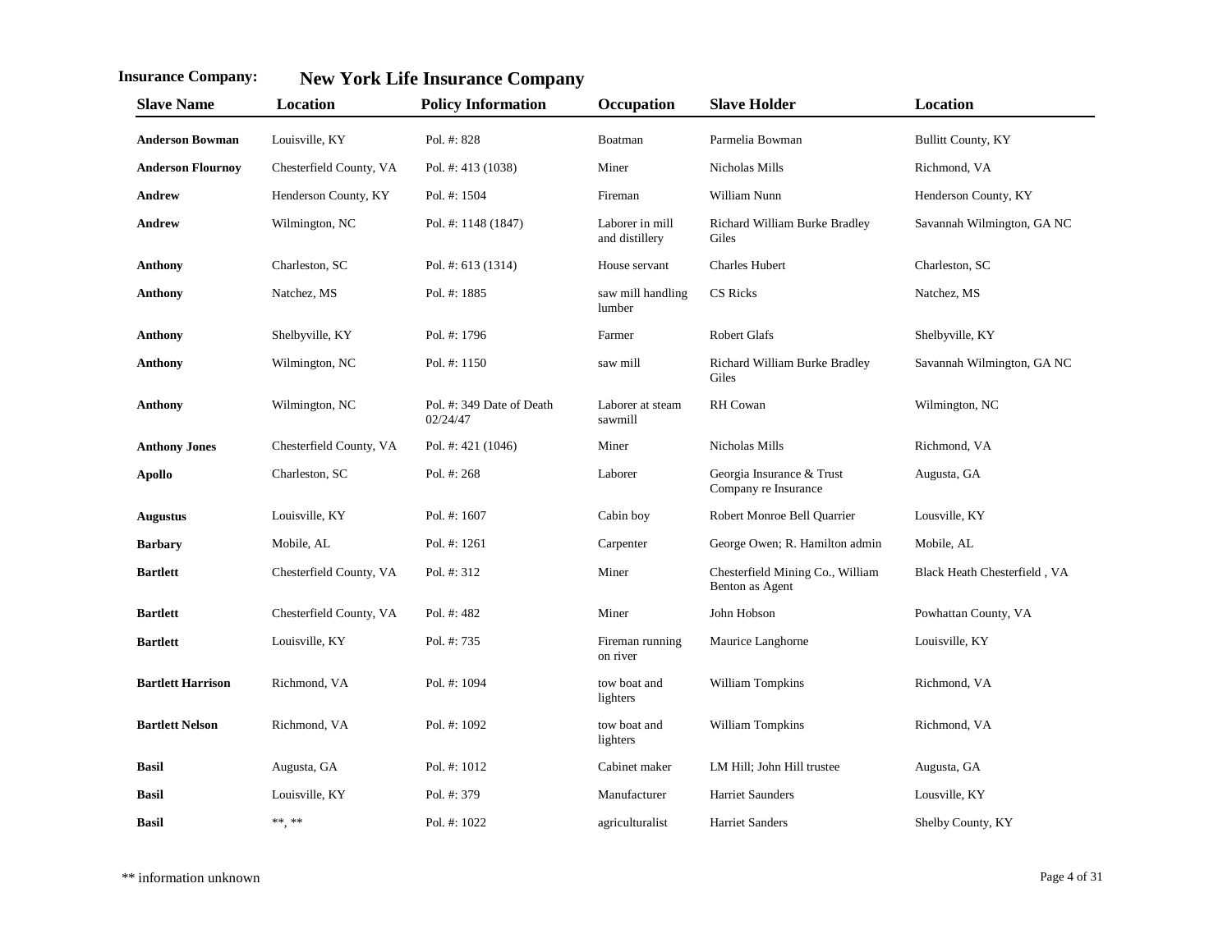**Insurance Company:** **New York Life Insurance Company**

| Slave Name | Location | Policy Information | Occupation | Slave Holder | Location |
|---|---|---|---|---|---|
| **Anderson Bowman** | Louisville, KY | Pol. #: 828 | Boatman | Parmelia Bowman | Bullitt County, KY |
| **Anderson Flournoy** | Chesterfield County, VA | Pol. #: 413 (1038) | Miner | Nicholas Mills | Richmond, VA |
| **Andrew** | Henderson County, KY | Pol. #: 1504 | Fireman | William Nunn | Henderson County, KY |
| **Andrew** | Wilmington, NC | Pol. #: 1148 (1847) | Laborer in mill and distillery | Richard William Burke Bradley Giles | Savannah Wilmington, GA NC |
| **Anthony** | Charleston, SC | Pol. #: 613 (1314) | House servant | Charles Hubert | Charleston, SC |
| **Anthony** | Natchez, MS | Pol. #: 1885 | saw mill handling lumber | CS Ricks | Natchez, MS |
| **Anthony** | Shelbyville, KY | Pol. #: 1796 | Farmer | Robert Glafs | Shelbyville, KY |
| **Anthony** | Wilmington, NC | Pol. #: 1150 | saw mill | Richard William Burke Bradley Giles | Savannah Wilmington, GA NC |
| **Anthony** | Wilmington, NC | Pol. #: 349 Date of Death 02/24/47 | Laborer at steam sawmill | RH Cowan | Wilmington, NC |
| **Anthony Jones** | Chesterfield County, VA | Pol. #: 421 (1046) | Miner | Nicholas Mills | Richmond, VA |
| **Apollo** | Charleston, SC | Pol. #: 268 | Laborer | Georgia Insurance & Trust Company re Insurance | Augusta, GA |
| **Augustus** | Louisville, KY | Pol. #: 1607 | Cabin boy | Robert Monroe Bell Quarrier | Lousville, KY |
| **Barbary** | Mobile, AL | Pol. #: 1261 | Carpenter | George Owen; R. Hamilton admin | Mobile, AL |
| **Bartlett** | Chesterfield County, VA | Pol. #: 312 | Miner | Chesterfield Mining Co., William Benton as Agent | Black Heath Chesterfield , VA |
| **Bartlett** | Chesterfield County, VA | Pol. #: 482 | Miner | John Hobson | Powhattan County, VA |
| **Bartlett** | Louisville, KY | Pol. #: 735 | Fireman running on river | Maurice Langhorne | Louisville, KY |
| **Bartlett Harrison** | Richmond, VA | Pol. #: 1094 | tow boat and lighters | William Tompkins | Richmond, VA |
| **Bartlett Nelson** | Richmond, VA | Pol. #: 1092 | tow boat and lighters | William Tompkins | Richmond, VA |
| **Basil** | Augusta, GA | Pol. #: 1012 | Cabinet maker | LM Hill; John Hill trustee | Augusta, GA |
| **Basil** | Louisville, KY | Pol. #: 379 | Manufacturer | Harriet Saunders | Lousville, KY |
| **Basil** | **, ** | Pol. #: 1022 | agriculturalist | Harriet Sanders | Shelby County, KY |

** information unknown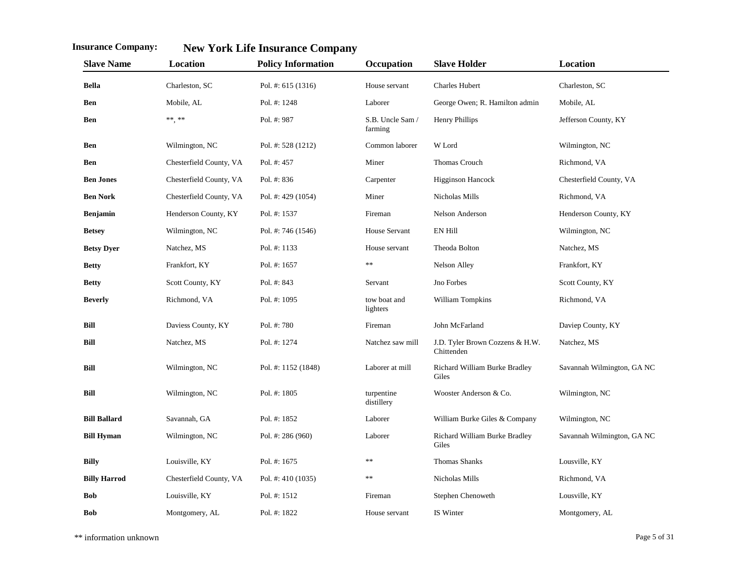**Insurance Company:** **New York Life Insurance Company**

| Slave Name | Location | Policy Information | Occupation | Slave Holder | Location |
|---|---|---|---|---|---|
| **Bella** | Charleston, SC | Pol. #: 615 (1316) | House servant | Charles Hubert | Charleston, SC |
| **Ben** | Mobile, AL | Pol. #: 1248 | Laborer | George Owen; R. Hamilton admin | Mobile, AL |
| **Ben** | **, ** | Pol. #: 987 | S.B. Uncle Sam / farming | Henry Phillips | Jefferson County, KY |
| **Ben** | Wilmington, NC | Pol. #: 528 (1212) | Common laborer | W Lord | Wilmington, NC |
| **Ben** | Chesterfield County, VA | Pol. #: 457 | Miner | Thomas Crouch | Richmond, VA |
| **Ben Jones** | Chesterfield County, VA | Pol. #: 836 | Carpenter | Higginson Hancock | Chesterfield County, VA |
| **Ben Nork** | Chesterfield County, VA | Pol. #: 429 (1054) | Miner | Nicholas Mills | Richmond, VA |
| **Benjamin** | Henderson County, KY | Pol. #: 1537 | Fireman | Nelson Anderson | Henderson County, KY |
| **Betsey** | Wilmington, NC | Pol. #: 746 (1546) | House Servant | EN Hill | Wilmington, NC |
| **Betsy Dyer** | Natchez, MS | Pol. #: 1133 | House servant | Theoda Bolton | Natchez, MS |
| **Betty** | Frankfort, KY | Pol. #: 1657 | ** | Nelson Alley | Frankfort, KY |
| **Betty** | Scott County, KY | Pol. #: 843 | Servant | Jno Forbes | Scott County, KY |
| **Beverly** | Richmond, VA | Pol. #: 1095 | tow boat and lighters | William Tompkins | Richmond, VA |
| **Bill** | Daviess County, KY | Pol. #: 780 | Fireman | John McFarland | Daviep County, KY |
| **Bill** | Natchez, MS | Pol. #: 1274 | Natchez saw mill | J.D. Tyler Brown Cozzens & H.W. Chittenden | Natchez, MS |
| **Bill** | Wilmington, NC | Pol. #: 1152 (1848) | Laborer at mill | Richard William Burke Bradley Giles | Savannah Wilmington, GA NC |
| **Bill** | Wilmington, NC | Pol. #: 1805 | turpentine distillery | Wooster Anderson & Co. | Wilmington, NC |
| **Bill Ballard** | Savannah, GA | Pol. #: 1852 | Laborer | William Burke Giles & Company | Wilmington, NC |
| **Bill Hyman** | Wilmington, NC | Pol. #: 286 (960) | Laborer | Richard William Burke Bradley Giles | Savannah Wilmington, GA NC |
| **Billy** | Louisville, KY | Pol. #: 1675 | ** | Thomas Shanks | Lousville, KY |
| **Billy Harrod** | Chesterfield County, VA | Pol. #: 410 (1035) | ** | Nicholas Mills | Richmond, VA |
| **Bob** | Louisville, KY | Pol. #: 1512 | Fireman | Stephen Chenoweth | Lousville, KY |
| **Bob** | Montgomery, AL | Pol. #: 1822 | House servant | IS Winter | Montgomery, AL |

** information unknown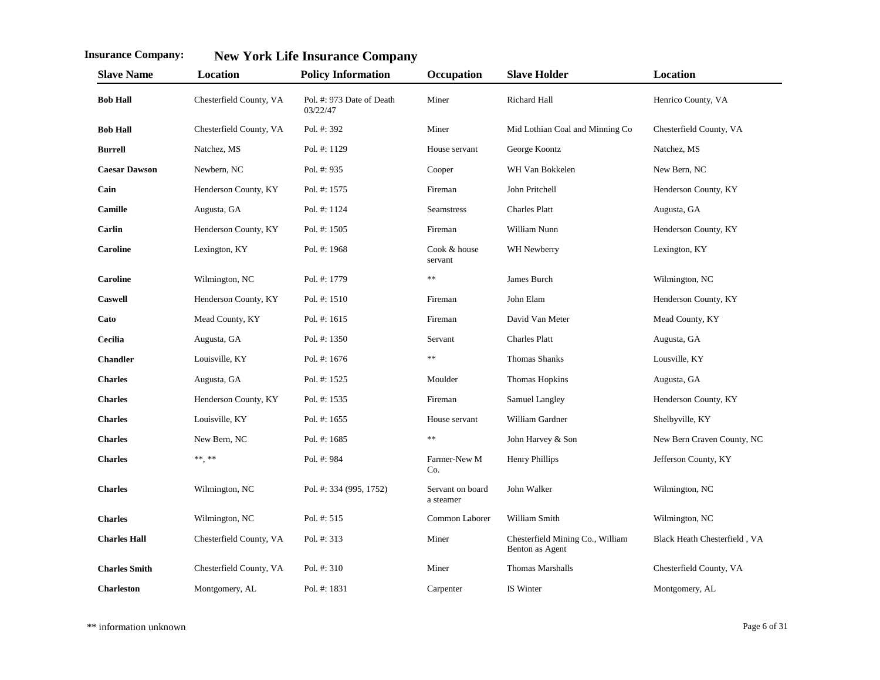**Insurance Company:** **New York Life Insurance Company**

| Slave Name | Location | Policy Information | Occupation | Slave Holder | Location |
|---|---|---|---|---|---|
| **Bob Hall** | Chesterfield County, VA | Pol. #: 973 Date of Death 03/22/47 | Miner | Richard Hall | Henrico County, VA |
| **Bob Hall** | Chesterfield County, VA | Pol. #: 392 | Miner | Mid Lothian Coal and Minning Co | Chesterfield County, VA |
| **Burrell** | Natchez, MS | Pol. #: 1129 | House servant | George Koontz | Natchez, MS |
| **Caesar Dawson** | Newbern, NC | Pol. #: 935 | Cooper | WH Van Bokkelen | New Bern, NC |
| **Cain** | Henderson County, KY | Pol. #: 1575 | Fireman | John Pritchell | Henderson County, KY |
| **Camille** | Augusta, GA | Pol. #: 1124 | Seamstress | Charles Platt | Augusta, GA |
| **Carlin** | Henderson County, KY | Pol. #: 1505 | Fireman | William Nunn | Henderson County, KY |
| **Caroline** | Lexington, KY | Pol. #: 1968 | Cook & house servant | WH Newberry | Lexington, KY |
| **Caroline** | Wilmington, NC | Pol. #: 1779 | ** | James Burch | Wilmington, NC |
| **Caswell** | Henderson County, KY | Pol. #: 1510 | Fireman | John Elam | Henderson County, KY |
| **Cato** | Mead County, KY | Pol. #: 1615 | Fireman | David Van Meter | Mead County, KY |
| **Cecilia** | Augusta, GA | Pol. #: 1350 | Servant | Charles Platt | Augusta, GA |
| **Chandler** | Louisville, KY | Pol. #: 1676 | ** | Thomas Shanks | Lousville, KY |
| **Charles** | Augusta, GA | Pol. #: 1525 | Moulder | Thomas Hopkins | Augusta, GA |
| **Charles** | Henderson County, KY | Pol. #: 1535 | Fireman | Samuel Langley | Henderson County, KY |
| **Charles** | Louisville, KY | Pol. #: 1655 | House servant | William Gardner | Shelbyville, KY |
| **Charles** | New Bern, NC | Pol. #: 1685 | ** | John Harvey & Son | New Bern Craven County, NC |
| **Charles** | **, ** | Pol. #: 984 | Farmer-New M Co. | Henry Phillips | Jefferson County, KY |
| **Charles** | Wilmington, NC | Pol. #: 334 (995, 1752) | Servant on board a steamer | John Walker | Wilmington, NC |
| **Charles** | Wilmington, NC | Pol. #: 515 | Common Laborer | William Smith | Wilmington, NC |
| **Charles Hall** | Chesterfield County, VA | Pol. #: 313 | Miner | Chesterfield Mining Co., William Benton as Agent | Black Heath Chesterfield , VA |
| **Charles Smith** | Chesterfield County, VA | Pol. #: 310 | Miner | Thomas Marshalls | Chesterfield County, VA |
| **Charleston** | Montgomery, AL | Pol. #: 1831 | Carpenter | IS Winter | Montgomery, AL |

** information unknown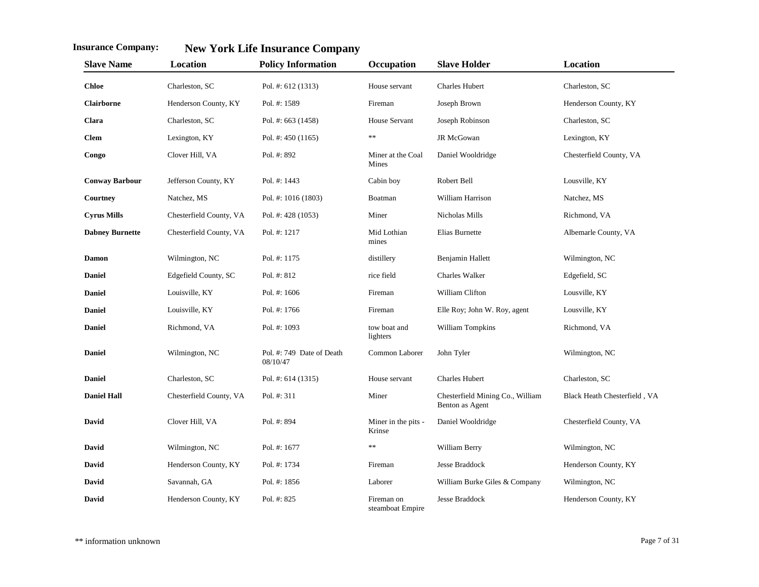**Insurance Company:** **New York Life Insurance Company**

| Slave Name | Location | Policy Information | Occupation | Slave Holder | Location |
|---|---|---|---|---|---|
| **Chloe** | Charleston, SC | Pol. #: 612 (1313) | House servant | Charles Hubert | Charleston, SC |
| **Clairborne** | Henderson County, KY | Pol. #: 1589 | Fireman | Joseph Brown | Henderson County, KY |
| **Clara** | Charleston, SC | Pol. #: 663 (1458) | House Servant | Joseph Robinson | Charleston, SC |
| **Clem** | Lexington, KY | Pol. #: 450 (1165) | ** | JR McGowan | Lexington, KY |
| **Congo** | Clover Hill, VA | Pol. #: 892 | Miner at the Coal Mines | Daniel Wooldridge | Chesterfield County, VA |
| **Conway Barbour** | Jefferson County, KY | Pol. #: 1443 | Cabin boy | Robert Bell | Lousville, KY |
| **Courtney** | Natchez, MS | Pol. #: 1016 (1803) | Boatman | William Harrison | Natchez, MS |
| **Cyrus Mills** | Chesterfield County, VA | Pol. #: 428 (1053) | Miner | Nicholas Mills | Richmond, VA |
| **Dabney Burnette** | Chesterfield County, VA | Pol. #: 1217 | Mid Lothian mines | Elias Burnette | Albemarle County, VA |
| **Damon** | Wilmington, NC | Pol. #: 1175 | distillery | Benjamin Hallett | Wilmington, NC |
| **Daniel** | Edgefield County, SC | Pol. #: 812 | rice field | Charles Walker | Edgefield, SC |
| **Daniel** | Louisville, KY | Pol. #: 1606 | Fireman | William Clifton | Lousville, KY |
| **Daniel** | Louisville, KY | Pol. #: 1766 | Fireman | Elle Roy; John W. Roy, agent | Lousville, KY |
| **Daniel** | Richmond, VA | Pol. #: 1093 | tow boat and lighters | William Tompkins | Richmond, VA |
| **Daniel** | Wilmington, NC | Pol. #: 749 Date of Death 08/10/47 | Common Laborer | John Tyler | Wilmington, NC |
| **Daniel** | Charleston, SC | Pol. #: 614 (1315) | House servant | Charles Hubert | Charleston, SC |
| **Daniel Hall** | Chesterfield County, VA | Pol. #: 311 | Miner | Chesterfield Mining Co., William Benton as Agent | Black Heath Chesterfield , VA |
| **David** | Clover Hill, VA | Pol. #: 894 | Miner in the pits - Krinse | Daniel Wooldridge | Chesterfield County, VA |
| **David** | Wilmington, NC | Pol. #: 1677 | ** | William Berry | Wilmington, NC |
| **David** | Henderson County, KY | Pol. #: 1734 | Fireman | Jesse Braddock | Henderson County, KY |
| **David** | Savannah, GA | Pol. #: 1856 | Laborer | William Burke Giles & Company | Wilmington, NC |
| **David** | Henderson County, KY | Pol. #: 825 | Fireman on steamboat Empire | Jesse Braddock | Henderson County, KY |

** information unknown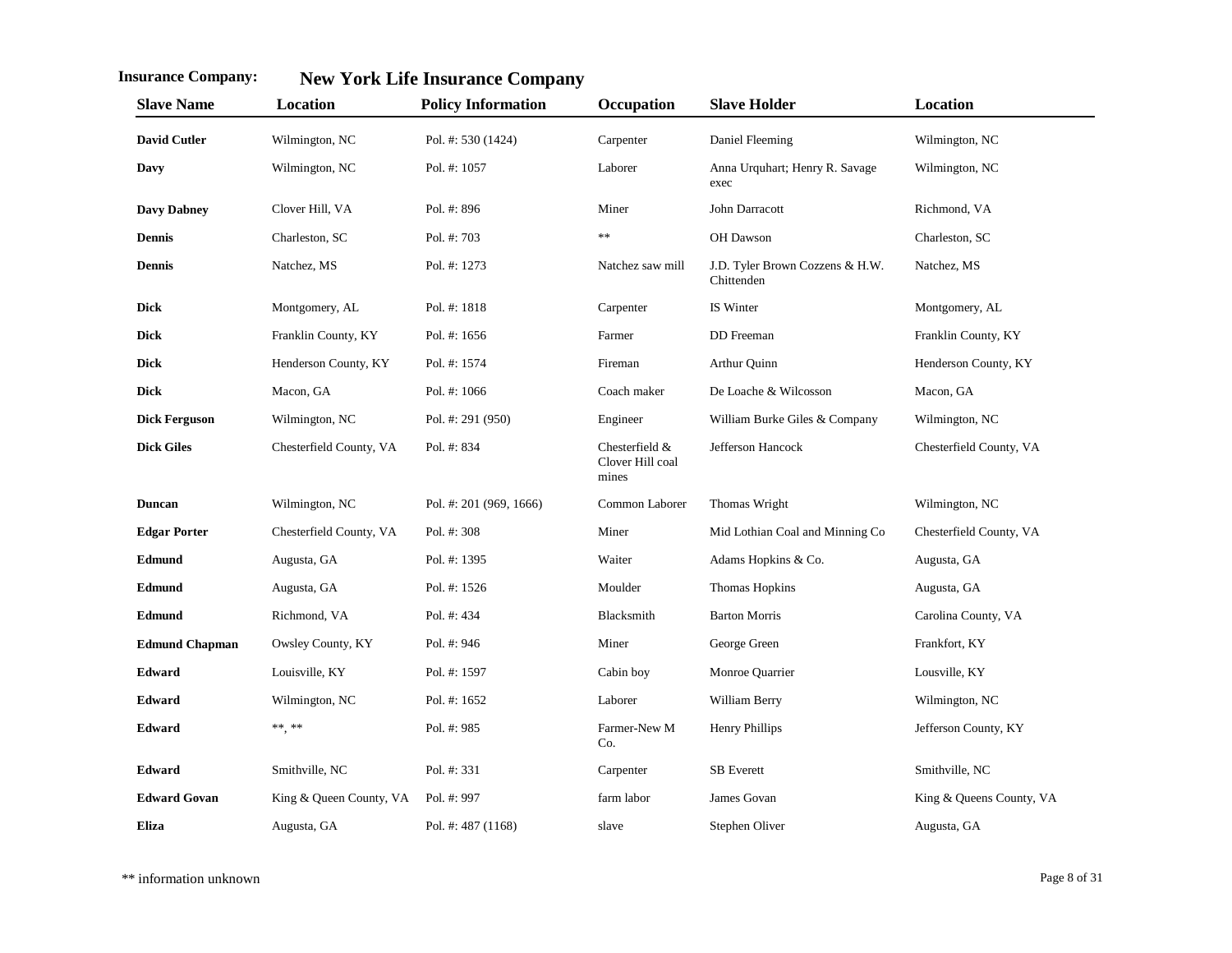**Insurance Company:** **New York Life Insurance Company**

| Slave Name | Location | Policy Information | Occupation | Slave Holder | Location |
|---|---|---|---|---|---|
| **David Cutler** | Wilmington, NC | Pol. #: 530 (1424) | Carpenter | Daniel Fleeming | Wilmington, NC |
| **Davy** | Wilmington, NC | Pol. #: 1057 | Laborer | Anna Urquhart; Henry R. Savage exec | Wilmington, NC |
| **Davy Dabney** | Clover Hill, VA | Pol. #: 896 | Miner | John Darracott | Richmond, VA |
| **Dennis** | Charleston, SC | Pol. #: 703 | ** | OH Dawson | Charleston, SC |
| **Dennis** | Natchez, MS | Pol. #: 1273 | Natchez saw mill | J.D. Tyler Brown Cozzens & H.W. Chittenden | Natchez, MS |
| **Dick** | Montgomery, AL | Pol. #: 1818 | Carpenter | IS Winter | Montgomery, AL |
| **Dick** | Franklin County, KY | Pol. #: 1656 | Farmer | DD Freeman | Franklin County, KY |
| **Dick** | Henderson County, KY | Pol. #: 1574 | Fireman | Arthur Quinn | Henderson County, KY |
| **Dick** | Macon, GA | Pol. #: 1066 | Coach maker | De Loache & Wilcosson | Macon, GA |
| **Dick Ferguson** | Wilmington, NC | Pol. #: 291 (950) | Engineer | William Burke Giles & Company | Wilmington, NC |
| **Dick Giles** | Chesterfield County, VA | Pol. #: 834 | Chesterfield & Clover Hill coal mines | Jefferson Hancock | Chesterfield County, VA |
| **Duncan** | Wilmington, NC | Pol. #: 201 (969, 1666) | Common Laborer | Thomas Wright | Wilmington, NC |
| **Edgar Porter** | Chesterfield County, VA | Pol. #: 308 | Miner | Mid Lothian Coal and Minning Co | Chesterfield County, VA |
| **Edmund** | Augusta, GA | Pol. #: 1395 | Waiter | Adams Hopkins & Co. | Augusta, GA |
| **Edmund** | Augusta, GA | Pol. #: 1526 | Moulder | Thomas Hopkins | Augusta, GA |
| **Edmund** | Richmond, VA | Pol. #: 434 | Blacksmith | Barton Morris | Carolina County, VA |
| **Edmund Chapman** | Owsley County, KY | Pol. #: 946 | Miner | George Green | Frankfort, KY |
| **Edward** | Louisville, KY | Pol. #: 1597 | Cabin boy | Monroe Quarrier | Lousville, KY |
| **Edward** | Wilmington, NC | Pol. #: 1652 | Laborer | William Berry | Wilmington, NC |
| **Edward** | **, ** | Pol. #: 985 | Farmer-New M Co. | Henry Phillips | Jefferson County, KY |
| **Edward** | Smithville, NC | Pol. #: 331 | Carpenter | SB Everett | Smithville, NC |
| **Edward Govan** | King & Queen County, VA | Pol. #: 997 | farm labor | James Govan | King & Queens County, VA |
| **Eliza** | Augusta, GA | Pol. #: 487 (1168) | slave | Stephen Oliver | Augusta, GA |

** information unknown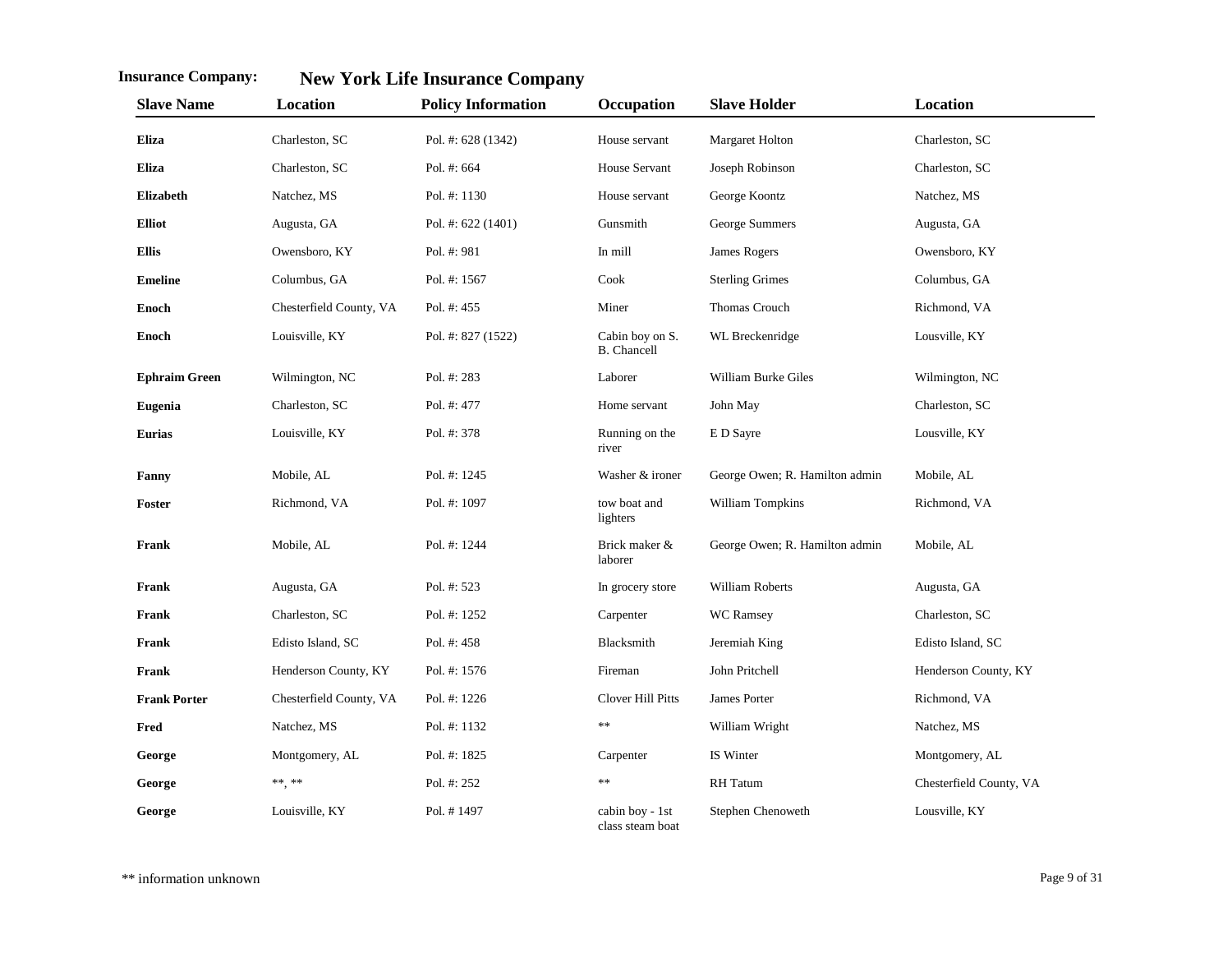**Insurance Company:** **New York Life Insurance Company**

| Slave Name | Location | Policy Information | Occupation | Slave Holder | Location |
|---|---|---|---|---|---|
| **Eliza** | Charleston, SC | Pol. #: 628 (1342) | House servant | Margaret Holton | Charleston, SC |
| **Eliza** | Charleston, SC | Pol. #: 664 | House Servant | Joseph Robinson | Charleston, SC |
| **Elizabeth** | Natchez, MS | Pol. #: 1130 | House servant | George Koontz | Natchez, MS |
| **Elliot** | Augusta, GA | Pol. #: 622 (1401) | Gunsmith | George Summers | Augusta, GA |
| **Ellis** | Owensboro, KY | Pol. #: 981 | In mill | James Rogers | Owensboro, KY |
| **Emeline** | Columbus, GA | Pol. #: 1567 | Cook | Sterling Grimes | Columbus, GA |
| **Enoch** | Chesterfield County, VA | Pol. #: 455 | Miner | Thomas Crouch | Richmond, VA |
| **Enoch** | Louisville, KY | Pol. #: 827 (1522) | Cabin boy on S. B. Chancell | WL Breckenridge | Lousville, KY |
| **Ephraim Green** | Wilmington, NC | Pol. #: 283 | Laborer | William Burke Giles | Wilmington, NC |
| **Eugenia** | Charleston, SC | Pol. #: 477 | Home servant | John May | Charleston, SC |
| **Eurias** | Louisville, KY | Pol. #: 378 | Running on the river | E D Sayre | Lousville, KY |
| **Fanny** | Mobile, AL | Pol. #: 1245 | Washer & ironer | George Owen; R. Hamilton admin | Mobile, AL |
| **Foster** | Richmond, VA | Pol. #: 1097 | tow boat and lighters | William Tompkins | Richmond, VA |
| **Frank** | Mobile, AL | Pol. #: 1244 | Brick maker & laborer | George Owen; R. Hamilton admin | Mobile, AL |
| **Frank** | Augusta, GA | Pol. #: 523 | In grocery store | William Roberts | Augusta, GA |
| **Frank** | Charleston, SC | Pol. #: 1252 | Carpenter | WC Ramsey | Charleston, SC |
| **Frank** | Edisto Island, SC | Pol. #: 458 | Blacksmith | Jeremiah King | Edisto Island, SC |
| **Frank** | Henderson County, KY | Pol. #: 1576 | Fireman | John Pritchell | Henderson County, KY |
| **Frank Porter** | Chesterfield County, VA | Pol. #: 1226 | Clover Hill Pitts | James Porter | Richmond, VA |
| **Fred** | Natchez, MS | Pol. #: 1132 | ** | William Wright | Natchez, MS |
| **George** | Montgomery, AL | Pol. #: 1825 | Carpenter | IS Winter | Montgomery, AL |
| **George** | **, ** | Pol. #: 252 | ** | RH Tatum | Chesterfield County, VA |
| **George** | Louisville, KY | Pol. # 1497 | cabin boy - 1st class steam boat | Stephen Chenoweth | Lousville, KY |

** information unknown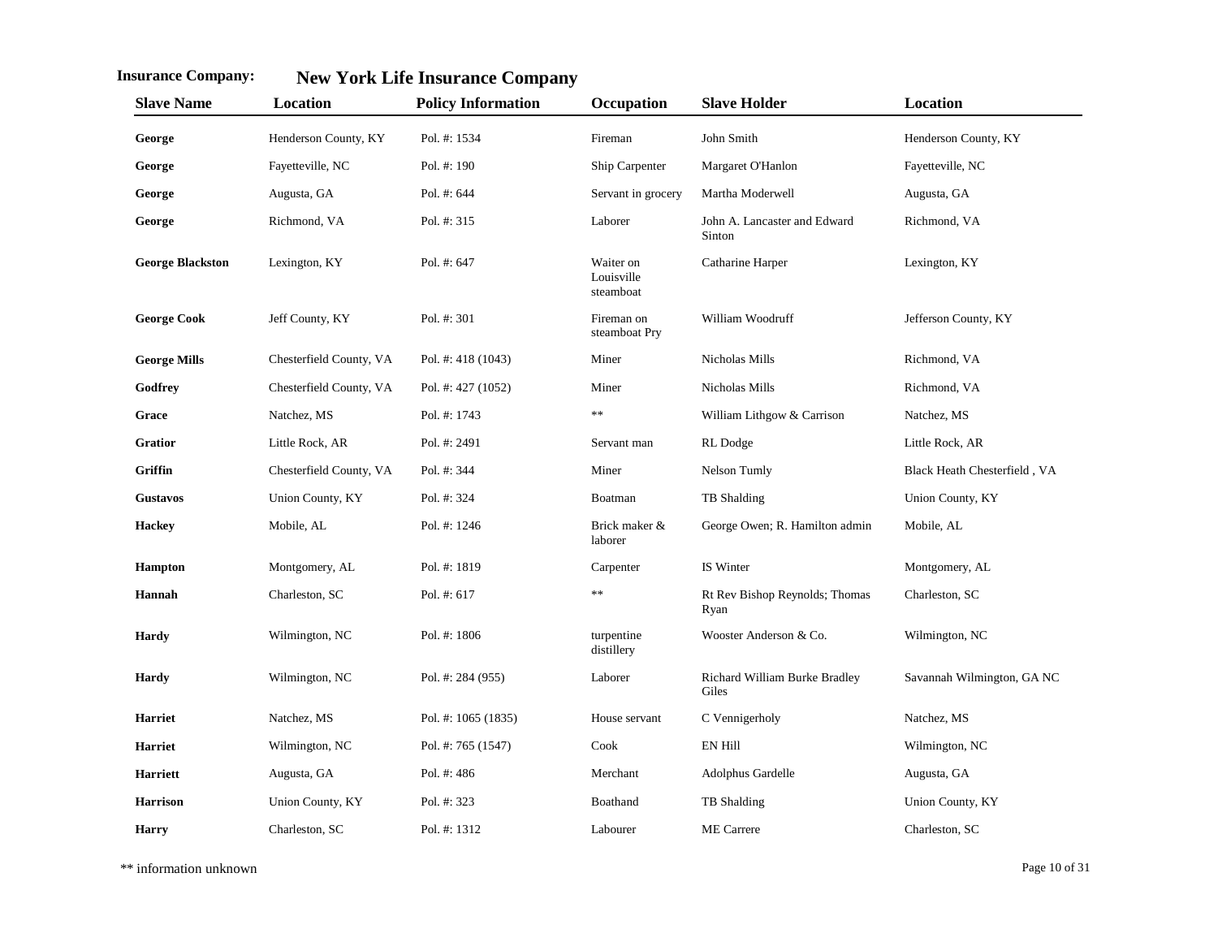**Insurance Company:** **New York Life Insurance Company**

| Slave Name | Location | Policy Information | Occupation | Slave Holder | Location |
|---|---|---|---|---|---|
| **George** | Henderson County, KY | Pol. #: 1534 | Fireman | John Smith | Henderson County, KY |
| **George** | Fayetteville, NC | Pol. #: 190 | Ship Carpenter | Margaret O'Hanlon | Fayetteville, NC |
| **George** | Augusta, GA | Pol. #: 644 | Servant in grocery | Martha Moderwell | Augusta, GA |
| **George** | Richmond, VA | Pol. #: 315 | Laborer | John A. Lancaster and Edward Sinton | Richmond, VA |
| **George Blackston** | Lexington, KY | Pol. #: 647 | Waiter on Louisville steamboat | Catharine Harper | Lexington, KY |
| **George Cook** | Jeff County, KY | Pol. #: 301 | Fireman on steamboat Pry | William Woodruff | Jefferson County, KY |
| **George Mills** | Chesterfield County, VA | Pol. #: 418 (1043) | Miner | Nicholas Mills | Richmond, VA |
| **Godfrey** | Chesterfield County, VA | Pol. #: 427 (1052) | Miner | Nicholas Mills | Richmond, VA |
| **Grace** | Natchez, MS | Pol. #: 1743 | ** | William Lithgow & Carrison | Natchez, MS |
| **Gratior** | Little Rock, AR | Pol. #: 2491 | Servant man | RL Dodge | Little Rock, AR |
| **Griffin** | Chesterfield County, VA | Pol. #: 344 | Miner | Nelson Tumly | Black Heath Chesterfield , VA |
| **Gustavos** | Union County, KY | Pol. #: 324 | Boatman | TB Shalding | Union County, KY |
| **Hackey** | Mobile, AL | Pol. #: 1246 | Brick maker & laborer | George Owen; R. Hamilton admin | Mobile, AL |
| **Hampton** | Montgomery, AL | Pol. #: 1819 | Carpenter | IS Winter | Montgomery, AL |
| **Hannah** | Charleston, SC | Pol. #: 617 | ** | Rt Rev Bishop Reynolds; Thomas Ryan | Charleston, SC |
| **Hardy** | Wilmington, NC | Pol. #: 1806 | turpentine distillery | Wooster Anderson & Co. | Wilmington, NC |
| **Hardy** | Wilmington, NC | Pol. #: 284 (955) | Laborer | Richard William Burke Bradley Giles | Savannah Wilmington, GA NC |
| **Harriet** | Natchez, MS | Pol. #: 1065 (1835) | House servant | C Vennigerholy | Natchez, MS |
| **Harriet** | Wilmington, NC | Pol. #: 765 (1547) | Cook | EN Hill | Wilmington, NC |
| **Harriett** | Augusta, GA | Pol. #: 486 | Merchant | Adolphus Gardelle | Augusta, GA |
| **Harrison** | Union County, KY | Pol. #: 323 | Boathand | TB Shalding | Union County, KY |
| **Harry** | Charleston, SC | Pol. #: 1312 | Labourer | ME Carrere | Charleston, SC |

** information unknown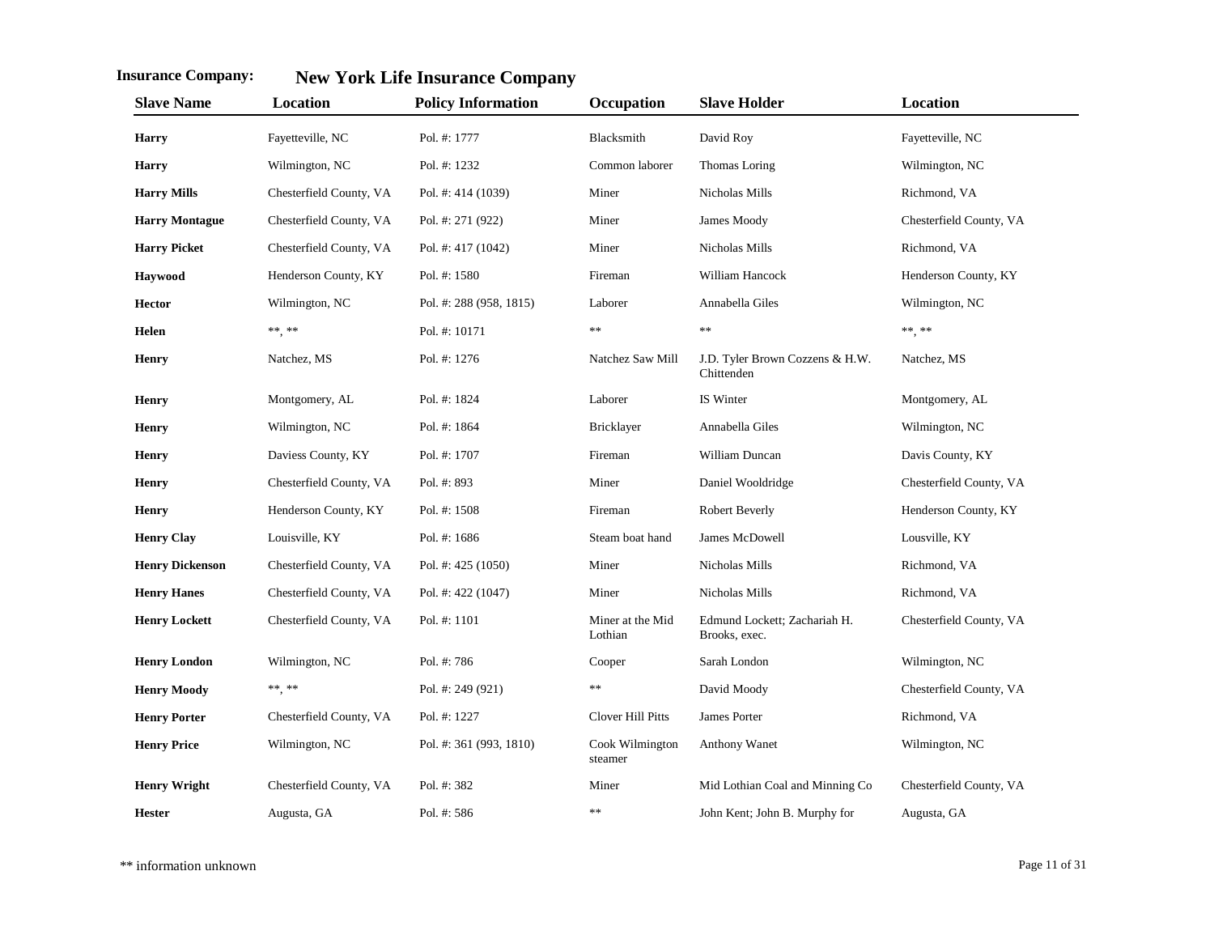**Insurance Company:** **New York Life Insurance Company**

| Slave Name | Location | Policy Information | Occupation | Slave Holder | Location |
|---|---|---|---|---|---|
| **Harry** | Fayetteville, NC | Pol. #: 1777 | Blacksmith | David Roy | Fayetteville, NC |
| **Harry** | Wilmington, NC | Pol. #: 1232 | Common laborer | Thomas Loring | Wilmington, NC |
| **Harry Mills** | Chesterfield County, VA | Pol. #: 414 (1039) | Miner | Nicholas Mills | Richmond, VA |
| **Harry Montague** | Chesterfield County, VA | Pol. #: 271 (922) | Miner | James Moody | Chesterfield County, VA |
| **Harry Picket** | Chesterfield County, VA | Pol. #: 417 (1042) | Miner | Nicholas Mills | Richmond, VA |
| **Haywood** | Henderson County, KY | Pol. #: 1580 | Fireman | William Hancock | Henderson County, KY |
| **Hector** | Wilmington, NC | Pol. #: 288 (958, 1815) | Laborer | Annabella Giles | Wilmington, NC |
| **Helen** | **, ** | Pol. #: 10171 | ** | ** | **, ** |
| **Henry** | Natchez, MS | Pol. #: 1276 | Natchez Saw Mill | J.D. Tyler Brown Cozzens & H.W. Chittenden | Natchez, MS |
| **Henry** | Montgomery, AL | Pol. #: 1824 | Laborer | IS Winter | Montgomery, AL |
| **Henry** | Wilmington, NC | Pol. #: 1864 | Bricklayer | Annabella Giles | Wilmington, NC |
| **Henry** | Daviess County, KY | Pol. #: 1707 | Fireman | William Duncan | Davis County, KY |
| **Henry** | Chesterfield County, VA | Pol. #: 893 | Miner | Daniel Wooldridge | Chesterfield County, VA |
| **Henry** | Henderson County, KY | Pol. #: 1508 | Fireman | Robert Beverly | Henderson County, KY |
| **Henry Clay** | Louisville, KY | Pol. #: 1686 | Steam boat hand | James McDowell | Lousville, KY |
| **Henry Dickenson** | Chesterfield County, VA | Pol. #: 425 (1050) | Miner | Nicholas Mills | Richmond, VA |
| **Henry Hanes** | Chesterfield County, VA | Pol. #: 422 (1047) | Miner | Nicholas Mills | Richmond, VA |
| **Henry Lockett** | Chesterfield County, VA | Pol. #: 1101 | Miner at the Mid Lothian | Edmund Lockett; Zachariah H. Brooks, exec. | Chesterfield County, VA |
| **Henry London** | Wilmington, NC | Pol. #: 786 | Cooper | Sarah London | Wilmington, NC |
| **Henry Moody** | **, ** | Pol. #: 249 (921) | ** | David Moody | Chesterfield County, VA |
| **Henry Porter** | Chesterfield County, VA | Pol. #: 1227 | Clover Hill Pitts | James Porter | Richmond, VA |
| **Henry Price** | Wilmington, NC | Pol. #: 361 (993, 1810) | Cook Wilmington steamer | Anthony Wanet | Wilmington, NC |
| **Henry Wright** | Chesterfield County, VA | Pol. #: 382 | Miner | Mid Lothian Coal and Minning Co | Chesterfield County, VA |
| **Hester** | Augusta, GA | Pol. #: 586 | ** | John Kent; John B. Murphy for | Augusta, GA |

** information unknown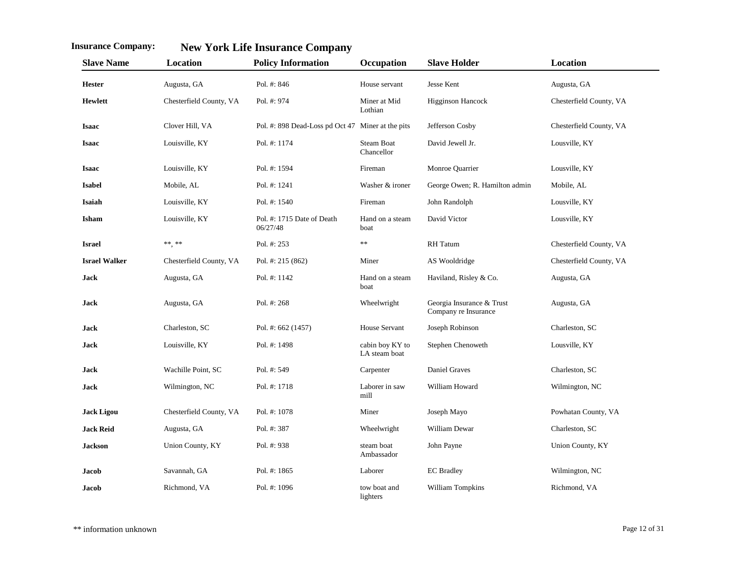**Insurance Company:** **New York Life Insurance Company**

| Slave Name | Location | Policy Information | Occupation | Slave Holder | Location |
|---|---|---|---|---|---|
| **Hester** | Augusta, GA | Pol. #: 846 | House servant | Jesse Kent | Augusta, GA |
| **Hewlett** | Chesterfield County, VA | Pol. #: 974 | Miner at Mid Lothian | Higginson Hancock | Chesterfield County, VA |
| **Isaac** | Clover Hill, VA | Pol. #: 898 Dead-Loss pd Oct 47 | Miner at the pits | Jefferson Cosby | Chesterfield County, VA |
| **Isaac** | Louisville, KY | Pol. #: 1174 | Steam Boat Chancellor | David Jewell Jr. | Lousville, KY |
| **Isaac** | Louisville, KY | Pol. #: 1594 | Fireman | Monroe Quarrier | Lousville, KY |
| **Isabel** | Mobile, AL | Pol. #: 1241 | Washer & ironer | George Owen; R. Hamilton admin | Mobile, AL |
| **Isaiah** | Louisville, KY | Pol. #: 1540 | Fireman | John Randolph | Lousville, KY |
| **Isham** | Louisville, KY | Pol. #: 1715 Date of Death 06/27/48 | Hand on a steam boat | David Victor | Lousville, KY |
| **Israel** | **, ** | Pol. #: 253 | ** | RH Tatum | Chesterfield County, VA |
| **Israel Walker** | Chesterfield County, VA | Pol. #: 215 (862) | Miner | AS Wooldridge | Chesterfield County, VA |
| **Jack** | Augusta, GA | Pol. #: 1142 | Hand on a steam boat | Haviland, Risley & Co. | Augusta, GA |
| **Jack** | Augusta, GA | Pol. #: 268 | Wheelwright | Georgia Insurance & Trust Company re Insurance | Augusta, GA |
| **Jack** | Charleston, SC | Pol. #: 662 (1457) | House Servant | Joseph Robinson | Charleston, SC |
| **Jack** | Louisville, KY | Pol. #: 1498 | cabin boy KY to LA steam boat | Stephen Chenoweth | Lousville, KY |
| **Jack** | Wachille Point, SC | Pol. #: 549 | Carpenter | Daniel Graves | Charleston, SC |
| **Jack** | Wilmington, NC | Pol. #: 1718 | Laborer in saw mill | William Howard | Wilmington, NC |
| **Jack Ligou** | Chesterfield County, VA | Pol. #: 1078 | Miner | Joseph Mayo | Powhatan County, VA |
| **Jack Reid** | Augusta, GA | Pol. #: 387 | Wheelwright | William Dewar | Charleston, SC |
| **Jackson** | Union County, KY | Pol. #: 938 | steam boat Ambassador | John Payne | Union County, KY |
| **Jacob** | Savannah, GA | Pol. #: 1865 | Laborer | EC Bradley | Wilmington, NC |
| **Jacob** | Richmond, VA | Pol. #: 1096 | tow boat and lighters | William Tompkins | Richmond, VA |

** information unknown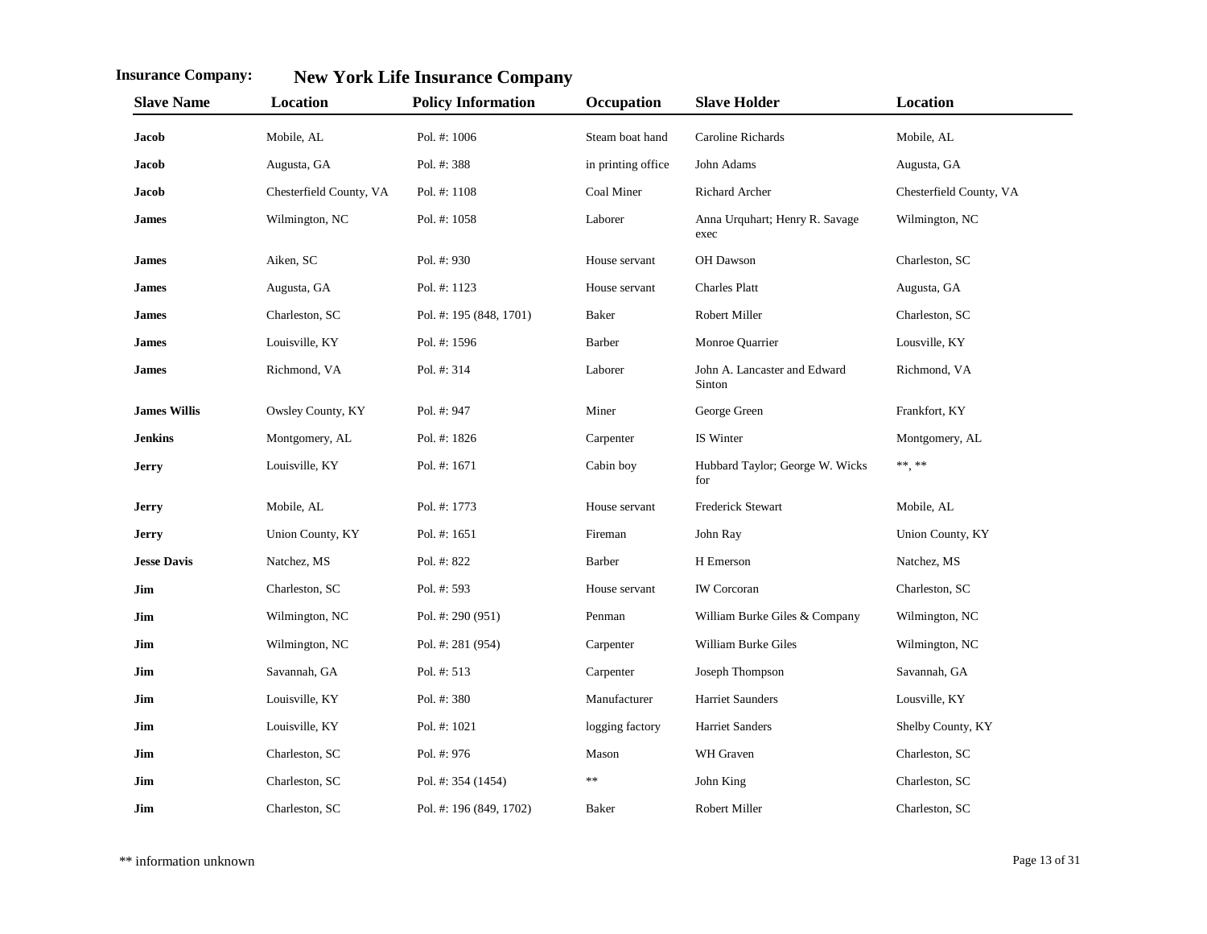**Insurance Company:** **New York Life Insurance Company**

| Slave Name | Location | Policy Information | Occupation | Slave Holder | Location |
|---|---|---|---|---|---|
| **Jacob** | Mobile, AL | Pol. #: 1006 | Steam boat hand | Caroline Richards | Mobile, AL |
| **Jacob** | Augusta, GA | Pol. #: 388 | in printing office | John Adams | Augusta, GA |
| **Jacob** | Chesterfield County, VA | Pol. #: 1108 | Coal Miner | Richard Archer | Chesterfield County, VA |
| **James** | Wilmington, NC | Pol. #: 1058 | Laborer | Anna Urquhart; Henry R. Savage exec | Wilmington, NC |
| **James** | Aiken, SC | Pol. #: 930 | House servant | OH Dawson | Charleston, SC |
| **James** | Augusta, GA | Pol. #: 1123 | House servant | Charles Platt | Augusta, GA |
| **James** | Charleston, SC | Pol. #: 195 (848, 1701) | Baker | Robert Miller | Charleston, SC |
| **James** | Louisville, KY | Pol. #: 1596 | Barber | Monroe Quarrier | Lousville, KY |
| **James** | Richmond, VA | Pol. #: 314 | Laborer | John A. Lancaster and Edward Sinton | Richmond, VA |
| **James Willis** | Owsley County, KY | Pol. #: 947 | Miner | George Green | Frankfort, KY |
| **Jenkins** | Montgomery, AL | Pol. #: 1826 | Carpenter | IS Winter | Montgomery, AL |
| **Jerry** | Louisville, KY | Pol. #: 1671 | Cabin boy | Hubbard Taylor; George W. Wicks for | **, ** |
| **Jerry** | Mobile, AL | Pol. #: 1773 | House servant | Frederick Stewart | Mobile, AL |
| **Jerry** | Union County, KY | Pol. #: 1651 | Fireman | John Ray | Union County, KY |
| **Jesse Davis** | Natchez, MS | Pol. #: 822 | Barber | H Emerson | Natchez, MS |
| **Jim** | Charleston, SC | Pol. #: 593 | House servant | IW Corcoran | Charleston, SC |
| **Jim** | Wilmington, NC | Pol. #: 290 (951) | Penman | William Burke Giles & Company | Wilmington, NC |
| **Jim** | Wilmington, NC | Pol. #: 281 (954) | Carpenter | William Burke Giles | Wilmington, NC |
| **Jim** | Savannah, GA | Pol. #: 513 | Carpenter | Joseph Thompson | Savannah, GA |
| **Jim** | Louisville, KY | Pol. #: 380 | Manufacturer | Harriet Saunders | Lousville, KY |
| **Jim** | Louisville, KY | Pol. #: 1021 | logging factory | Harriet Sanders | Shelby County, KY |
| **Jim** | Charleston, SC | Pol. #: 976 | Mason | WH Graven | Charleston, SC |
| **Jim** | Charleston, SC | Pol. #: 354 (1454) | ** | John King | Charleston, SC |
| **Jim** | Charleston, SC | Pol. #: 196 (849, 1702) | Baker | Robert Miller | Charleston, SC |

** information unknown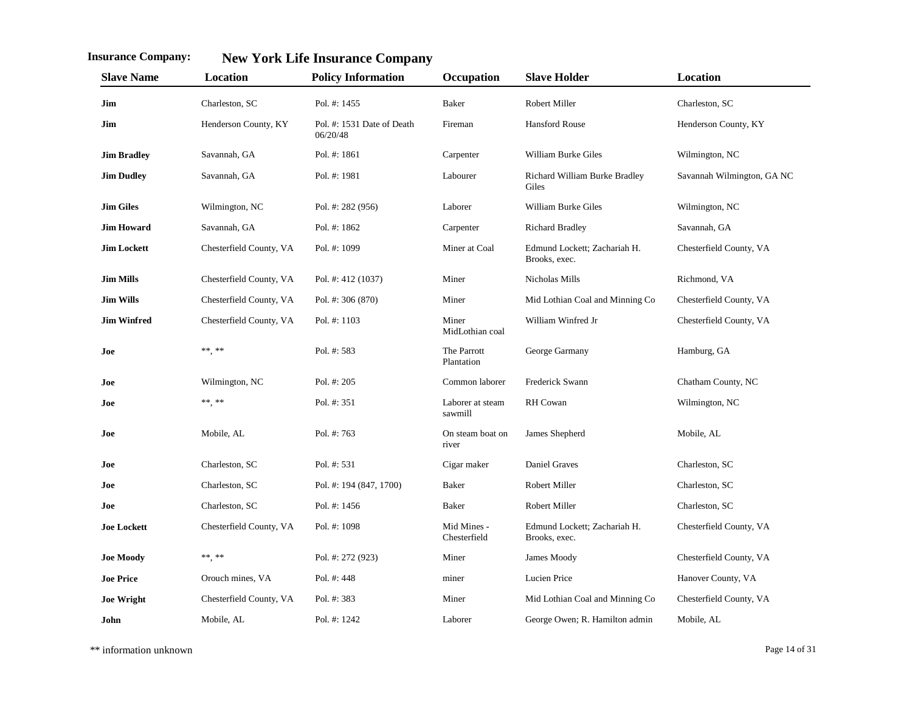**Insurance Company:** **New York Life Insurance Company**

| Slave Name | Location | Policy Information | Occupation | Slave Holder | Location |
|---|---|---|---|---|---|
| **Jim** | Charleston, SC | Pol. #: 1455 | Baker | Robert Miller | Charleston, SC |
| **Jim** | Henderson County, KY | Pol. #: 1531 Date of Death 06/20/48 | Fireman | Hansford Rouse | Henderson County, KY |
| **Jim Bradley** | Savannah, GA | Pol. #: 1861 | Carpenter | William Burke Giles | Wilmington, NC |
| **Jim Dudley** | Savannah, GA | Pol. #: 1981 | Labourer | Richard William Burke Bradley Giles | Savannah Wilmington, GA NC |
| **Jim Giles** | Wilmington, NC | Pol. #: 282 (956) | Laborer | William Burke Giles | Wilmington, NC |
| **Jim Howard** | Savannah, GA | Pol. #: 1862 | Carpenter | Richard Bradley | Savannah, GA |
| **Jim Lockett** | Chesterfield County, VA | Pol. #: 1099 | Miner at Coal | Edmund Lockett; Zachariah H. Brooks, exec. | Chesterfield County, VA |
| **Jim Mills** | Chesterfield County, VA | Pol. #: 412 (1037) | Miner | Nicholas Mills | Richmond, VA |
| **Jim Wills** | Chesterfield County, VA | Pol. #: 306 (870) | Miner | Mid Lothian Coal and Minning Co | Chesterfield County, VA |
| **Jim Winfred** | Chesterfield County, VA | Pol. #: 1103 | Miner MidLothian coal | William Winfred Jr | Chesterfield County, VA |
| **Joe** | \*\*, \*\* | Pol. #: 583 | The Parrott Plantation | George Garmany | Hamburg, GA |
| **Joe** | Wilmington, NC | Pol. #: 205 | Common laborer | Frederick Swann | Chatham County, NC |
| **Joe** | \*\*, \*\* | Pol. #: 351 | Laborer at steam sawmill | RH Cowan | Wilmington, NC |
| **Joe** | Mobile, AL | Pol. #: 763 | On steam boat on river | James Shepherd | Mobile, AL |
| **Joe** | Charleston, SC | Pol. #: 531 | Cigar maker | Daniel Graves | Charleston, SC |
| **Joe** | Charleston, SC | Pol. #: 194 (847, 1700) | Baker | Robert Miller | Charleston, SC |
| **Joe** | Charleston, SC | Pol. #: 1456 | Baker | Robert Miller | Charleston, SC |
| **Joe Lockett** | Chesterfield County, VA | Pol. #: 1098 | Mid Mines - Chesterfield | Edmund Lockett; Zachariah H. Brooks, exec. | Chesterfield County, VA |
| **Joe Moody** | \*\*, \*\* | Pol. #: 272 (923) | Miner | James Moody | Chesterfield County, VA |
| **Joe Price** | Orouch mines, VA | Pol. #: 448 | miner | Lucien Price | Hanover County, VA |
| **Joe Wright** | Chesterfield County, VA | Pol. #: 383 | Miner | Mid Lothian Coal and Minning Co | Chesterfield County, VA |
| **John** | Mobile, AL | Pol. #: 1242 | Laborer | George Owen; R. Hamilton admin | Mobile, AL |

** information unknown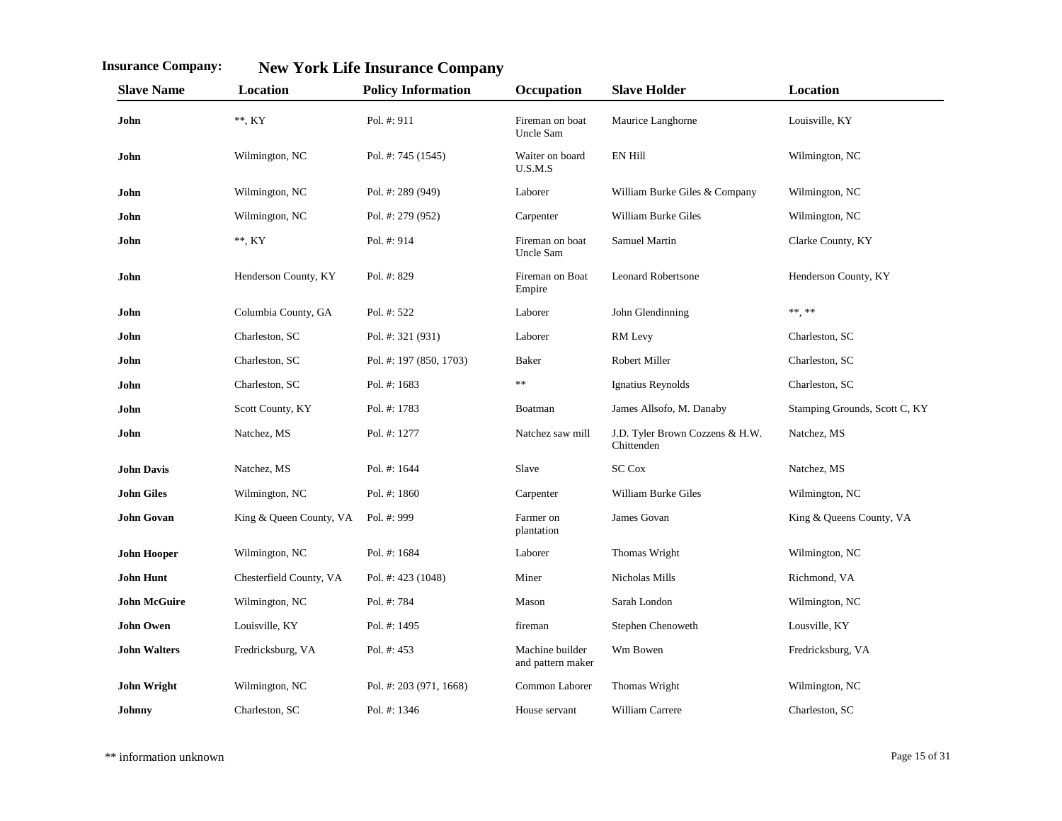**Insurance Company:** **New York Life Insurance Company**

| Slave Name | Location | Policy Information | Occupation | Slave Holder | Location |
|---|---|---|---|---|---|
| **John** | **, KY | Pol. #: 911 | Fireman on boat Uncle Sam | Maurice Langhorne | Louisville, KY |
| **John** | Wilmington, NC | Pol. #: 745 (1545) | Waiter on board U.S.M.S | EN Hill | Wilmington, NC |
| **John** | Wilmington, NC | Pol. #: 289 (949) | Laborer | William Burke Giles & Company | Wilmington, NC |
| **John** | Wilmington, NC | Pol. #: 279 (952) | Carpenter | William Burke Giles | Wilmington, NC |
| **John** | **, KY | Pol. #: 914 | Fireman on boat Uncle Sam | Samuel Martin | Clarke County, KY |
| **John** | Henderson County, KY | Pol. #: 829 | Fireman on Boat Empire | Leonard Robertsone | Henderson County, KY |
| **John** | Columbia County, GA | Pol. #: 522 | Laborer | John Glendinning | **, ** |
| **John** | Charleston, SC | Pol. #: 321 (931) | Laborer | RM Levy | Charleston, SC |
| **John** | Charleston, SC | Pol. #: 197 (850, 1703) | Baker | Robert Miller | Charleston, SC |
| **John** | Charleston, SC | Pol. #: 1683 | ** | Ignatius Reynolds | Charleston, SC |
| **John** | Scott County, KY | Pol. #: 1783 | Boatman | James Allsofo, M. Danaby | Stamping Grounds, Scott C, KY |
| **John** | Natchez, MS | Pol. #: 1277 | Natchez saw mill | J.D. Tyler Brown Cozzens & H.W. Chittenden | Natchez, MS |
| **John Davis** | Natchez, MS | Pol. #: 1644 | Slave | SC Cox | Natchez, MS |
| **John Giles** | Wilmington, NC | Pol. #: 1860 | Carpenter | William Burke Giles | Wilmington, NC |
| **John Govan** | King & Queen County, VA | Pol. #: 999 | Farmer on plantation | James Govan | King & Queens County, VA |
| **John Hooper** | Wilmington, NC | Pol. #: 1684 | Laborer | Thomas Wright | Wilmington, NC |
| **John Hunt** | Chesterfield County, VA | Pol. #: 423 (1048) | Miner | Nicholas Mills | Richmond, VA |
| **John McGuire** | Wilmington, NC | Pol. #: 784 | Mason | Sarah London | Wilmington, NC |
| **John Owen** | Louisville, KY | Pol. #: 1495 | fireman | Stephen Chenoweth | Lousville, KY |
| **John Walters** | Fredricksburg, VA | Pol. #: 453 | Machine builder and pattern maker | Wm Bowen | Fredricksburg, VA |
| **John Wright** | Wilmington, NC | Pol. #: 203 (971, 1668) | Common Laborer | Thomas Wright | Wilmington, NC |
| **Johnny** | Charleston, SC | Pol. #: 1346 | House servant | William Carrere | Charleston, SC |

** information unknown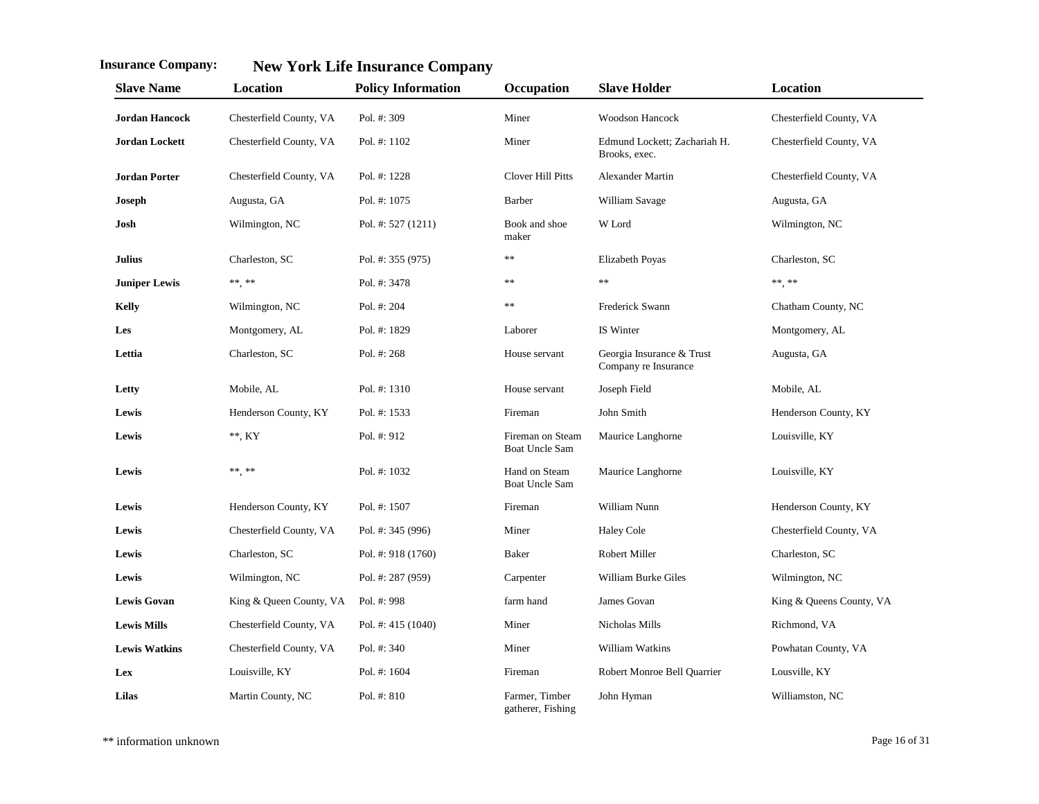**Insurance Company:** **New York Life Insurance Company**

| Slave Name | Location | Policy Information | Occupation | Slave Holder | Location |
|---|---|---|---|---|---|
| **Jordan Hancock** | Chesterfield County, VA | Pol. #: 309 | Miner | Woodson Hancock | Chesterfield County, VA |
| **Jordan Lockett** | Chesterfield County, VA | Pol. #: 1102 | Miner | Edmund Lockett; Zachariah H. Brooks, exec. | Chesterfield County, VA |
| **Jordan Porter** | Chesterfield County, VA | Pol. #: 1228 | Clover Hill Pitts | Alexander Martin | Chesterfield County, VA |
| **Joseph** | Augusta, GA | Pol. #: 1075 | Barber | William Savage | Augusta, GA |
| **Josh** | Wilmington, NC | Pol. #: 527 (1211) | Book and shoe maker | W Lord | Wilmington, NC |
| **Julius** | Charleston, SC | Pol. #: 355 (975) | ** | Elizabeth Poyas | Charleston, SC |
| **Juniper Lewis** | **, ** | Pol. #: 3478 | ** | ** | **, ** |
| **Kelly** | Wilmington, NC | Pol. #: 204 | ** | Frederick Swann | Chatham County, NC |
| **Les** | Montgomery, AL | Pol. #: 1829 | Laborer | IS Winter | Montgomery, AL |
| **Lettia** | Charleston, SC | Pol. #: 268 | House servant | Georgia Insurance & Trust Company re Insurance | Augusta, GA |
| **Letty** | Mobile, AL | Pol. #: 1310 | House servant | Joseph Field | Mobile, AL |
| **Lewis** | Henderson County, KY | Pol. #: 1533 | Fireman | John Smith | Henderson County, KY |
| **Lewis** | **, KY | Pol. #: 912 | Fireman on Steam Boat Uncle Sam | Maurice Langhorne | Louisville, KY |
| **Lewis** | **, ** | Pol. #: 1032 | Hand on Steam Boat Uncle Sam | Maurice Langhorne | Louisville, KY |
| **Lewis** | Henderson County, KY | Pol. #: 1507 | Fireman | William Nunn | Henderson County, KY |
| **Lewis** | Chesterfield County, VA | Pol. #: 345 (996) | Miner | Haley Cole | Chesterfield County, VA |
| **Lewis** | Charleston, SC | Pol. #: 918 (1760) | Baker | Robert Miller | Charleston, SC |
| **Lewis** | Wilmington, NC | Pol. #: 287 (959) | Carpenter | William Burke Giles | Wilmington, NC |
| **Lewis Govan** | King & Queen County, VA | Pol. #: 998 | farm hand | James Govan | King & Queens County, VA |
| **Lewis Mills** | Chesterfield County, VA | Pol. #: 415 (1040) | Miner | Nicholas Mills | Richmond, VA |
| **Lewis Watkins** | Chesterfield County, VA | Pol. #: 340 | Miner | William Watkins | Powhatan County, VA |
| **Lex** | Louisville, KY | Pol. #: 1604 | Fireman | Robert Monroe Bell Quarrier | Lousville, KY |
| **Lilas** | Martin County, NC | Pol. #: 810 | Farmer, Timber gatherer, Fishing | John Hyman | Williamston, NC |

** information unknown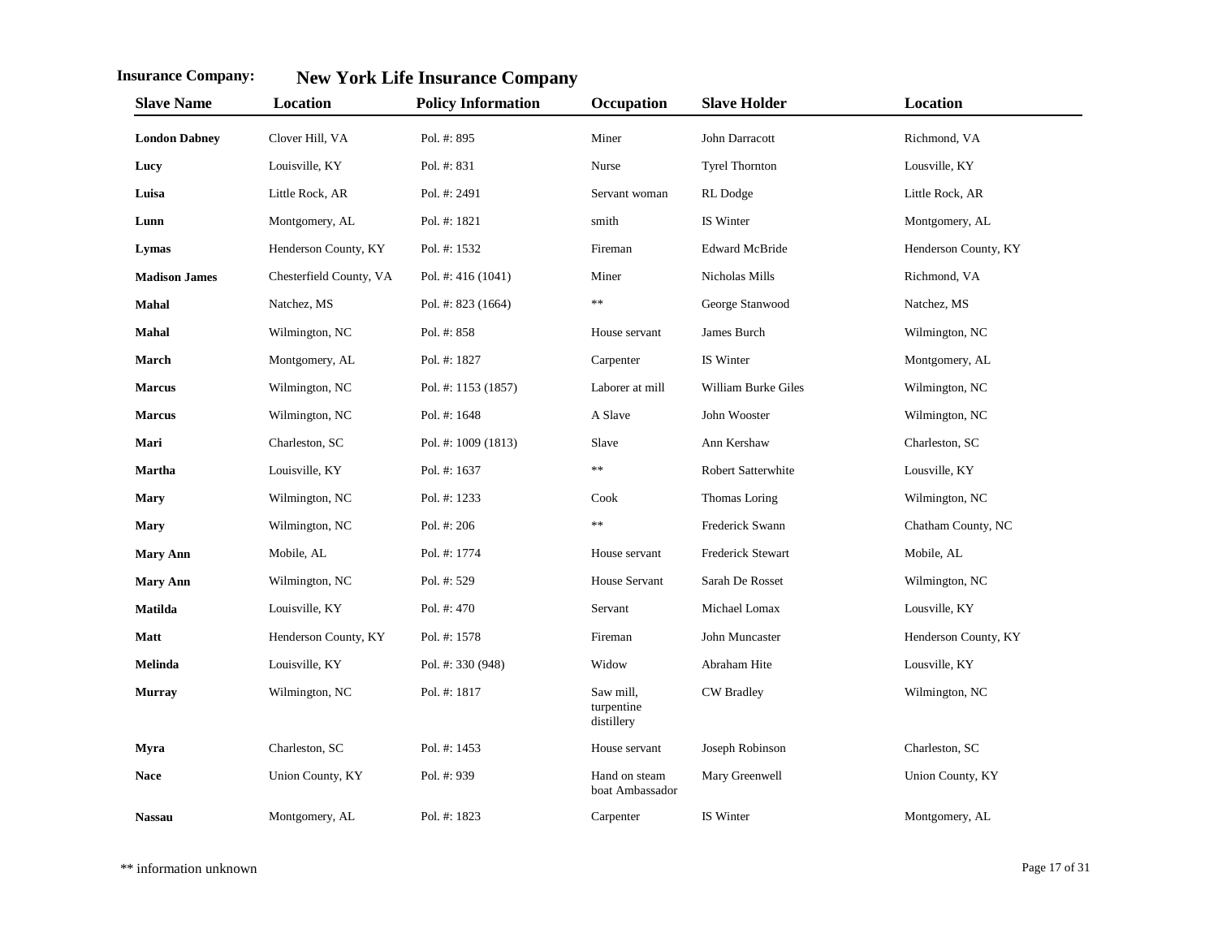**Insurance Company:** **New York Life Insurance Company**

| Slave Name | Location | Policy Information | Occupation | Slave Holder | Location |
|---|---|---|---|---|---|
| **London Dabney** | Clover Hill, VA | Pol. #: 895 | Miner | John Darracott | Richmond, VA |
| **Lucy** | Louisville, KY | Pol. #: 831 | Nurse | Tyrel Thornton | Lousville, KY |
| **Luisa** | Little Rock, AR | Pol. #: 2491 | Servant woman | RL Dodge | Little Rock, AR |
| **Lunn** | Montgomery, AL | Pol. #: 1821 | smith | IS Winter | Montgomery, AL |
| **Lymas** | Henderson County, KY | Pol. #: 1532 | Fireman | Edward McBride | Henderson County, KY |
| **Madison James** | Chesterfield County, VA | Pol. #: 416 (1041) | Miner | Nicholas Mills | Richmond, VA |
| **Mahal** | Natchez, MS | Pol. #: 823 (1664) | ** | George Stanwood | Natchez, MS |
| **Mahal** | Wilmington, NC | Pol. #: 858 | House servant | James Burch | Wilmington, NC |
| **March** | Montgomery, AL | Pol. #: 1827 | Carpenter | IS Winter | Montgomery, AL |
| **Marcus** | Wilmington, NC | Pol. #: 1153 (1857) | Laborer at mill | William Burke Giles | Wilmington, NC |
| **Marcus** | Wilmington, NC | Pol. #: 1648 | A Slave | John Wooster | Wilmington, NC |
| **Mari** | Charleston, SC | Pol. #: 1009 (1813) | Slave | Ann Kershaw | Charleston, SC |
| **Martha** | Louisville, KY | Pol. #: 1637 | ** | Robert Satterwhite | Lousville, KY |
| **Mary** | Wilmington, NC | Pol. #: 1233 | Cook | Thomas Loring | Wilmington, NC |
| **Mary** | Wilmington, NC | Pol. #: 206 | ** | Frederick Swann | Chatham County, NC |
| **Mary Ann** | Mobile, AL | Pol. #: 1774 | House servant | Frederick Stewart | Mobile, AL |
| **Mary Ann** | Wilmington, NC | Pol. #: 529 | House Servant | Sarah De Rosset | Wilmington, NC |
| **Matilda** | Louisville, KY | Pol. #: 470 | Servant | Michael Lomax | Lousville, KY |
| **Matt** | Henderson County, KY | Pol. #: 1578 | Fireman | John Muncaster | Henderson County, KY |
| **Melinda** | Louisville, KY | Pol. #: 330 (948) | Widow | Abraham Hite | Lousville, KY |
| **Murray** | Wilmington, NC | Pol. #: 1817 | Saw mill, turpentine distillery | CW Bradley | Wilmington, NC |
| **Myra** | Charleston, SC | Pol. #: 1453 | House servant | Joseph Robinson | Charleston, SC |
| **Nace** | Union County, KY | Pol. #: 939 | Hand on steam boat Ambassador | Mary Greenwell | Union County, KY |
| **Nassau** | Montgomery, AL | Pol. #: 1823 | Carpenter | IS Winter | Montgomery, AL |

** information unknown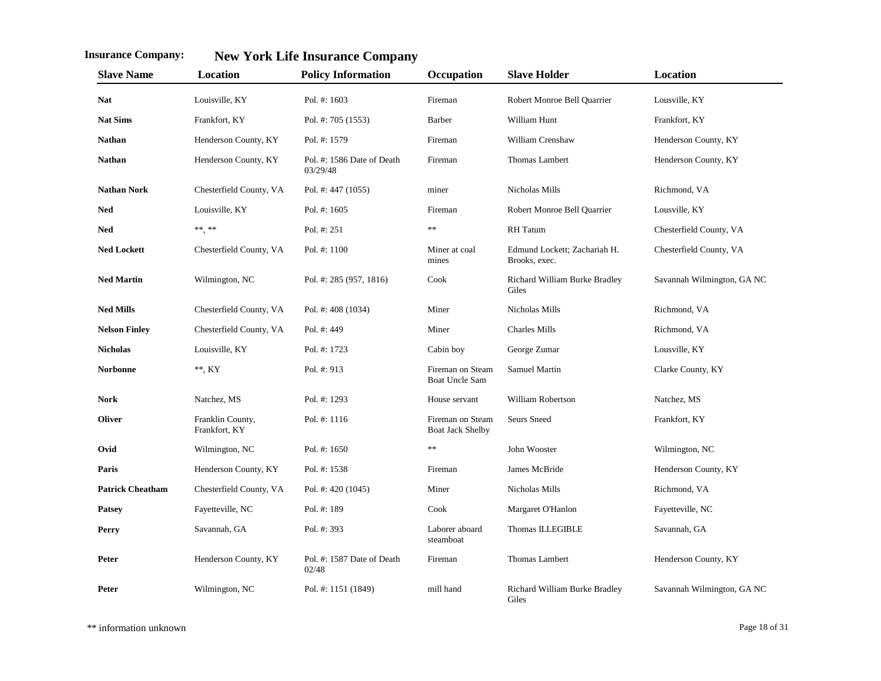**Insurance Company:** **New York Life Insurance Company**

| Slave Name | Location | Policy Information | Occupation | Slave Holder | Location |
|---|---|---|---|---|---|
| **Nat** | Louisville, KY | Pol. #: 1603 | Fireman | Robert Monroe Bell Quarrier | Lousville, KY |
| **Nat Sims** | Frankfort, KY | Pol. #: 705 (1553) | Barber | William Hunt | Frankfort, KY |
| **Nathan** | Henderson County, KY | Pol. #: 1579 | Fireman | William Crenshaw | Henderson County, KY |
| **Nathan** | Henderson County, KY | Pol. #: 1586 Date of Death 03/29/48 | Fireman | Thomas Lambert | Henderson County, KY |
| **Nathan Nork** | Chesterfield County, VA | Pol. #: 447 (1055) | miner | Nicholas Mills | Richmond, VA |
| **Ned** | Louisville, KY | Pol. #: 1605 | Fireman | Robert Monroe Bell Quarrier | Lousville, KY |
| **Ned** | **, ** | Pol. #: 251 | ** | RH Tatum | Chesterfield County, VA |
| **Ned Lockett** | Chesterfield County, VA | Pol. #: 1100 | Miner at coal mines | Edmund Lockett; Zachariah H. Brooks, exec. | Chesterfield County, VA |
| **Ned Martin** | Wilmington, NC | Pol. #: 285 (957, 1816) | Cook | Richard William Burke Bradley Giles | Savannah Wilmington, GA NC |
| **Ned Mills** | Chesterfield County, VA | Pol. #: 408 (1034) | Miner | Nicholas Mills | Richmond, VA |
| **Nelson Finley** | Chesterfield County, VA | Pol. #: 449 | Miner | Charles Mills | Richmond, VA |
| **Nicholas** | Louisville, KY | Pol. #: 1723 | Cabin boy | George Zumar | Lousville, KY |
| **Norbonne** | **, KY | Pol. #: 913 | Fireman on Steam Boat Uncle Sam | Samuel Martin | Clarke County, KY |
| **Nork** | Natchez, MS | Pol. #: 1293 | House servant | William Robertson | Natchez, MS |
| **Oliver** | Franklin County, Frankfort, KY | Pol. #: 1116 | Fireman on Steam Boat Jack Shelby | Seurs Sneed | Frankfort, KY |
| **Ovid** | Wilmington, NC | Pol. #: 1650 | ** | John Wooster | Wilmington, NC |
| **Paris** | Henderson County, KY | Pol. #: 1538 | Fireman | James McBride | Henderson County, KY |
| **Patrick Cheatham** | Chesterfield County, VA | Pol. #: 420 (1045) | Miner | Nicholas Mills | Richmond, VA |
| **Patsey** | Fayetteville, NC | Pol. #: 189 | Cook | Margaret O'Hanlon | Fayetteville, NC |
| **Perry** | Savannah, GA | Pol. #: 393 | Laborer aboard steamboat | Thomas ILLEGIBLE | Savannah, GA |
| **Peter** | Henderson County, KY | Pol. #: 1587 Date of Death 02/48 | Fireman | Thomas Lambert | Henderson County, KY |
| **Peter** | Wilmington, NC | Pol. #: 1151 (1849) | mill hand | Richard William Burke Bradley Giles | Savannah Wilmington, GA NC |

** information unknown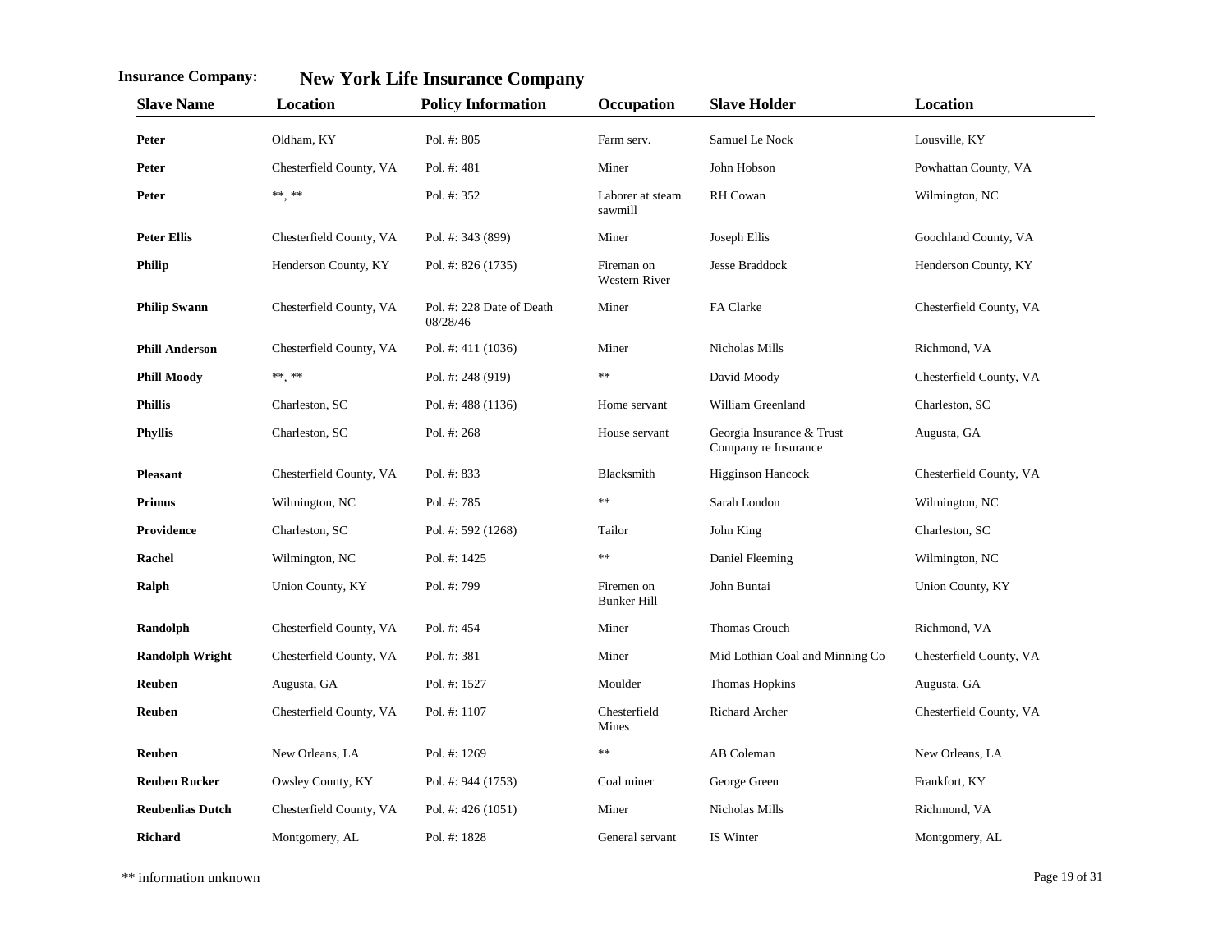**Insurance Company:** **New York Life Insurance Company**

| Slave Name | Location | Policy Information | Occupation | Slave Holder | Location |
|---|---|---|---|---|---|
| **Peter** | Oldham, KY | Pol. #: 805 | Farm serv. | Samuel Le Nock | Lousville, KY |
| **Peter** | Chesterfield County, VA | Pol. #: 481 | Miner | John Hobson | Powhattan County, VA |
| **Peter** | **, ** | Pol. #: 352 | Laborer at steam sawmill | RH Cowan | Wilmington, NC |
| **Peter Ellis** | Chesterfield County, VA | Pol. #: 343 (899) | Miner | Joseph Ellis | Goochland County, VA |
| **Philip** | Henderson County, KY | Pol. #: 826 (1735) | Fireman on Western River | Jesse Braddock | Henderson County, KY |
| **Philip Swann** | Chesterfield County, VA | Pol. #: 228 Date of Death 08/28/46 | Miner | FA Clarke | Chesterfield County, VA |
| **Phill Anderson** | Chesterfield County, VA | Pol. #: 411 (1036) | Miner | Nicholas Mills | Richmond, VA |
| **Phill Moody** | **, ** | Pol. #: 248 (919) | ** | David Moody | Chesterfield County, VA |
| **Phillis** | Charleston, SC | Pol. #: 488 (1136) | Home servant | William Greenland | Charleston, SC |
| **Phyllis** | Charleston, SC | Pol. #: 268 | House servant | Georgia Insurance & Trust Company re Insurance | Augusta, GA |
| **Pleasant** | Chesterfield County, VA | Pol. #: 833 | Blacksmith | Higginson Hancock | Chesterfield County, VA |
| **Primus** | Wilmington, NC | Pol. #: 785 | ** | Sarah London | Wilmington, NC |
| **Providence** | Charleston, SC | Pol. #: 592 (1268) | Tailor | John King | Charleston, SC |
| **Rachel** | Wilmington, NC | Pol. #: 1425 | ** | Daniel Fleeming | Wilmington, NC |
| **Ralph** | Union County, KY | Pol. #: 799 | Firemen on Bunker Hill | John Buntai | Union County, KY |
| **Randolph** | Chesterfield County, VA | Pol. #: 454 | Miner | Thomas Crouch | Richmond, VA |
| **Randolph Wright** | Chesterfield County, VA | Pol. #: 381 | Miner | Mid Lothian Coal and Minning Co | Chesterfield County, VA |
| **Reuben** | Augusta, GA | Pol. #: 1527 | Moulder | Thomas Hopkins | Augusta, GA |
| **Reuben** | Chesterfield County, VA | Pol. #: 1107 | Chesterfield Mines | Richard Archer | Chesterfield County, VA |
| **Reuben** | New Orleans, LA | Pol. #: 1269 | ** | AB Coleman | New Orleans, LA |
| **Reuben Rucker** | Owsley County, KY | Pol. #: 944 (1753) | Coal miner | George Green | Frankfort, KY |
| **Reubenlias Dutch** | Chesterfield County, VA | Pol. #: 426 (1051) | Miner | Nicholas Mills | Richmond, VA |
| **Richard** | Montgomery, AL | Pol. #: 1828 | General servant | IS Winter | Montgomery, AL |

** information unknown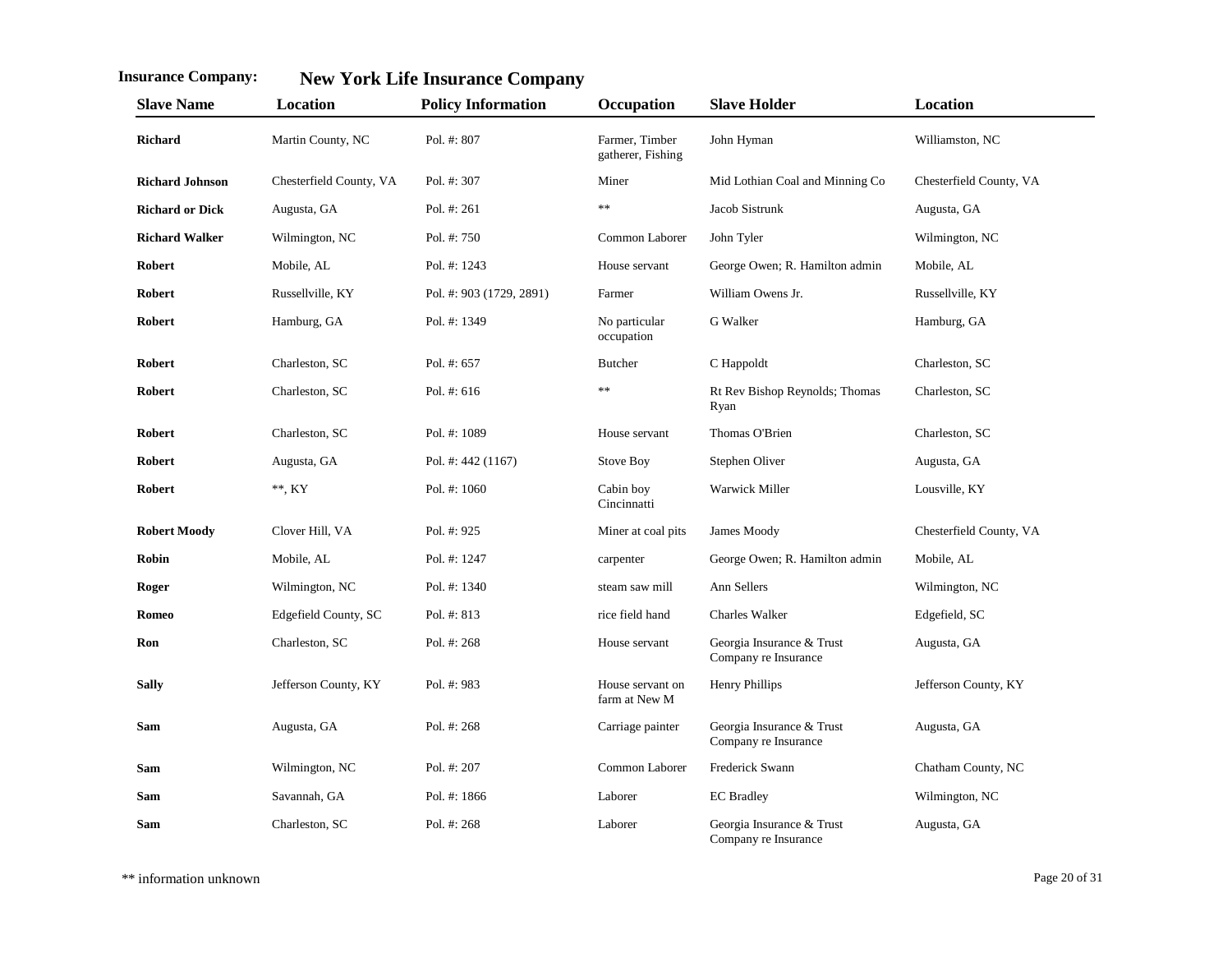**Insurance Company:** **New York Life Insurance Company**

| Slave Name | Location | Policy Information | Occupation | Slave Holder | Location |
|---|---|---|---|---|---|
| **Richard** | Martin County, NC | Pol. #: 807 | Farmer, Timber gatherer, Fishing | John Hyman | Williamston, NC |
| **Richard Johnson** | Chesterfield County, VA | Pol. #: 307 | Miner | Mid Lothian Coal and Minning Co | Chesterfield County, VA |
| **Richard or Dick** | Augusta, GA | Pol. #: 261 | ** | Jacob Sistrunk | Augusta, GA |
| **Richard Walker** | Wilmington, NC | Pol. #: 750 | Common Laborer | John Tyler | Wilmington, NC |
| **Robert** | Mobile, AL | Pol. #: 1243 | House servant | George Owen; R. Hamilton admin | Mobile, AL |
| **Robert** | Russellville, KY | Pol. #: 903 (1729, 2891) | Farmer | William Owens Jr. | Russellville, KY |
| **Robert** | Hamburg, GA | Pol. #: 1349 | No particular occupation | G Walker | Hamburg, GA |
| **Robert** | Charleston, SC | Pol. #: 657 | Butcher | C Happoldt | Charleston, SC |
| **Robert** | Charleston, SC | Pol. #: 616 | ** | Rt Rev Bishop Reynolds; Thomas Ryan | Charleston, SC |
| **Robert** | Charleston, SC | Pol. #: 1089 | House servant | Thomas O'Brien | Charleston, SC |
| **Robert** | Augusta, GA | Pol. #: 442 (1167) | Stove Boy | Stephen Oliver | Augusta, GA |
| **Robert** | **, KY | Pol. #: 1060 | Cabin boy Cincinnatti | Warwick Miller | Lousville, KY |
| **Robert Moody** | Clover Hill, VA | Pol. #: 925 | Miner at coal pits | James Moody | Chesterfield County, VA |
| **Robin** | Mobile, AL | Pol. #: 1247 | carpenter | George Owen; R. Hamilton admin | Mobile, AL |
| **Roger** | Wilmington, NC | Pol. #: 1340 | steam saw mill | Ann Sellers | Wilmington, NC |
| **Romeo** | Edgefield County, SC | Pol. #: 813 | rice field hand | Charles Walker | Edgefield, SC |
| **Ron** | Charleston, SC | Pol. #: 268 | House servant | Georgia Insurance & Trust Company re Insurance | Augusta, GA |
| **Sally** | Jefferson County, KY | Pol. #: 983 | House servant on farm at New M | Henry Phillips | Jefferson County, KY |
| **Sam** | Augusta, GA | Pol. #: 268 | Carriage painter | Georgia Insurance & Trust Company re Insurance | Augusta, GA |
| **Sam** | Wilmington, NC | Pol. #: 207 | Common Laborer | Frederick Swann | Chatham County, NC |
| **Sam** | Savannah, GA | Pol. #: 1866 | Laborer | EC Bradley | Wilmington, NC |
| **Sam** | Charleston, SC | Pol. #: 268 | Laborer | Georgia Insurance & Trust Company re Insurance | Augusta, GA |

** information unknown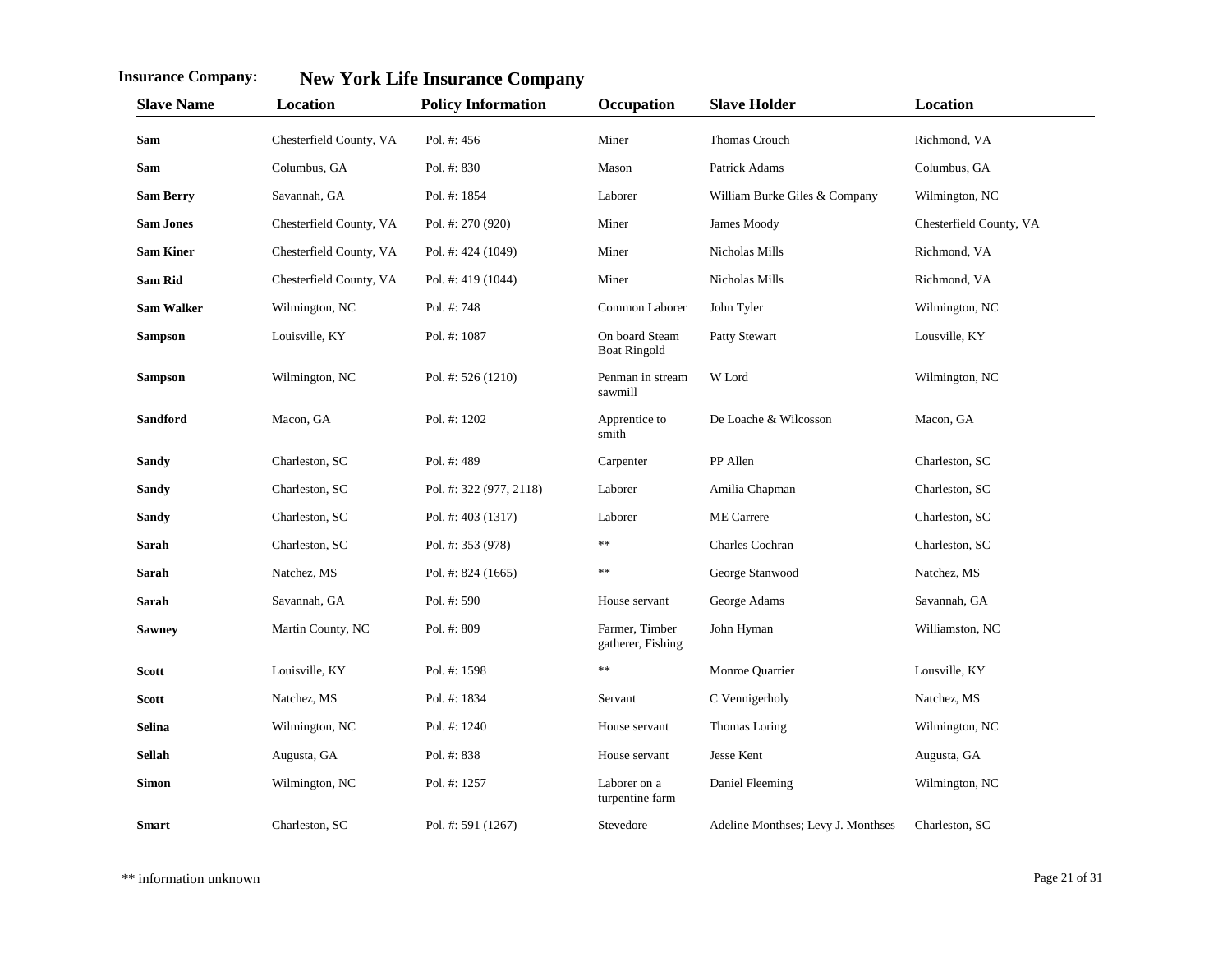**Insurance Company:** **New York Life Insurance Company**

| Slave Name | Location | Policy Information | Occupation | Slave Holder | Location |
|---|---|---|---|---|---|
| **Sam** | Chesterfield County, VA | Pol. #: 456 | Miner | Thomas Crouch | Richmond, VA |
| **Sam** | Columbus, GA | Pol. #: 830 | Mason | Patrick Adams | Columbus, GA |
| **Sam Berry** | Savannah, GA | Pol. #: 1854 | Laborer | William Burke Giles & Company | Wilmington, NC |
| **Sam Jones** | Chesterfield County, VA | Pol. #: 270 (920) | Miner | James Moody | Chesterfield County, VA |
| **Sam Kiner** | Chesterfield County, VA | Pol. #: 424 (1049) | Miner | Nicholas Mills | Richmond, VA |
| **Sam Rid** | Chesterfield County, VA | Pol. #: 419 (1044) | Miner | Nicholas Mills | Richmond, VA |
| **Sam Walker** | Wilmington, NC | Pol. #: 748 | Common Laborer | John Tyler | Wilmington, NC |
| **Sampson** | Louisville, KY | Pol. #: 1087 | On board Steam Boat Ringold | Patty Stewart | Lousville, KY |
| **Sampson** | Wilmington, NC | Pol. #: 526 (1210) | Penman in stream sawmill | W Lord | Wilmington, NC |
| **Sandford** | Macon, GA | Pol. #: 1202 | Apprentice to smith | De Loache & Wilcosson | Macon, GA |
| **Sandy** | Charleston, SC | Pol. #: 489 | Carpenter | PP Allen | Charleston, SC |
| **Sandy** | Charleston, SC | Pol. #: 322 (977, 2118) | Laborer | Amilia Chapman | Charleston, SC |
| **Sandy** | Charleston, SC | Pol. #: 403 (1317) | Laborer | ME Carrere | Charleston, SC |
| **Sarah** | Charleston, SC | Pol. #: 353 (978) | ** | Charles Cochran | Charleston, SC |
| **Sarah** | Natchez, MS | Pol. #: 824 (1665) | ** | George Stanwood | Natchez, MS |
| **Sarah** | Savannah, GA | Pol. #: 590 | House servant | George Adams | Savannah, GA |
| **Sawney** | Martin County, NC | Pol. #: 809 | Farmer, Timber gatherer, Fishing | John Hyman | Williamston, NC |
| **Scott** | Louisville, KY | Pol. #: 1598 | ** | Monroe Quarrier | Lousville, KY |
| **Scott** | Natchez, MS | Pol. #: 1834 | Servant | C Vennigerholy | Natchez, MS |
| **Selina** | Wilmington, NC | Pol. #: 1240 | House servant | Thomas Loring | Wilmington, NC |
| **Sellah** | Augusta, GA | Pol. #: 838 | House servant | Jesse Kent | Augusta, GA |
| **Simon** | Wilmington, NC | Pol. #: 1257 | Laborer on a turpentine farm | Daniel Fleeming | Wilmington, NC |
| **Smart** | Charleston, SC | Pol. #: 591 (1267) | Stevedore | Adeline Monthses; Levy J. Monthses | Charleston, SC |

** information unknown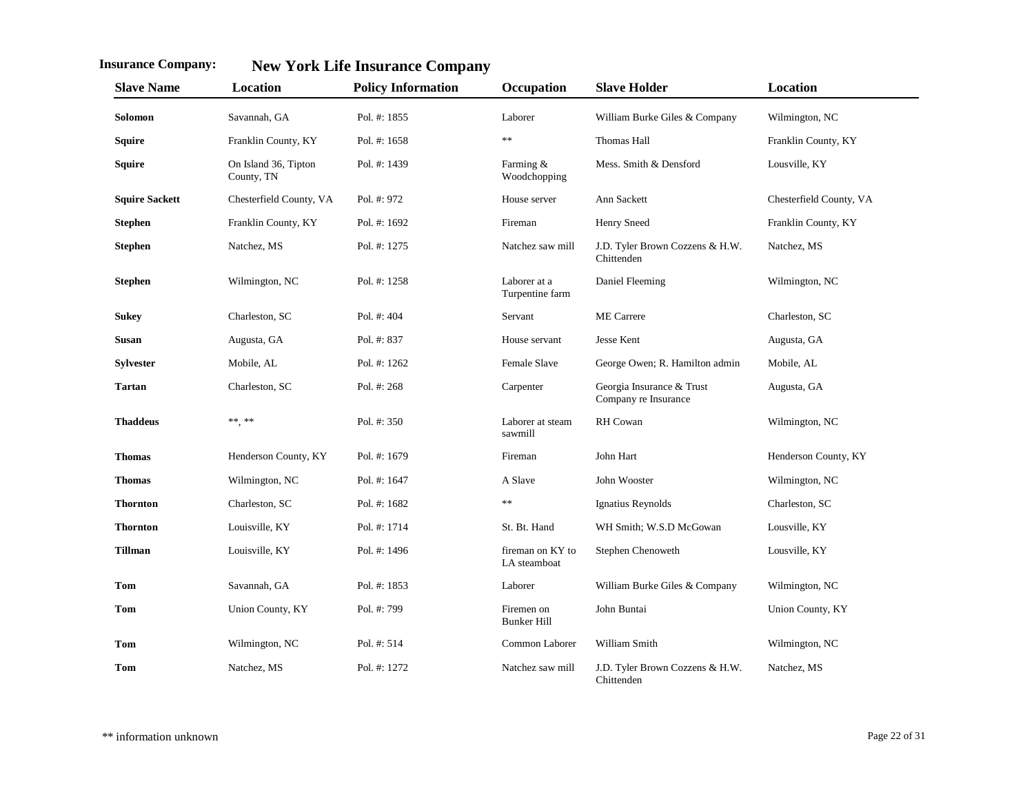**Insurance Company:** **New York Life Insurance Company**

| Slave Name | Location | Policy Information | Occupation | Slave Holder | Location |
|---|---|---|---|---|---|
| **Solomon** | Savannah, GA | Pol. #: 1855 | Laborer | William Burke Giles & Company | Wilmington, NC |
| **Squire** | Franklin County, KY | Pol. #: 1658 | ** | Thomas Hall | Franklin County, KY |
| **Squire** | On Island 36, Tipton County, TN | Pol. #: 1439 | Farming & Woodchopping | Mess. Smith & Densford | Lousville, KY |
| **Squire Sackett** | Chesterfield County, VA | Pol. #: 972 | House server | Ann Sackett | Chesterfield County, VA |
| **Stephen** | Franklin County, KY | Pol. #: 1692 | Fireman | Henry Sneed | Franklin County, KY |
| **Stephen** | Natchez, MS | Pol. #: 1275 | Natchez saw mill | J.D. Tyler Brown Cozzens & H.W. Chittenden | Natchez, MS |
| **Stephen** | Wilmington, NC | Pol. #: 1258 | Laborer at a Turpentine farm | Daniel Fleeming | Wilmington, NC |
| **Sukey** | Charleston, SC | Pol. #: 404 | Servant | ME Carrere | Charleston, SC |
| **Susan** | Augusta, GA | Pol. #: 837 | House servant | Jesse Kent | Augusta, GA |
| **Sylvester** | Mobile, AL | Pol. #: 1262 | Female Slave | George Owen; R. Hamilton admin | Mobile, AL |
| **Tartan** | Charleston, SC | Pol. #: 268 | Carpenter | Georgia Insurance & Trust Company re Insurance | Augusta, GA |
| **Thaddeus** | **, ** | Pol. #: 350 | Laborer at steam sawmill | RH Cowan | Wilmington, NC |
| **Thomas** | Henderson County, KY | Pol. #: 1679 | Fireman | John Hart | Henderson County, KY |
| **Thomas** | Wilmington, NC | Pol. #: 1647 | A Slave | John Wooster | Wilmington, NC |
| **Thornton** | Charleston, SC | Pol. #: 1682 | ** | Ignatius Reynolds | Charleston, SC |
| **Thornton** | Louisville, KY | Pol. #: 1714 | St. Bt. Hand | WH Smith; W.S.D McGowan | Lousville, KY |
| **Tillman** | Louisville, KY | Pol. #: 1496 | fireman on KY to LA steamboat | Stephen Chenoweth | Lousville, KY |
| **Tom** | Savannah, GA | Pol. #: 1853 | Laborer | William Burke Giles & Company | Wilmington, NC |
| **Tom** | Union County, KY | Pol. #: 799 | Firemen on Bunker Hill | John Buntai | Union County, KY |
| **Tom** | Wilmington, NC | Pol. #: 514 | Common Laborer | William Smith | Wilmington, NC |
| **Tom** | Natchez, MS | Pol. #: 1272 | Natchez saw mill | J.D. Tyler Brown Cozzens & H.W. Chittenden | Natchez, MS |

** information unknown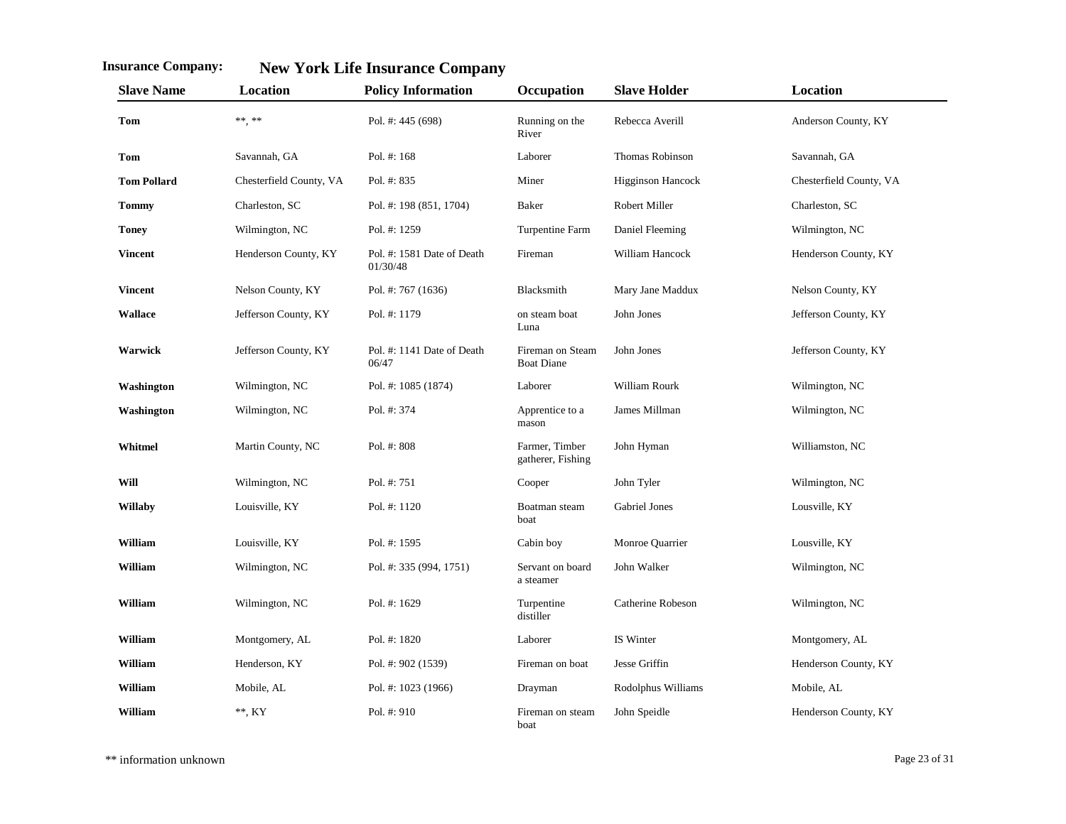**Insurance Company:** **New York Life Insurance Company**

| Slave Name | Location | Policy Information | Occupation | Slave Holder | Location |
|---|---|---|---|---|---|
| **Tom** | **, ** | Pol. #: 445 (698) | Running on the River | Rebecca Averill | Anderson County, KY |
| **Tom** | Savannah, GA | Pol. #: 168 | Laborer | Thomas Robinson | Savannah, GA |
| **Tom Pollard** | Chesterfield County, VA | Pol. #: 835 | Miner | Higginson Hancock | Chesterfield County, VA |
| **Tommy** | Charleston, SC | Pol. #: 198 (851, 1704) | Baker | Robert Miller | Charleston, SC |
| **Toney** | Wilmington, NC | Pol. #: 1259 | Turpentine Farm | Daniel Fleeming | Wilmington, NC |
| **Vincent** | Henderson County, KY | Pol. #: 1581 Date of Death 01/30/48 | Fireman | William Hancock | Henderson County, KY |
| **Vincent** | Nelson County, KY | Pol. #: 767 (1636) | Blacksmith | Mary Jane Maddux | Nelson County, KY |
| **Wallace** | Jefferson County, KY | Pol. #: 1179 | on steam boat Luna | John Jones | Jefferson County, KY |
| **Warwick** | Jefferson County, KY | Pol. #: 1141 Date of Death 06/47 | Fireman on Steam Boat Diane | John Jones | Jefferson County, KY |
| **Washington** | Wilmington, NC | Pol. #: 1085 (1874) | Laborer | William Rourk | Wilmington, NC |
| **Washington** | Wilmington, NC | Pol. #: 374 | Apprentice to a mason | James Millman | Wilmington, NC |
| **Whitmel** | Martin County, NC | Pol. #: 808 | Farmer, Timber gatherer, Fishing | John Hyman | Williamston, NC |
| **Will** | Wilmington, NC | Pol. #: 751 | Cooper | John Tyler | Wilmington, NC |
| **Willaby** | Louisville, KY | Pol. #: 1120 | Boatman steam boat | Gabriel Jones | Lousville, KY |
| **William** | Louisville, KY | Pol. #: 1595 | Cabin boy | Monroe Quarrier | Lousville, KY |
| **William** | Wilmington, NC | Pol. #: 335 (994, 1751) | Servant on board a steamer | John Walker | Wilmington, NC |
| **William** | Wilmington, NC | Pol. #: 1629 | Turpentine distiller | Catherine Robeson | Wilmington, NC |
| **William** | Montgomery, AL | Pol. #: 1820 | Laborer | IS Winter | Montgomery, AL |
| **William** | Henderson, KY | Pol. #: 902 (1539) | Fireman on boat | Jesse Griffin | Henderson County, KY |
| **William** | Mobile, AL | Pol. #: 1023 (1966) | Drayman | Rodolphus Williams | Mobile, AL |
| **William** | **, KY | Pol. #: 910 | Fireman on steam boat | John Speidle | Henderson County, KY |

** information unknown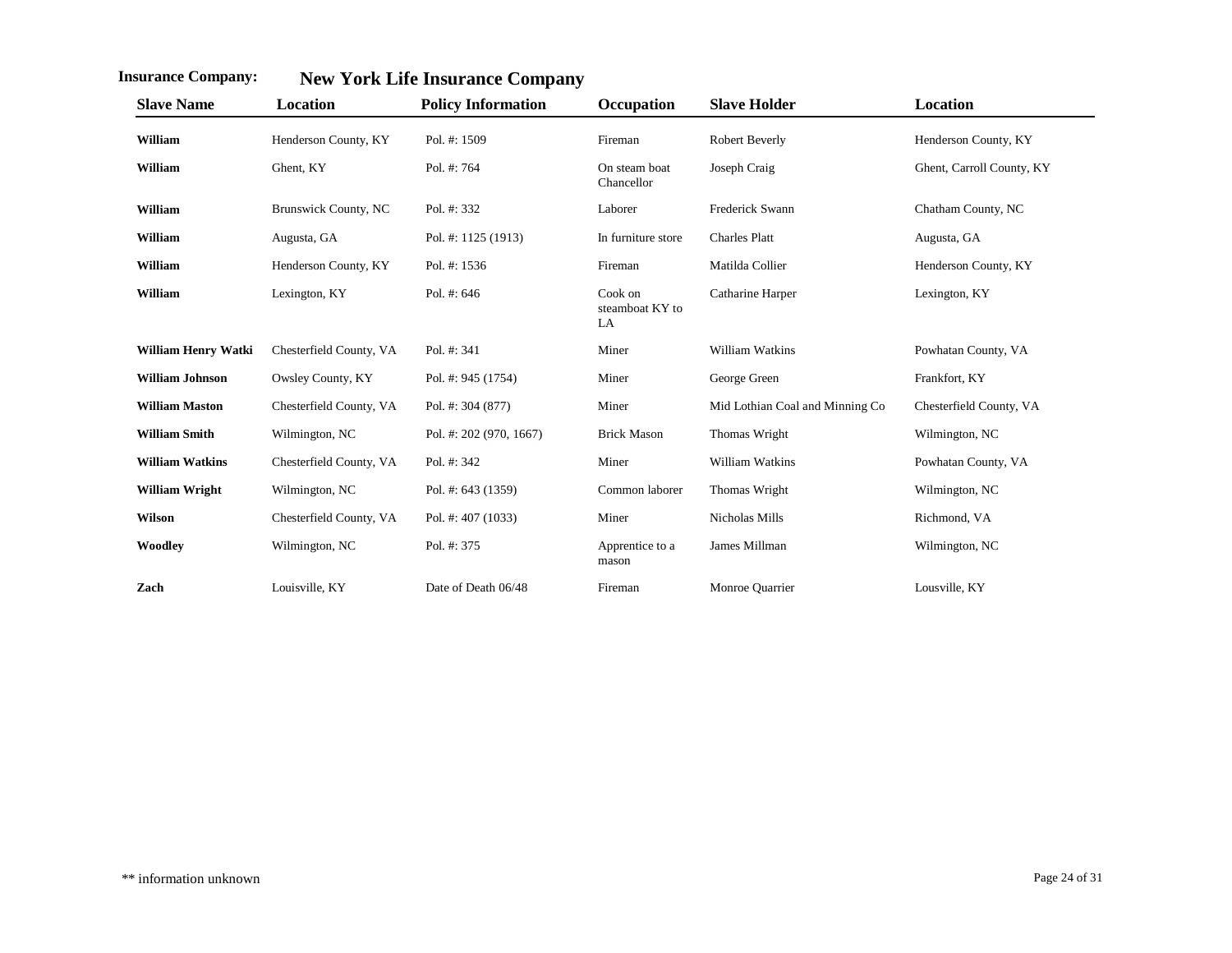**Insurance Company:** **New York Life Insurance Company**

| Slave Name | Location | Policy Information | Occupation | Slave Holder | Location |
|---|---|---|---|---|---|
| **William** | Henderson County, KY | Pol. #: 1509 | Fireman | Robert Beverly | Henderson County, KY |
| **William** | Ghent, KY | Pol. #: 764 | On steam boat Chancellor | Joseph Craig | Ghent, Carroll County, KY |
| **William** | Brunswick County, NC | Pol. #: 332 | Laborer | Frederick Swann | Chatham County, NC |
| **William** | Augusta, GA | Pol. #: 1125 (1913) | In furniture store | Charles Platt | Augusta, GA |
| **William** | Henderson County, KY | Pol. #: 1536 | Fireman | Matilda Collier | Henderson County, KY |
| **William** | Lexington, KY | Pol. #: 646 | Cook on steamboat KY to LA | Catharine Harper | Lexington, KY |
| **William Henry Watki** | Chesterfield County, VA | Pol. #: 341 | Miner | William Watkins | Powhatan County, VA |
| **William Johnson** | Owsley County, KY | Pol. #: 945 (1754) | Miner | George Green | Frankfort, KY |
| **William Maston** | Chesterfield County, VA | Pol. #: 304 (877) | Miner | Mid Lothian Coal and Minning Co | Chesterfield County, VA |
| **William Smith** | Wilmington, NC | Pol. #: 202 (970, 1667) | Brick Mason | Thomas Wright | Wilmington, NC |
| **William Watkins** | Chesterfield County, VA | Pol. #: 342 | Miner | William Watkins | Powhatan County, VA |
| **William Wright** | Wilmington, NC | Pol. #: 643 (1359) | Common laborer | Thomas Wright | Wilmington, NC |
| **Wilson** | Chesterfield County, VA | Pol. #: 407 (1033) | Miner | Nicholas Mills | Richmond, VA |
| **Woodley** | Wilmington, NC | Pol. #: 375 | Apprentice to a mason | James Millman | Wilmington, NC |
| **Zach** | Louisville, KY | Date of Death 06/48 | Fireman | Monroe Quarrier | Lousville, KY |

** information unknown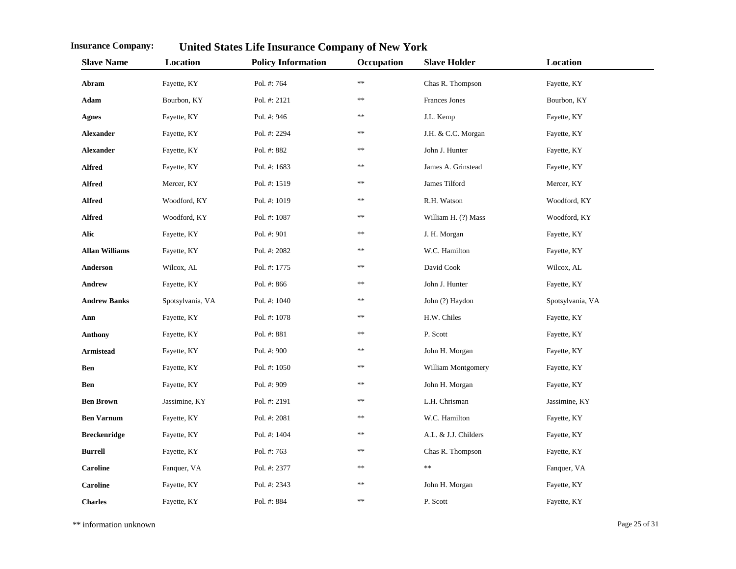**Insurance Company:** **United States Life Insurance Company of New York**

| Slave Name | Location | Policy Information | Occupation | Slave Holder | Location |
|---|---|---|---|---|---|
| **Abram** | Fayette, KY | Pol. #: 764 | ** | Chas R. Thompson | Fayette, KY |
| **Adam** | Bourbon, KY | Pol. #: 2121 | ** | Frances Jones | Bourbon, KY |
| **Agnes** | Fayette, KY | Pol. #: 946 | ** | J.L. Kemp | Fayette, KY |
| **Alexander** | Fayette, KY | Pol. #: 2294 | ** | J.H. & C.C. Morgan | Fayette, KY |
| **Alexander** | Fayette, KY | Pol. #: 882 | ** | John J. Hunter | Fayette, KY |
| **Alfred** | Fayette, KY | Pol. #: 1683 | ** | James A. Grinstead | Fayette, KY |
| **Alfred** | Mercer, KY | Pol. #: 1519 | ** | James Tilford | Mercer, KY |
| **Alfred** | Woodford, KY | Pol. #: 1019 | ** | R.H. Watson | Woodford, KY |
| **Alfred** | Woodford, KY | Pol. #: 1087 | ** | William H. (?) Mass | Woodford, KY |
| **Alic** | Fayette, KY | Pol. #: 901 | ** | J. H. Morgan | Fayette, KY |
| **Allan Williams** | Fayette, KY | Pol. #: 2082 | ** | W.C. Hamilton | Fayette, KY |
| **Anderson** | Wilcox, AL | Pol. #: 1775 | ** | David Cook | Wilcox, AL |
| **Andrew** | Fayette, KY | Pol. #: 866 | ** | John J. Hunter | Fayette, KY |
| **Andrew Banks** | Spotsylvania, VA | Pol. #: 1040 | ** | John (?) Haydon | Spotsylvania, VA |
| **Ann** | Fayette, KY | Pol. #: 1078 | ** | H.W. Chiles | Fayette, KY |
| **Anthony** | Fayette, KY | Pol. #: 881 | ** | P. Scott | Fayette, KY |
| **Armistead** | Fayette, KY | Pol. #: 900 | ** | John H. Morgan | Fayette, KY |
| **Ben** | Fayette, KY | Pol. #: 1050 | ** | William Montgomery | Fayette, KY |
| **Ben** | Fayette, KY | Pol. #: 909 | ** | John H. Morgan | Fayette, KY |
| **Ben Brown** | Jassimine, KY | Pol. #: 2191 | ** | L.H. Chrisman | Jassimine, KY |
| **Ben Varnum** | Fayette, KY | Pol. #: 2081 | ** | W.C. Hamilton | Fayette, KY |
| **Breckenridge** | Fayette, KY | Pol. #: 1404 | ** | A.L. & J.J. Childers | Fayette, KY |
| **Burrell** | Fayette, KY | Pol. #: 763 | ** | Chas R. Thompson | Fayette, KY |
| **Caroline** | Fanquer, VA | Pol. #: 2377 | ** | ** | Fanquer, VA |
| **Caroline** | Fayette, KY | Pol. #: 2343 | ** | John H. Morgan | Fayette, KY |
| **Charles** | Fayette, KY | Pol. #: 884 | ** | P. Scott | Fayette, KY |

** information unknown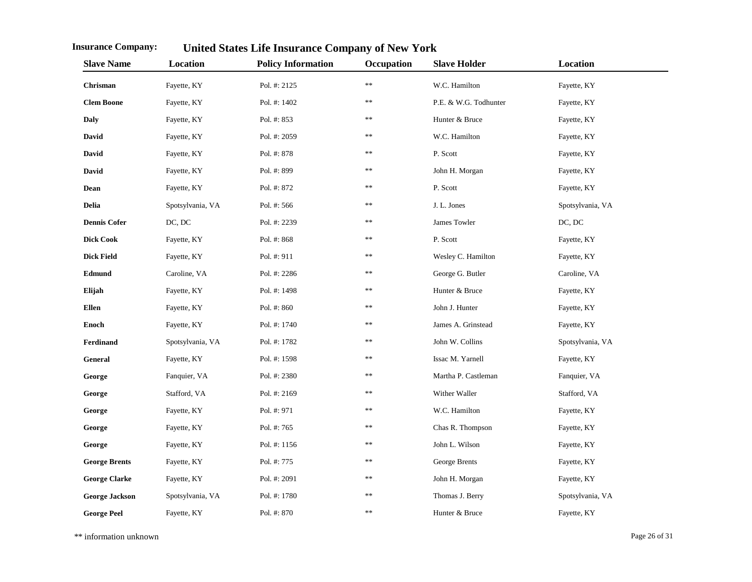**Insurance Company:** **United States Life Insurance Company of New York**

| Slave Name | Location | Policy Information | Occupation | Slave Holder | Location |
|---|---|---|---|---|---|
| **Chrisman** | Fayette, KY | Pol. #: 2125 | ** | W.C. Hamilton | Fayette, KY |
| **Clem Boone** | Fayette, KY | Pol. #: 1402 | ** | P.E. & W.G. Todhunter | Fayette, KY |
| **Daly** | Fayette, KY | Pol. #: 853 | ** | Hunter & Bruce | Fayette, KY |
| **David** | Fayette, KY | Pol. #: 2059 | ** | W.C. Hamilton | Fayette, KY |
| **David** | Fayette, KY | Pol. #: 878 | ** | P. Scott | Fayette, KY |
| **David** | Fayette, KY | Pol. #: 899 | ** | John H. Morgan | Fayette, KY |
| **Dean** | Fayette, KY | Pol. #: 872 | ** | P. Scott | Fayette, KY |
| **Delia** | Spotsylvania, VA | Pol. #: 566 | ** | J. L. Jones | Spotsylvania, VA |
| **Dennis Cofer** | DC, DC | Pol. #: 2239 | ** | James Towler | DC, DC |
| **Dick Cook** | Fayette, KY | Pol. #: 868 | ** | P. Scott | Fayette, KY |
| **Dick Field** | Fayette, KY | Pol. #: 911 | ** | Wesley C. Hamilton | Fayette, KY |
| **Edmund** | Caroline, VA | Pol. #: 2286 | ** | George G. Butler | Caroline, VA |
| **Elijah** | Fayette, KY | Pol. #: 1498 | ** | Hunter & Bruce | Fayette, KY |
| **Ellen** | Fayette, KY | Pol. #: 860 | ** | John J. Hunter | Fayette, KY |
| **Enoch** | Fayette, KY | Pol. #: 1740 | ** | James A. Grinstead | Fayette, KY |
| **Ferdinand** | Spotsylvania, VA | Pol. #: 1782 | ** | John W. Collins | Spotsylvania, VA |
| **General** | Fayette, KY | Pol. #: 1598 | ** | Issac M. Yarnell | Fayette, KY |
| **George** | Fanquier, VA | Pol. #: 2380 | ** | Martha P. Castleman | Fanquier, VA |
| **George** | Stafford, VA | Pol. #: 2169 | ** | Wither Waller | Stafford, VA |
| **George** | Fayette, KY | Pol. #: 971 | ** | W.C. Hamilton | Fayette, KY |
| **George** | Fayette, KY | Pol. #: 765 | ** | Chas R. Thompson | Fayette, KY |
| **George** | Fayette, KY | Pol. #: 1156 | ** | John L. Wilson | Fayette, KY |
| **George Brents** | Fayette, KY | Pol. #: 775 | ** | George Brents | Fayette, KY |
| **George Clarke** | Fayette, KY | Pol. #: 2091 | ** | John H. Morgan | Fayette, KY |
| **George Jackson** | Spotsylvania, VA | Pol. #: 1780 | ** | Thomas J. Berry | Spotsylvania, VA |
| **George Peel** | Fayette, KY | Pol. #: 870 | ** | Hunter & Bruce | Fayette, KY |

** information unknown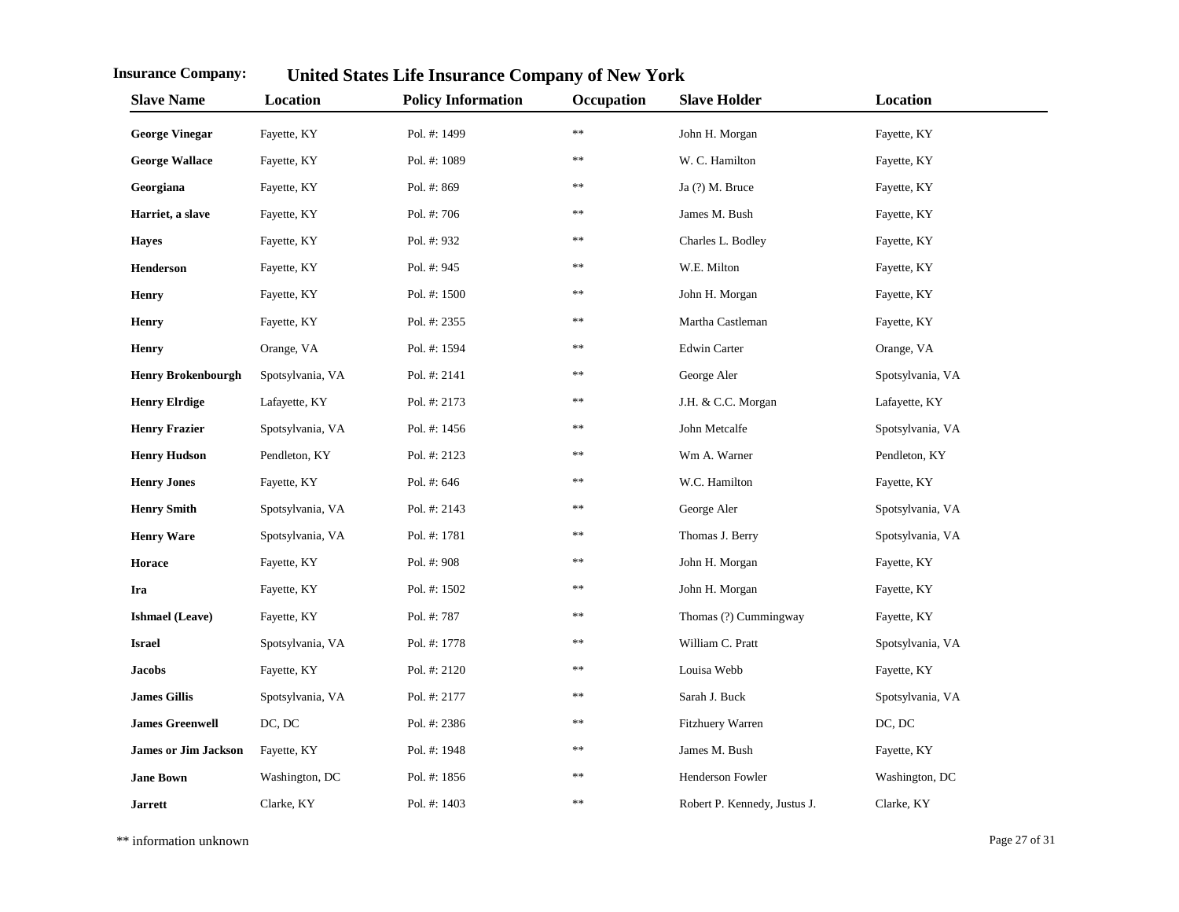**Insurance Company:** **United States Life Insurance Company of New York**

| Slave Name | Location | Policy Information | Occupation | Slave Holder | Location |
|---|---|---|---|---|---|
| **George Vinegar** | Fayette, KY | Pol. #: 1499 | ** | John H. Morgan | Fayette, KY |
| **George Wallace** | Fayette, KY | Pol. #: 1089 | ** | W. C. Hamilton | Fayette, KY |
| **Georgiana** | Fayette, KY | Pol. #: 869 | ** | Ja (?) M. Bruce | Fayette, KY |
| **Harriet, a slave** | Fayette, KY | Pol. #: 706 | ** | James M. Bush | Fayette, KY |
| **Hayes** | Fayette, KY | Pol. #: 932 | ** | Charles L. Bodley | Fayette, KY |
| **Henderson** | Fayette, KY | Pol. #: 945 | ** | W.E. Milton | Fayette, KY |
| **Henry** | Fayette, KY | Pol. #: 1500 | ** | John H. Morgan | Fayette, KY |
| **Henry** | Fayette, KY | Pol. #: 2355 | ** | Martha Castleman | Fayette, KY |
| **Henry** | Orange, VA | Pol. #: 1594 | ** | Edwin Carter | Orange, VA |
| **Henry Brokenbourgh** | Spotsylvania, VA | Pol. #: 2141 | ** | George Aler | Spotsylvania, VA |
| **Henry Elrdige** | Lafayette, KY | Pol. #: 2173 | ** | J.H. & C.C. Morgan | Lafayette, KY |
| **Henry Frazier** | Spotsylvania, VA | Pol. #: 1456 | ** | John Metcalfe | Spotsylvania, VA |
| **Henry Hudson** | Pendleton, KY | Pol. #: 2123 | ** | Wm A. Warner | Pendleton, KY |
| **Henry Jones** | Fayette, KY | Pol. #: 646 | ** | W.C. Hamilton | Fayette, KY |
| **Henry Smith** | Spotsylvania, VA | Pol. #: 2143 | ** | George Aler | Spotsylvania, VA |
| **Henry Ware** | Spotsylvania, VA | Pol. #: 1781 | ** | Thomas J. Berry | Spotsylvania, VA |
| **Horace** | Fayette, KY | Pol. #: 908 | ** | John H. Morgan | Fayette, KY |
| **Ira** | Fayette, KY | Pol. #: 1502 | ** | John H. Morgan | Fayette, KY |
| **Ishmael (Leave)** | Fayette, KY | Pol. #: 787 | ** | Thomas (?) Cummingway | Fayette, KY |
| **Israel** | Spotsylvania, VA | Pol. #: 1778 | ** | William C. Pratt | Spotsylvania, VA |
| **Jacobs** | Fayette, KY | Pol. #: 2120 | ** | Louisa Webb | Fayette, KY |
| **James Gillis** | Spotsylvania, VA | Pol. #: 2177 | ** | Sarah J. Buck | Spotsylvania, VA |
| **James Greenwell** | DC, DC | Pol. #: 2386 | ** | Fitzhuery Warren | DC, DC |
| **James or Jim Jackson** | Fayette, KY | Pol. #: 1948 | ** | James M. Bush | Fayette, KY |
| **Jane Bown** | Washington, DC | Pol. #: 1856 | ** | Henderson Fowler | Washington, DC |
| **Jarrett** | Clarke, KY | Pol. #: 1403 | ** | Robert P. Kennedy, Justus J. | Clarke, KY |

** information unknown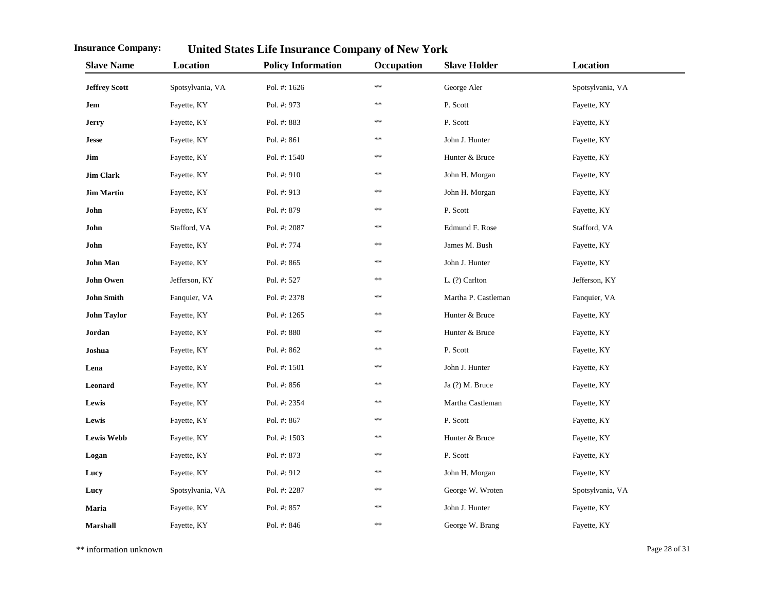**Insurance Company:** **United States Life Insurance Company of New York**

| Slave Name | Location | Policy Information | Occupation | Slave Holder | Location |
|---|---|---|---|---|---|
| **Jeffrey Scott** | Spotsylvania, VA | Pol. #: 1626 | ** | George Aler | Spotsylvania, VA |
| **Jem** | Fayette, KY | Pol. #: 973 | ** | P. Scott | Fayette, KY |
| **Jerry** | Fayette, KY | Pol. #: 883 | ** | P. Scott | Fayette, KY |
| **Jesse** | Fayette, KY | Pol. #: 861 | ** | John J. Hunter | Fayette, KY |
| **Jim** | Fayette, KY | Pol. #: 1540 | ** | Hunter & Bruce | Fayette, KY |
| **Jim Clark** | Fayette, KY | Pol. #: 910 | ** | John H. Morgan | Fayette, KY |
| **Jim Martin** | Fayette, KY | Pol. #: 913 | ** | John H. Morgan | Fayette, KY |
| **John** | Fayette, KY | Pol. #: 879 | ** | P. Scott | Fayette, KY |
| **John** | Stafford, VA | Pol. #: 2087 | ** | Edmund F. Rose | Stafford, VA |
| **John** | Fayette, KY | Pol. #: 774 | ** | James M. Bush | Fayette, KY |
| **John Man** | Fayette, KY | Pol. #: 865 | ** | John J. Hunter | Fayette, KY |
| **John Owen** | Jefferson, KY | Pol. #: 527 | ** | L. (?) Carlton | Jefferson, KY |
| **John Smith** | Fanquier, VA | Pol. #: 2378 | ** | Martha P. Castleman | Fanquier, VA |
| **John Taylor** | Fayette, KY | Pol. #: 1265 | ** | Hunter & Bruce | Fayette, KY |
| **Jordan** | Fayette, KY | Pol. #: 880 | ** | Hunter & Bruce | Fayette, KY |
| **Joshua** | Fayette, KY | Pol. #: 862 | ** | P. Scott | Fayette, KY |
| **Lena** | Fayette, KY | Pol. #: 1501 | ** | John J. Hunter | Fayette, KY |
| **Leonard** | Fayette, KY | Pol. #: 856 | ** | Ja (?) M. Bruce | Fayette, KY |
| **Lewis** | Fayette, KY | Pol. #: 2354 | ** | Martha Castleman | Fayette, KY |
| **Lewis** | Fayette, KY | Pol. #: 867 | ** | P. Scott | Fayette, KY |
| **Lewis Webb** | Fayette, KY | Pol. #: 1503 | ** | Hunter & Bruce | Fayette, KY |
| **Logan** | Fayette, KY | Pol. #: 873 | ** | P. Scott | Fayette, KY |
| **Lucy** | Fayette, KY | Pol. #: 912 | ** | John H. Morgan | Fayette, KY |
| **Lucy** | Spotsylvania, VA | Pol. #: 2287 | ** | George W. Wroten | Spotsylvania, VA |
| **Maria** | Fayette, KY | Pol. #: 857 | ** | John J. Hunter | Fayette, KY |
| **Marshall** | Fayette, KY | Pol. #: 846 | ** | George W. Brang | Fayette, KY |

** information unknown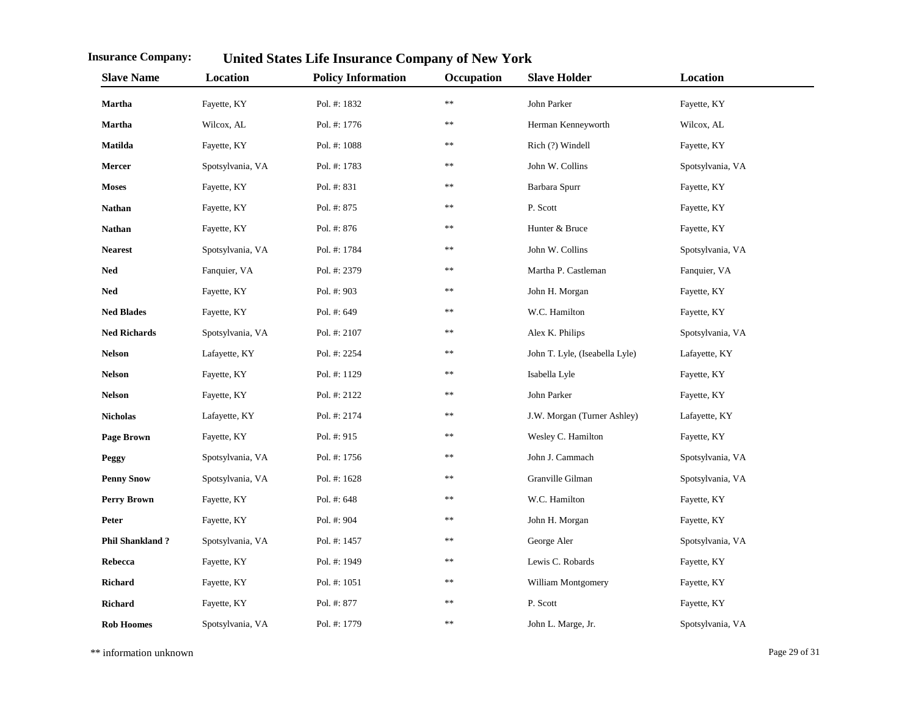**Insurance Company:** **United States Life Insurance Company of New York**

| Slave Name | Location | Policy Information | Occupation | Slave Holder | Location |
|---|---|---|---|---|---|
| **Martha** | Fayette, KY | Pol. #: 1832 | ** | John Parker | Fayette, KY |
| **Martha** | Wilcox, AL | Pol. #: 1776 | ** | Herman Kenneyworth | Wilcox, AL |
| **Matilda** | Fayette, KY | Pol. #: 1088 | ** | Rich (?) Windell | Fayette, KY |
| **Mercer** | Spotsylvania, VA | Pol. #: 1783 | ** | John W. Collins | Spotsylvania, VA |
| **Moses** | Fayette, KY | Pol. #: 831 | ** | Barbara Spurr | Fayette, KY |
| **Nathan** | Fayette, KY | Pol. #: 875 | ** | P. Scott | Fayette, KY |
| **Nathan** | Fayette, KY | Pol. #: 876 | ** | Hunter & Bruce | Fayette, KY |
| **Nearest** | Spotsylvania, VA | Pol. #: 1784 | ** | John W. Collins | Spotsylvania, VA |
| **Ned** | Fanquier, VA | Pol. #: 2379 | ** | Martha P. Castleman | Fanquier, VA |
| **Ned** | Fayette, KY | Pol. #: 903 | ** | John H. Morgan | Fayette, KY |
| **Ned Blades** | Fayette, KY | Pol. #: 649 | ** | W.C. Hamilton | Fayette, KY |
| **Ned Richards** | Spotsylvania, VA | Pol. #: 2107 | ** | Alex K. Philips | Spotsylvania, VA |
| **Nelson** | Lafayette, KY | Pol. #: 2254 | ** | John T. Lyle, (Iseabella Lyle) | Lafayette, KY |
| **Nelson** | Fayette, KY | Pol. #: 1129 | ** | Isabella Lyle | Fayette, KY |
| **Nelson** | Fayette, KY | Pol. #: 2122 | ** | John Parker | Fayette, KY |
| **Nicholas** | Lafayette, KY | Pol. #: 2174 | ** | J.W. Morgan (Turner Ashley) | Lafayette, KY |
| **Page Brown** | Fayette, KY | Pol. #: 915 | ** | Wesley C. Hamilton | Fayette, KY |
| **Peggy** | Spotsylvania, VA | Pol. #: 1756 | ** | John J. Cammach | Spotsylvania, VA |
| **Penny Snow** | Spotsylvania, VA | Pol. #: 1628 | ** | Granville Gilman | Spotsylvania, VA |
| **Perry Brown** | Fayette, KY | Pol. #: 648 | ** | W.C. Hamilton | Fayette, KY |
| **Peter** | Fayette, KY | Pol. #: 904 | ** | John H. Morgan | Fayette, KY |
| **Phil Shankland ?** | Spotsylvania, VA | Pol. #: 1457 | ** | George Aler | Spotsylvania, VA |
| **Rebecca** | Fayette, KY | Pol. #: 1949 | ** | Lewis C. Robards | Fayette, KY |
| **Richard** | Fayette, KY | Pol. #: 1051 | ** | William Montgomery | Fayette, KY |
| **Richard** | Fayette, KY | Pol. #: 877 | ** | P. Scott | Fayette, KY |
| **Rob Hoomes** | Spotsylvania, VA | Pol. #: 1779 | ** | John L. Marge, Jr. | Spotsylvania, VA |

** information unknown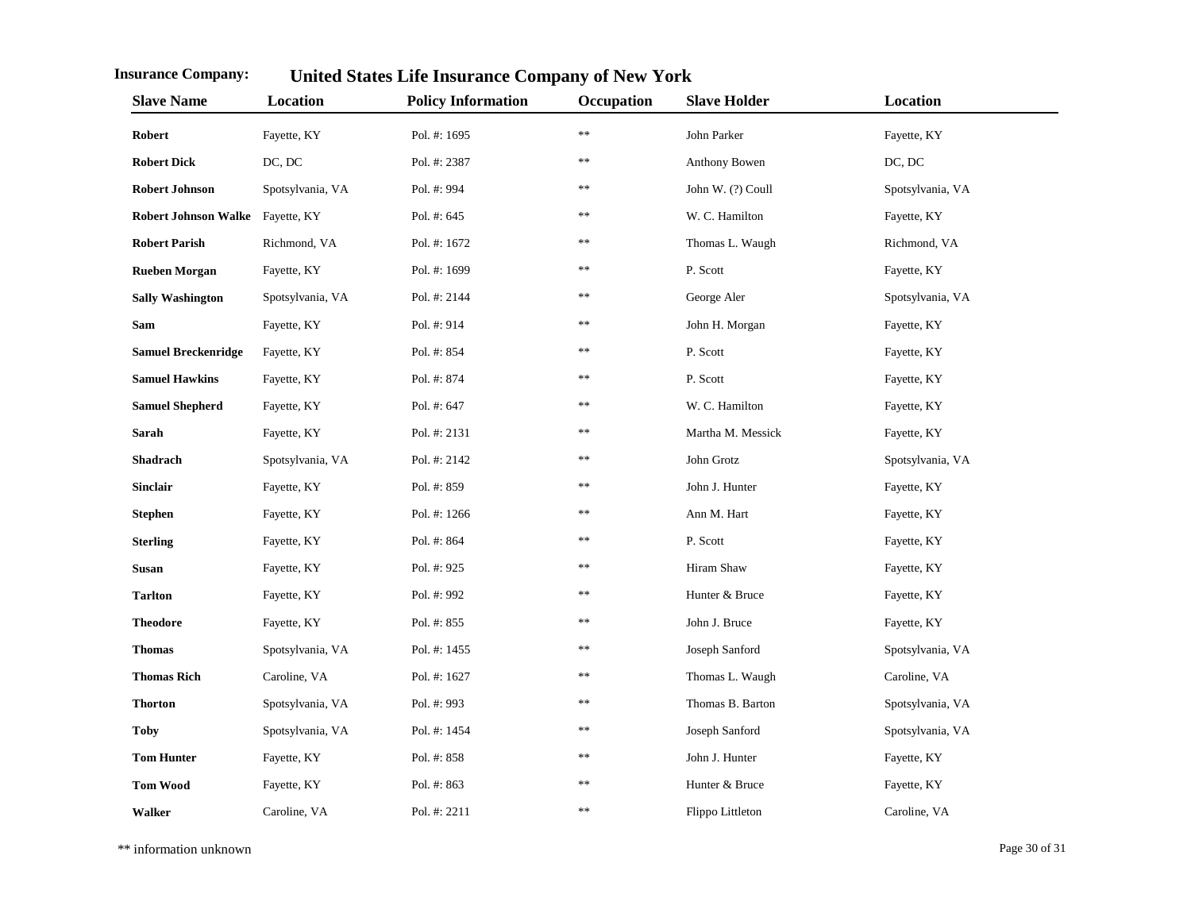**Insurance Company:** **United States Life Insurance Company of New York**

| Slave Name | Location | Policy Information | Occupation | Slave Holder | Location |
|---|---|---|---|---|---|
| **Robert** | Fayette, KY | Pol. #: 1695 | ** | John Parker | Fayette, KY |
| **Robert Dick** | DC, DC | Pol. #: 2387 | ** | Anthony Bowen | DC, DC |
| **Robert Johnson** | Spotsylvania, VA | Pol. #: 994 | ** | John W. (?) Coull | Spotsylvania, VA |
| **Robert Johnson Walke** | Fayette, KY | Pol. #: 645 | ** | W. C. Hamilton | Fayette, KY |
| **Robert Parish** | Richmond, VA | Pol. #: 1672 | ** | Thomas L. Waugh | Richmond, VA |
| **Rueben Morgan** | Fayette, KY | Pol. #: 1699 | ** | P. Scott | Fayette, KY |
| **Sally Washington** | Spotsylvania, VA | Pol. #: 2144 | ** | George Aler | Spotsylvania, VA |
| **Sam** | Fayette, KY | Pol. #: 914 | ** | John H. Morgan | Fayette, KY |
| **Samuel Breckenridge** | Fayette, KY | Pol. #: 854 | ** | P. Scott | Fayette, KY |
| **Samuel Hawkins** | Fayette, KY | Pol. #: 874 | ** | P. Scott | Fayette, KY |
| **Samuel Shepherd** | Fayette, KY | Pol. #: 647 | ** | W. C. Hamilton | Fayette, KY |
| **Sarah** | Fayette, KY | Pol. #: 2131 | ** | Martha M. Messick | Fayette, KY |
| **Shadrach** | Spotsylvania, VA | Pol. #: 2142 | ** | John Grotz | Spotsylvania, VA |
| **Sinclair** | Fayette, KY | Pol. #: 859 | ** | John J. Hunter | Fayette, KY |
| **Stephen** | Fayette, KY | Pol. #: 1266 | ** | Ann M. Hart | Fayette, KY |
| **Sterling** | Fayette, KY | Pol. #: 864 | ** | P. Scott | Fayette, KY |
| **Susan** | Fayette, KY | Pol. #: 925 | ** | Hiram Shaw | Fayette, KY |
| **Tarlton** | Fayette, KY | Pol. #: 992 | ** | Hunter & Bruce | Fayette, KY |
| **Theodore** | Fayette, KY | Pol. #: 855 | ** | John J. Bruce | Fayette, KY |
| **Thomas** | Spotsylvania, VA | Pol. #: 1455 | ** | Joseph Sanford | Spotsylvania, VA |
| **Thomas Rich** | Caroline, VA | Pol. #: 1627 | ** | Thomas L. Waugh | Caroline, VA |
| **Thorton** | Spotsylvania, VA | Pol. #: 993 | ** | Thomas B. Barton | Spotsylvania, VA |
| **Toby** | Spotsylvania, VA | Pol. #: 1454 | ** | Joseph Sanford | Spotsylvania, VA |
| **Tom Hunter** | Fayette, KY | Pol. #: 858 | ** | John J. Hunter | Fayette, KY |
| **Tom Wood** | Fayette, KY | Pol. #: 863 | ** | Hunter & Bruce | Fayette, KY |
| **Walker** | Caroline, VA | Pol. #: 2211 | ** | Flippo Littleton | Caroline, VA |

** information unknown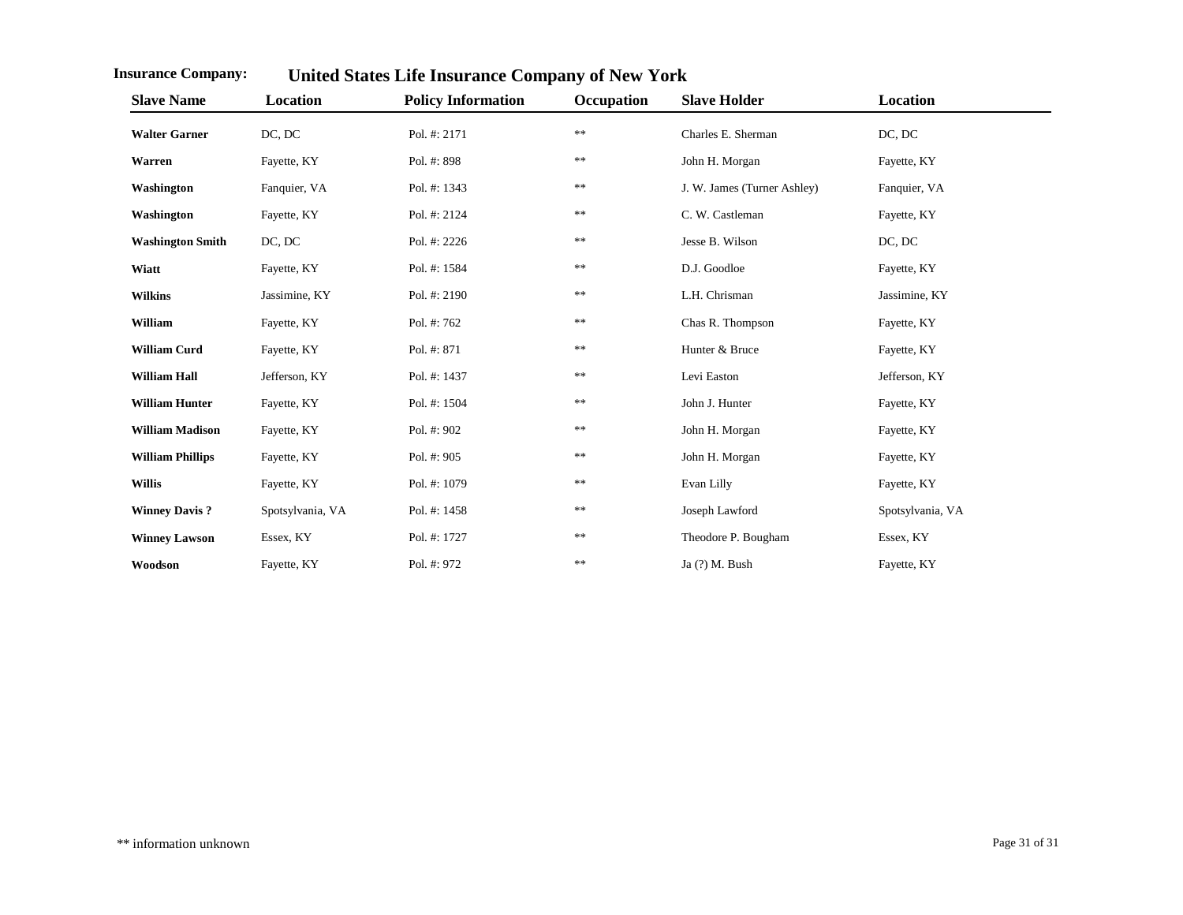**Insurance Company:** **United States Life Insurance Company of New York**

| Slave Name | Location | Policy Information | Occupation | Slave Holder | Location |
|---|---|---|---|---|---|
| **Walter Garner** | DC, DC | Pol. #: 2171 | ** | Charles E. Sherman | DC, DC |
| **Warren** | Fayette, KY | Pol. #: 898 | ** | John H. Morgan | Fayette, KY |
| **Washington** | Fanquier, VA | Pol. #: 1343 | ** | J. W. James (Turner Ashley) | Fanquier, VA |
| **Washington** | Fayette, KY | Pol. #: 2124 | ** | C. W. Castleman | Fayette, KY |
| **Washington Smith** | DC, DC | Pol. #: 2226 | ** | Jesse B. Wilson | DC, DC |
| **Wiatt** | Fayette, KY | Pol. #: 1584 | ** | D.J. Goodloe | Fayette, KY |
| **Wilkins** | Jassimine, KY | Pol. #: 2190 | ** | L.H. Chrisman | Jassimine, KY |
| **William** | Fayette, KY | Pol. #: 762 | ** | Chas R. Thompson | Fayette, KY |
| **William Curd** | Fayette, KY | Pol. #: 871 | ** | Hunter & Bruce | Fayette, KY |
| **William Hall** | Jefferson, KY | Pol. #: 1437 | ** | Levi Easton | Jefferson, KY |
| **William Hunter** | Fayette, KY | Pol. #: 1504 | ** | John J. Hunter | Fayette, KY |
| **William Madison** | Fayette, KY | Pol. #: 902 | ** | John H. Morgan | Fayette, KY |
| **William Phillips** | Fayette, KY | Pol. #: 905 | ** | John H. Morgan | Fayette, KY |
| **Willis** | Fayette, KY | Pol. #: 1079 | ** | Evan Lilly | Fayette, KY |
| **Winney Davis ?** | Spotsylvania, VA | Pol. #: 1458 | ** | Joseph Lawford | Spotsylvania, VA |
| **Winney Lawson** | Essex, KY | Pol. #: 1727 | ** | Theodore P. Bougham | Essex, KY |
| **Woodson** | Fayette, KY | Pol. #: 972 | ** | Ja (?) M. Bush | Fayette, KY |

** information unknown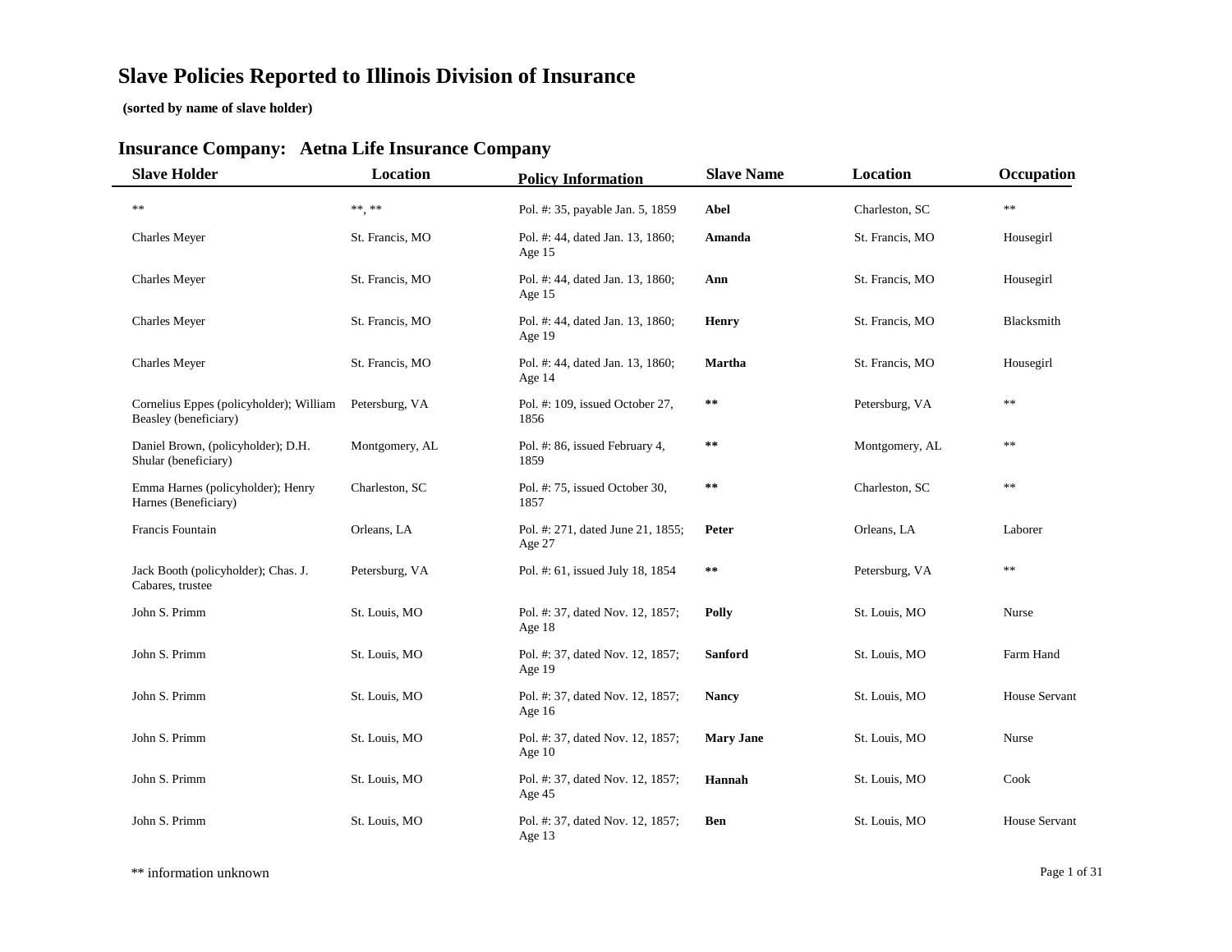# Slave Policies Reported to Illinois Division of Insurance

**(sorted by name of slave holder)**

## Insurance Company: Aetna Life Insurance Company

| Slave Holder | Location | Policy Information | Slave Name | Location | Occupation |
|---|---|---|---|---|---|
| ** | **, ** | Pol. #: 35, payable Jan. 5, 1859 | **Abel** | Charleston, SC | ** |
| Charles Meyer | St. Francis, MO | Pol. #: 44, dated Jan. 13, 1860; Age 15 | **Amanda** | St. Francis, MO | Housegirl |
| Charles Meyer | St. Francis, MO | Pol. #: 44, dated Jan. 13, 1860; Age 15 | **Ann** | St. Francis, MO | Housegirl |
| Charles Meyer | St. Francis, MO | Pol. #: 44, dated Jan. 13, 1860; Age 19 | **Henry** | St. Francis, MO | Blacksmith |
| Charles Meyer | St. Francis, MO | Pol. #: 44, dated Jan. 13, 1860; Age 14 | **Martha** | St. Francis, MO | Housegirl |
| Cornelius Eppes (policyholder); William Beasley (beneficiary) | Petersburg, VA | Pol. #: 109, issued October 27, 1856 | ** | Petersburg, VA | ** |
| Daniel Brown, (policyholder); D.H. Shular (beneficiary) | Montgomery, AL | Pol. #: 86, issued February 4, 1859 | ** | Montgomery, AL | ** |
| Emma Harnes (policyholder); Henry Harnes (Beneficiary) | Charleston, SC | Pol. #: 75, issued October 30, 1857 | ** | Charleston, SC | ** |
| Francis Fountain | Orleans, LA | Pol. #: 271, dated June 21, 1855; Age 27 | **Peter** | Orleans, LA | Laborer |
| Jack Booth (policyholder); Chas. J. Cabares, trustee | Petersburg, VA | Pol. #: 61, issued July 18, 1854 | ** | Petersburg, VA | ** |
| John S. Primm | St. Louis, MO | Pol. #: 37, dated Nov. 12, 1857; Age 18 | **Polly** | St. Louis, MO | Nurse |
| John S. Primm | St. Louis, MO | Pol. #: 37, dated Nov. 12, 1857; Age 19 | **Sanford** | St. Louis, MO | Farm Hand |
| John S. Primm | St. Louis, MO | Pol. #: 37, dated Nov. 12, 1857; Age 16 | **Nancy** | St. Louis, MO | House Servant |
| John S. Primm | St. Louis, MO | Pol. #: 37, dated Nov. 12, 1857; Age 10 | **Mary Jane** | St. Louis, MO | Nurse |
| John S. Primm | St. Louis, MO | Pol. #: 37, dated Nov. 12, 1857; Age 45 | **Hannah** | St. Louis, MO | Cook |
| John S. Primm | St. Louis, MO | Pol. #: 37, dated Nov. 12, 1857; Age 13 | **Ben** | St. Louis, MO | House Servant |

** information unknown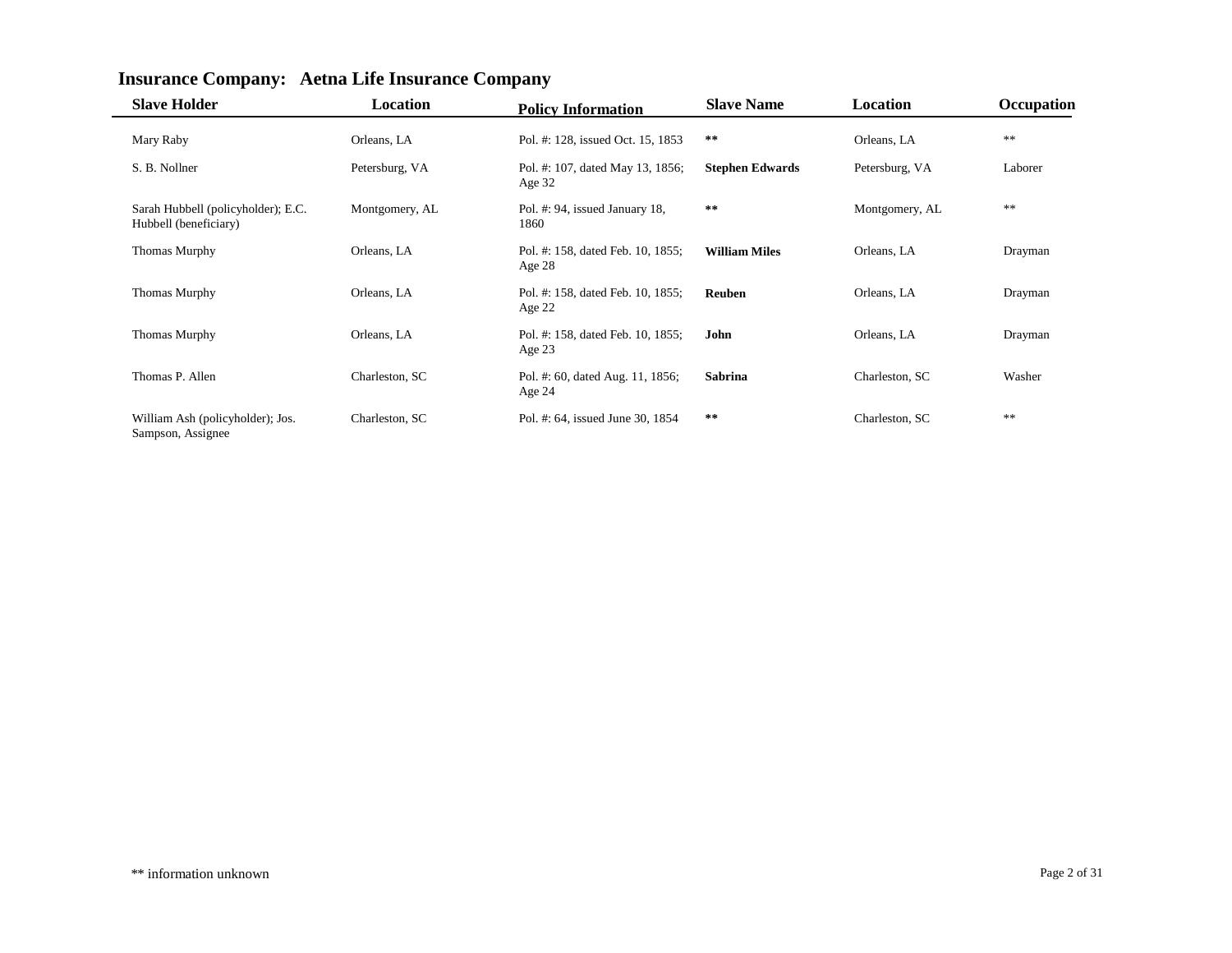## Insurance Company: Aetna Life Insurance Company

| Slave Holder | Location | Policy Information | Slave Name | Location | Occupation |
|---|---|---|---|---|---|
| Mary Raby | Orleans, LA | Pol. #: 128, issued Oct. 15, 1853 | ** | Orleans, LA | ** |
| S. B. Nollner | Petersburg, VA | Pol. #: 107, dated May 13, 1856; Age 32 | **Stephen Edwards** | Petersburg, VA | Laborer |
| Sarah Hubbell (policyholder); E.C. Hubbell (beneficiary) | Montgomery, AL | Pol. #: 94, issued January 18, 1860 | ** | Montgomery, AL | ** |
| Thomas Murphy | Orleans, LA | Pol. #: 158, dated Feb. 10, 1855; Age 28 | **William Miles** | Orleans, LA | Drayman |
| Thomas Murphy | Orleans, LA | Pol. #: 158, dated Feb. 10, 1855; Age 22 | **Reuben** | Orleans, LA | Drayman |
| Thomas Murphy | Orleans, LA | Pol. #: 158, dated Feb. 10, 1855; Age 23 | **John** | Orleans, LA | Drayman |
| Thomas P. Allen | Charleston, SC | Pol. #: 60, dated Aug. 11, 1856; Age 24 | **Sabrina** | Charleston, SC | Washer |
| William Ash (policyholder); Jos. Sampson, Assignee | Charleston, SC | Pol. #: 64, issued June 30, 1854 | ** | Charleston, SC | ** |

** information unknown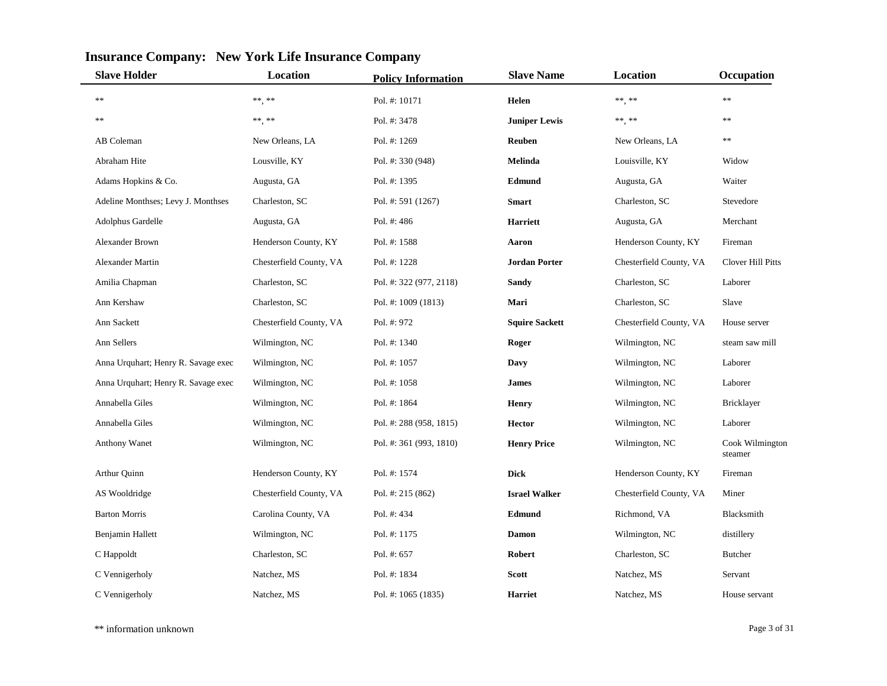## Insurance Company: New York Life Insurance Company

| Slave Holder | Location | Policy Information | Slave Name | Location | Occupation |
|---|---|---|---|---|---|
| ** | **, ** | Pol. #: 10171 | **Helen** | **, ** | ** |
| ** | **, ** | Pol. #: 3478 | **Juniper Lewis** | **, ** | ** |
| AB Coleman | New Orleans, LA | Pol. #: 1269 | **Reuben** | New Orleans, LA | ** |
| Abraham Hite | Lousville, KY | Pol. #: 330 (948) | **Melinda** | Louisville, KY | Widow |
| Adams Hopkins & Co. | Augusta, GA | Pol. #: 1395 | **Edmund** | Augusta, GA | Waiter |
| Adeline Monthses; Levy J. Monthses | Charleston, SC | Pol. #: 591 (1267) | **Smart** | Charleston, SC | Stevedore |
| Adolphus Gardelle | Augusta, GA | Pol. #: 486 | **Harriett** | Augusta, GA | Merchant |
| Alexander Brown | Henderson County, KY | Pol. #: 1588 | **Aaron** | Henderson County, KY | Fireman |
| Alexander Martin | Chesterfield County, VA | Pol. #: 1228 | **Jordan Porter** | Chesterfield County, VA | Clover Hill Pitts |
| Amilia Chapman | Charleston, SC | Pol. #: 322 (977, 2118) | **Sandy** | Charleston, SC | Laborer |
| Ann Kershaw | Charleston, SC | Pol. #: 1009 (1813) | **Mari** | Charleston, SC | Slave |
| Ann Sackett | Chesterfield County, VA | Pol. #: 972 | **Squire Sackett** | Chesterfield County, VA | House server |
| Ann Sellers | Wilmington, NC | Pol. #: 1340 | **Roger** | Wilmington, NC | steam saw mill |
| Anna Urquhart; Henry R. Savage exec | Wilmington, NC | Pol. #: 1057 | **Davy** | Wilmington, NC | Laborer |
| Anna Urquhart; Henry R. Savage exec | Wilmington, NC | Pol. #: 1058 | **James** | Wilmington, NC | Laborer |
| Annabella Giles | Wilmington, NC | Pol. #: 1864 | **Henry** | Wilmington, NC | Bricklayer |
| Annabella Giles | Wilmington, NC | Pol. #: 288 (958, 1815) | **Hector** | Wilmington, NC | Laborer |
| Anthony Wanet | Wilmington, NC | Pol. #: 361 (993, 1810) | **Henry Price** | Wilmington, NC | Cook Wilmington steamer |
| Arthur Quinn | Henderson County, KY | Pol. #: 1574 | **Dick** | Henderson County, KY | Fireman |
| AS Wooldridge | Chesterfield County, VA | Pol. #: 215 (862) | **Israel Walker** | Chesterfield County, VA | Miner |
| Barton Morris | Carolina County, VA | Pol. #: 434 | **Edmund** | Richmond, VA | Blacksmith |
| Benjamin Hallett | Wilmington, NC | Pol. #: 1175 | **Damon** | Wilmington, NC | distillery |
| C Happoldt | Charleston, SC | Pol. #: 657 | **Robert** | Charleston, SC | Butcher |
| C Vennigerholy | Natchez, MS | Pol. #: 1834 | **Scott** | Natchez, MS | Servant |
| C Vennigerholy | Natchez, MS | Pol. #: 1065 (1835) | **Harriet** | Natchez, MS | House servant |

** information unknown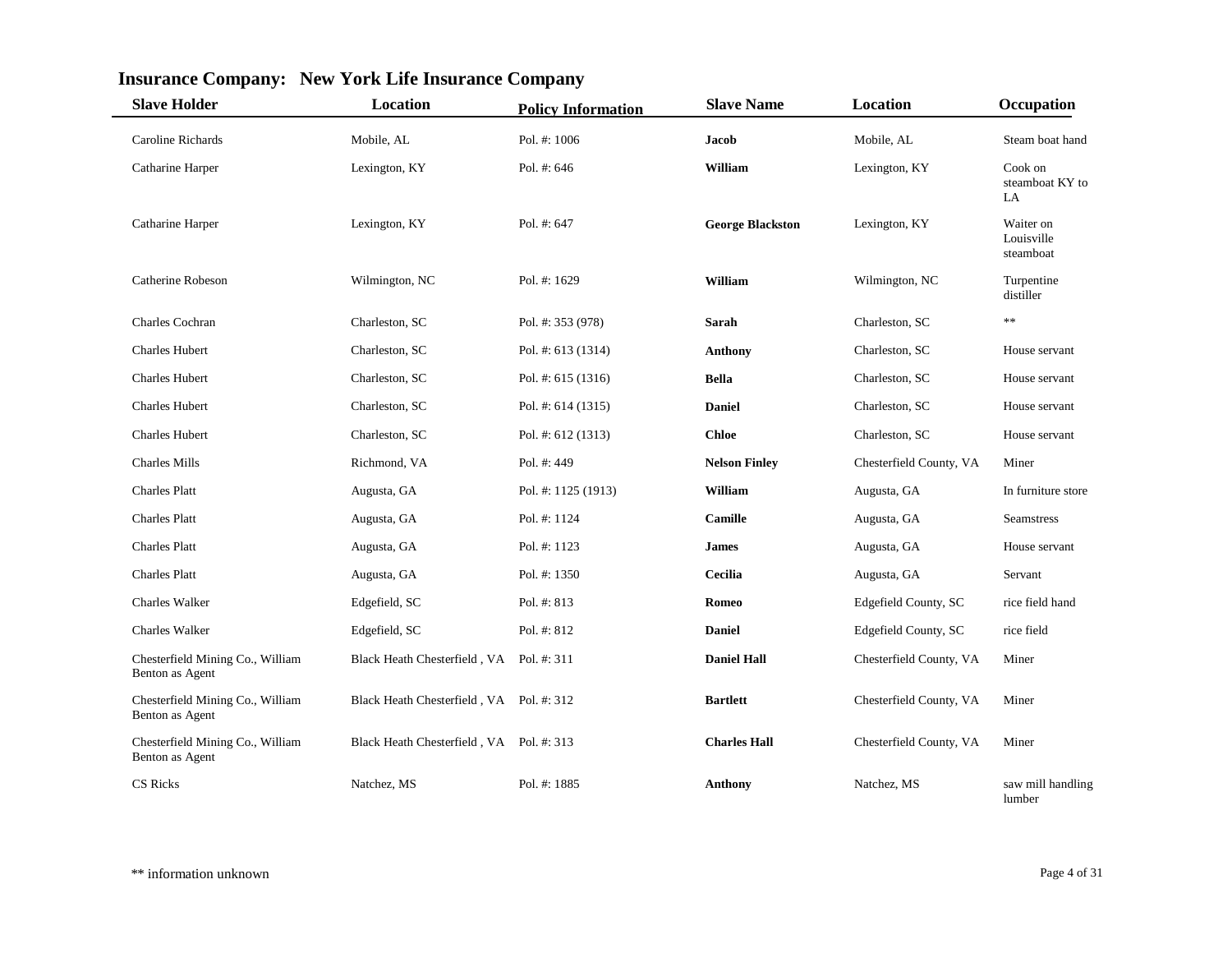## Insurance Company: New York Life Insurance Company

| Slave Holder | Location | Policy Information | Slave Name | Location | Occupation |
|---|---|---|---|---|---|
| Caroline Richards | Mobile, AL | Pol. #: 1006 | **Jacob** | Mobile, AL | Steam boat hand |
| Catharine Harper | Lexington, KY | Pol. #: 646 | **William** | Lexington, KY | Cook on steamboat KY to LA |
| Catharine Harper | Lexington, KY | Pol. #: 647 | **George Blackston** | Lexington, KY | Waiter on Louisville steamboat |
| Catherine Robeson | Wilmington, NC | Pol. #: 1629 | **William** | Wilmington, NC | Turpentine distiller |
| Charles Cochran | Charleston, SC | Pol. #: 353 (978) | **Sarah** | Charleston, SC | ** |
| Charles Hubert | Charleston, SC | Pol. #: 613 (1314) | **Anthony** | Charleston, SC | House servant |
| Charles Hubert | Charleston, SC | Pol. #: 615 (1316) | **Bella** | Charleston, SC | House servant |
| Charles Hubert | Charleston, SC | Pol. #: 614 (1315) | **Daniel** | Charleston, SC | House servant |
| Charles Hubert | Charleston, SC | Pol. #: 612 (1313) | **Chloe** | Charleston, SC | House servant |
| Charles Mills | Richmond, VA | Pol. #: 449 | **Nelson Finley** | Chesterfield County, VA | Miner |
| Charles Platt | Augusta, GA | Pol. #: 1125 (1913) | **William** | Augusta, GA | In furniture store |
| Charles Platt | Augusta, GA | Pol. #: 1124 | **Camille** | Augusta, GA | Seamstress |
| Charles Platt | Augusta, GA | Pol. #: 1123 | **James** | Augusta, GA | House servant |
| Charles Platt | Augusta, GA | Pol. #: 1350 | **Cecilia** | Augusta, GA | Servant |
| Charles Walker | Edgefield, SC | Pol. #: 813 | **Romeo** | Edgefield County, SC | rice field hand |
| Charles Walker | Edgefield, SC | Pol. #: 812 | **Daniel** | Edgefield County, SC | rice field |
| Chesterfield Mining Co., William Benton as Agent | Black Heath Chesterfield , VA | Pol. #: 311 | **Daniel Hall** | Chesterfield County, VA | Miner |
| Chesterfield Mining Co., William Benton as Agent | Black Heath Chesterfield , VA | Pol. #: 312 | **Bartlett** | Chesterfield County, VA | Miner |
| Chesterfield Mining Co., William Benton as Agent | Black Heath Chesterfield , VA | Pol. #: 313 | **Charles Hall** | Chesterfield County, VA | Miner |
| CS Ricks | Natchez, MS | Pol. #: 1885 | **Anthony** | Natchez, MS | saw mill handling lumber |

** information unknown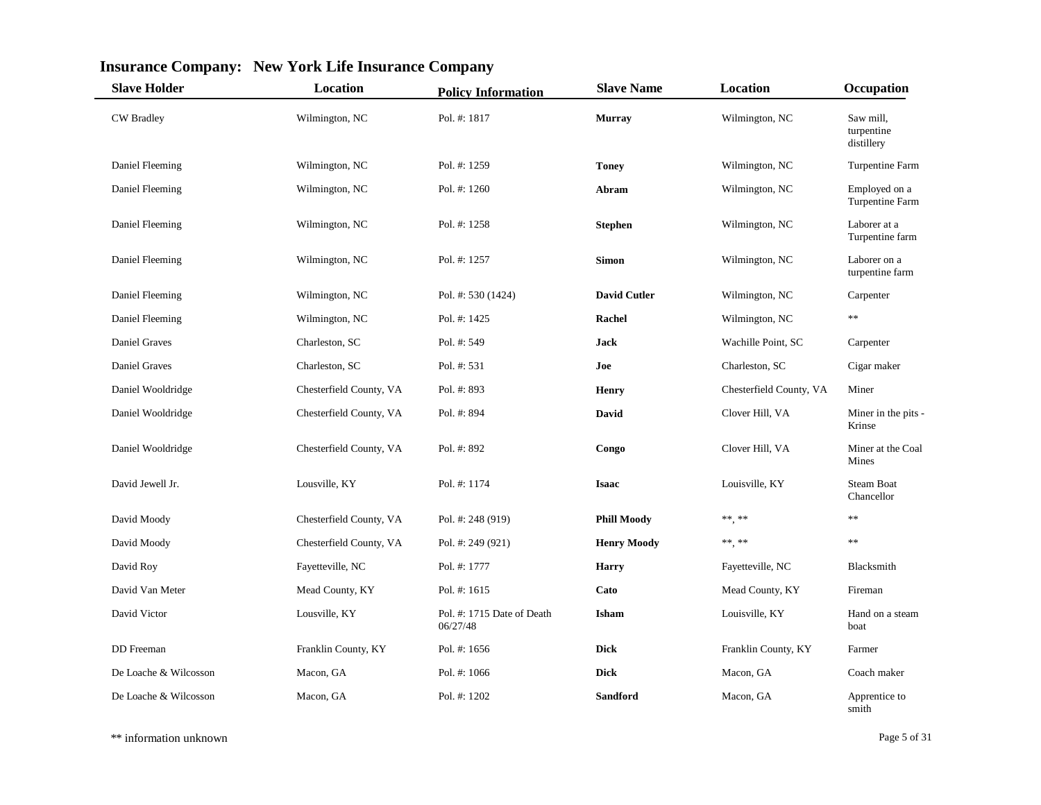## Insurance Company: New York Life Insurance Company

| Slave Holder | Location | Policy Information | Slave Name | Location | Occupation |
|---|---|---|---|---|---|
| CW Bradley | Wilmington, NC | Pol. #: 1817 | **Murray** | Wilmington, NC | Saw mill, turpentine distillery |
| Daniel Fleeming | Wilmington, NC | Pol. #: 1259 | **Toney** | Wilmington, NC | Turpentine Farm |
| Daniel Fleeming | Wilmington, NC | Pol. #: 1260 | **Abram** | Wilmington, NC | Employed on a Turpentine Farm |
| Daniel Fleeming | Wilmington, NC | Pol. #: 1258 | **Stephen** | Wilmington, NC | Laborer at a Turpentine farm |
| Daniel Fleeming | Wilmington, NC | Pol. #: 1257 | **Simon** | Wilmington, NC | Laborer on a turpentine farm |
| Daniel Fleeming | Wilmington, NC | Pol. #: 530 (1424) | **David Cutler** | Wilmington, NC | Carpenter |
| Daniel Fleeming | Wilmington, NC | Pol. #: 1425 | **Rachel** | Wilmington, NC | ** |
| Daniel Graves | Charleston, SC | Pol. #: 549 | **Jack** | Wachille Point, SC | Carpenter |
| Daniel Graves | Charleston, SC | Pol. #: 531 | **Joe** | Charleston, SC | Cigar maker |
| Daniel Wooldridge | Chesterfield County, VA | Pol. #: 893 | **Henry** | Chesterfield County, VA | Miner |
| Daniel Wooldridge | Chesterfield County, VA | Pol. #: 894 | **David** | Clover Hill, VA | Miner in the pits - Krinse |
| Daniel Wooldridge | Chesterfield County, VA | Pol. #: 892 | **Congo** | Clover Hill, VA | Miner at the Coal Mines |
| David Jewell Jr. | Lousville, KY | Pol. #: 1174 | **Isaac** | Louisville, KY | Steam Boat Chancellor |
| David Moody | Chesterfield County, VA | Pol. #: 248 (919) | **Phill Moody** | **, ** | ** |
| David Moody | Chesterfield County, VA | Pol. #: 249 (921) | **Henry Moody** | **, ** | ** |
| David Roy | Fayetteville, NC | Pol. #: 1777 | **Harry** | Fayetteville, NC | Blacksmith |
| David Van Meter | Mead County, KY | Pol. #: 1615 | **Cato** | Mead County, KY | Fireman |
| David Victor | Lousville, KY | Pol. #: 1715 Date of Death 06/27/48 | **Isham** | Louisville, KY | Hand on a steam boat |
| DD Freeman | Franklin County, KY | Pol. #: 1656 | **Dick** | Franklin County, KY | Farmer |
| De Loache & Wilcosson | Macon, GA | Pol. #: 1066 | **Dick** | Macon, GA | Coach maker |
| De Loache & Wilcosson | Macon, GA | Pol. #: 1202 | **Sandford** | Macon, GA | Apprentice to smith |

** information unknown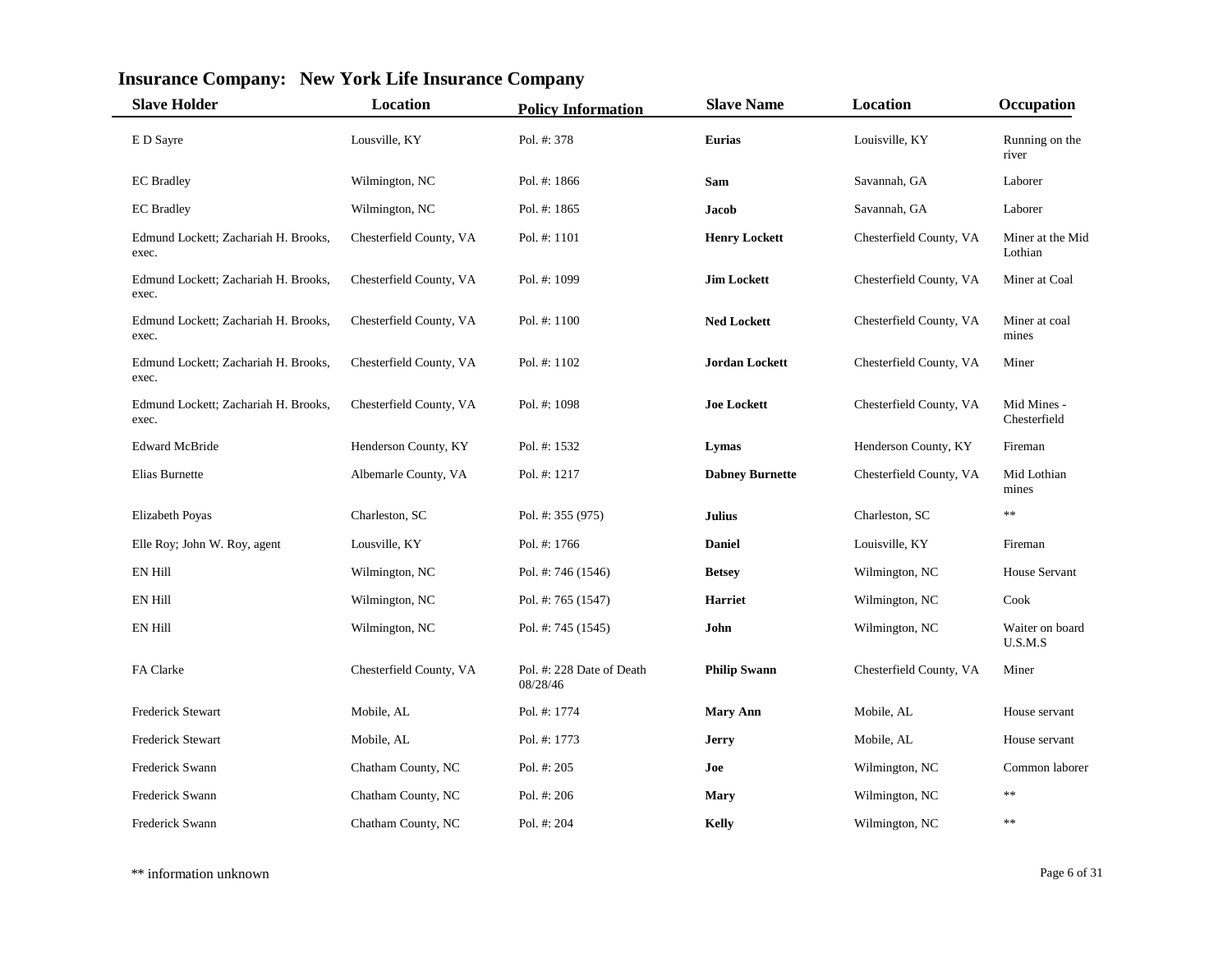## Insurance Company: New York Life Insurance Company

| Slave Holder | Location | Policy Information | Slave Name | Location | Occupation |
|---|---|---|---|---|---|
| E D Sayre | Lousville, KY | Pol. #: 378 | **Eurias** | Louisville, KY | Running on the river |
| EC Bradley | Wilmington, NC | Pol. #: 1866 | **Sam** | Savannah, GA | Laborer |
| EC Bradley | Wilmington, NC | Pol. #: 1865 | **Jacob** | Savannah, GA | Laborer |
| Edmund Lockett; Zachariah H. Brooks, exec. | Chesterfield County, VA | Pol. #: 1101 | **Henry Lockett** | Chesterfield County, VA | Miner at the Mid Lothian |
| Edmund Lockett; Zachariah H. Brooks, exec. | Chesterfield County, VA | Pol. #: 1099 | **Jim Lockett** | Chesterfield County, VA | Miner at Coal |
| Edmund Lockett; Zachariah H. Brooks, exec. | Chesterfield County, VA | Pol. #: 1100 | **Ned Lockett** | Chesterfield County, VA | Miner at coal mines |
| Edmund Lockett; Zachariah H. Brooks, exec. | Chesterfield County, VA | Pol. #: 1102 | **Jordan Lockett** | Chesterfield County, VA | Miner |
| Edmund Lockett; Zachariah H. Brooks, exec. | Chesterfield County, VA | Pol. #: 1098 | **Joe Lockett** | Chesterfield County, VA | Mid Mines - Chesterfield |
| Edward McBride | Henderson County, KY | Pol. #: 1532 | **Lymas** | Henderson County, KY | Fireman |
| Elias Burnette | Albemarle County, VA | Pol. #: 1217 | **Dabney Burnette** | Chesterfield County, VA | Mid Lothian mines |
| Elizabeth Poyas | Charleston, SC | Pol. #: 355 (975) | **Julius** | Charleston, SC | ** |
| Elle Roy; John W. Roy, agent | Lousville, KY | Pol. #: 1766 | **Daniel** | Louisville, KY | Fireman |
| EN Hill | Wilmington, NC | Pol. #: 746 (1546) | **Betsey** | Wilmington, NC | House Servant |
| EN Hill | Wilmington, NC | Pol. #: 765 (1547) | **Harriet** | Wilmington, NC | Cook |
| EN Hill | Wilmington, NC | Pol. #: 745 (1545) | **John** | Wilmington, NC | Waiter on board U.S.M.S |
| FA Clarke | Chesterfield County, VA | Pol. #: 228 Date of Death 08/28/46 | **Philip Swann** | Chesterfield County, VA | Miner |
| Frederick Stewart | Mobile, AL | Pol. #: 1774 | **Mary Ann** | Mobile, AL | House servant |
| Frederick Stewart | Mobile, AL | Pol. #: 1773 | **Jerry** | Mobile, AL | House servant |
| Frederick Swann | Chatham County, NC | Pol. #: 205 | **Joe** | Wilmington, NC | Common laborer |
| Frederick Swann | Chatham County, NC | Pol. #: 206 | **Mary** | Wilmington, NC | ** |
| Frederick Swann | Chatham County, NC | Pol. #: 204 | **Kelly** | Wilmington, NC | ** |

** information unknown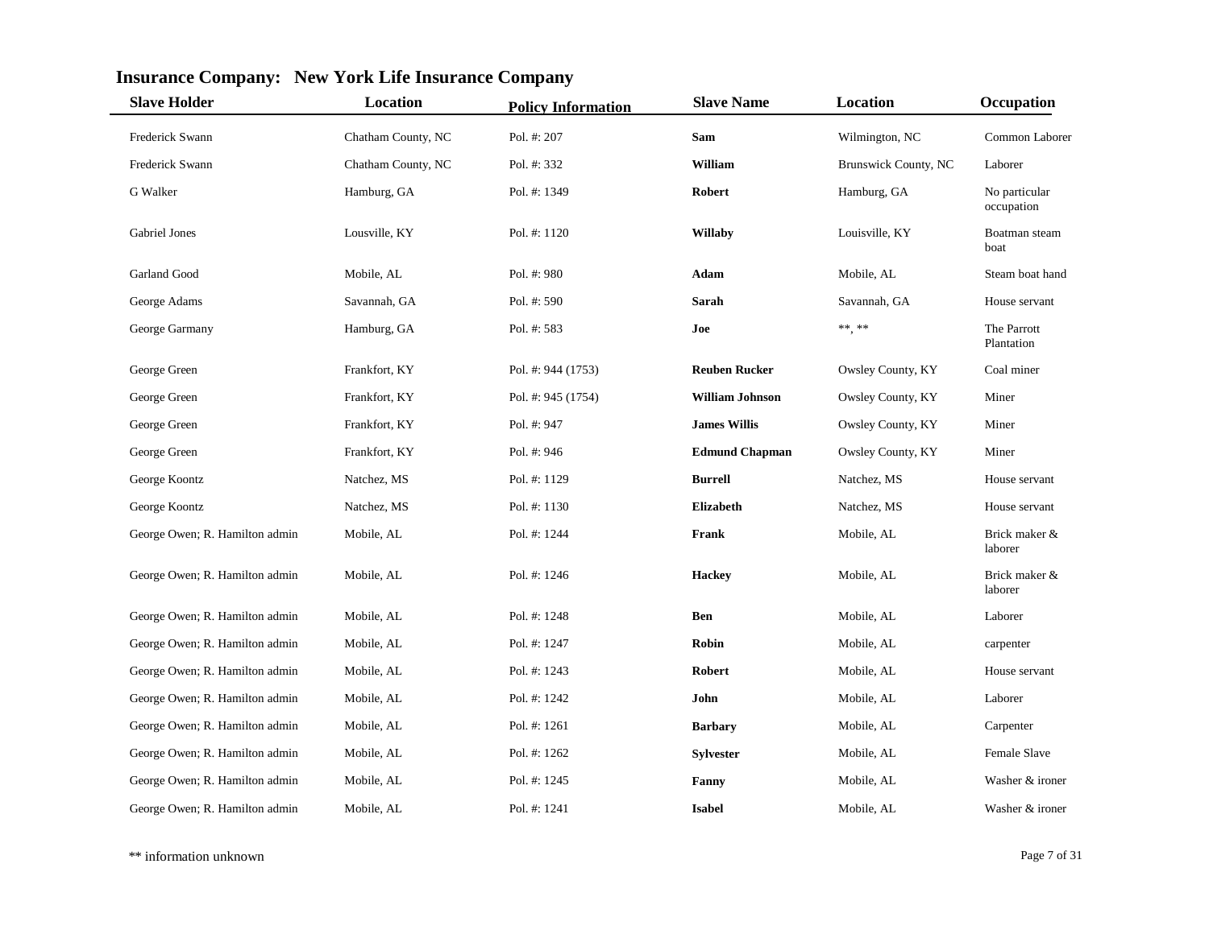## Insurance Company: New York Life Insurance Company

| Slave Holder | Location | Policy Information | Slave Name | Location | Occupation |
|---|---|---|---|---|---|
| Frederick Swann | Chatham County, NC | Pol. #: 207 | **Sam** | Wilmington, NC | Common Laborer |
| Frederick Swann | Chatham County, NC | Pol. #: 332 | **William** | Brunswick County, NC | Laborer |
| G Walker | Hamburg, GA | Pol. #: 1349 | **Robert** | Hamburg, GA | No particular occupation |
| Gabriel Jones | Lousville, KY | Pol. #: 1120 | **Willaby** | Louisville, KY | Boatman steam boat |
| Garland Good | Mobile, AL | Pol. #: 980 | **Adam** | Mobile, AL | Steam boat hand |
| George Adams | Savannah, GA | Pol. #: 590 | **Sarah** | Savannah, GA | House servant |
| George Garmany | Hamburg, GA | Pol. #: 583 | **Joe** | **, ** | The Parrott Plantation |
| George Green | Frankfort, KY | Pol. #: 944 (1753) | **Reuben Rucker** | Owsley County, KY | Coal miner |
| George Green | Frankfort, KY | Pol. #: 945 (1754) | **William Johnson** | Owsley County, KY | Miner |
| George Green | Frankfort, KY | Pol. #: 947 | **James Willis** | Owsley County, KY | Miner |
| George Green | Frankfort, KY | Pol. #: 946 | **Edmund Chapman** | Owsley County, KY | Miner |
| George Koontz | Natchez, MS | Pol. #: 1129 | **Burrell** | Natchez, MS | House servant |
| George Koontz | Natchez, MS | Pol. #: 1130 | **Elizabeth** | Natchez, MS | House servant |
| George Owen; R. Hamilton admin | Mobile, AL | Pol. #: 1244 | **Frank** | Mobile, AL | Brick maker & laborer |
| George Owen; R. Hamilton admin | Mobile, AL | Pol. #: 1246 | **Hackey** | Mobile, AL | Brick maker & laborer |
| George Owen; R. Hamilton admin | Mobile, AL | Pol. #: 1248 | **Ben** | Mobile, AL | Laborer |
| George Owen; R. Hamilton admin | Mobile, AL | Pol. #: 1247 | **Robin** | Mobile, AL | carpenter |
| George Owen; R. Hamilton admin | Mobile, AL | Pol. #: 1243 | **Robert** | Mobile, AL | House servant |
| George Owen; R. Hamilton admin | Mobile, AL | Pol. #: 1242 | **John** | Mobile, AL | Laborer |
| George Owen; R. Hamilton admin | Mobile, AL | Pol. #: 1261 | **Barbary** | Mobile, AL | Carpenter |
| George Owen; R. Hamilton admin | Mobile, AL | Pol. #: 1262 | **Sylvester** | Mobile, AL | Female Slave |
| George Owen; R. Hamilton admin | Mobile, AL | Pol. #: 1245 | **Fanny** | Mobile, AL | Washer & ironer |
| George Owen; R. Hamilton admin | Mobile, AL | Pol. #: 1241 | **Isabel** | Mobile, AL | Washer & ironer |

** information unknown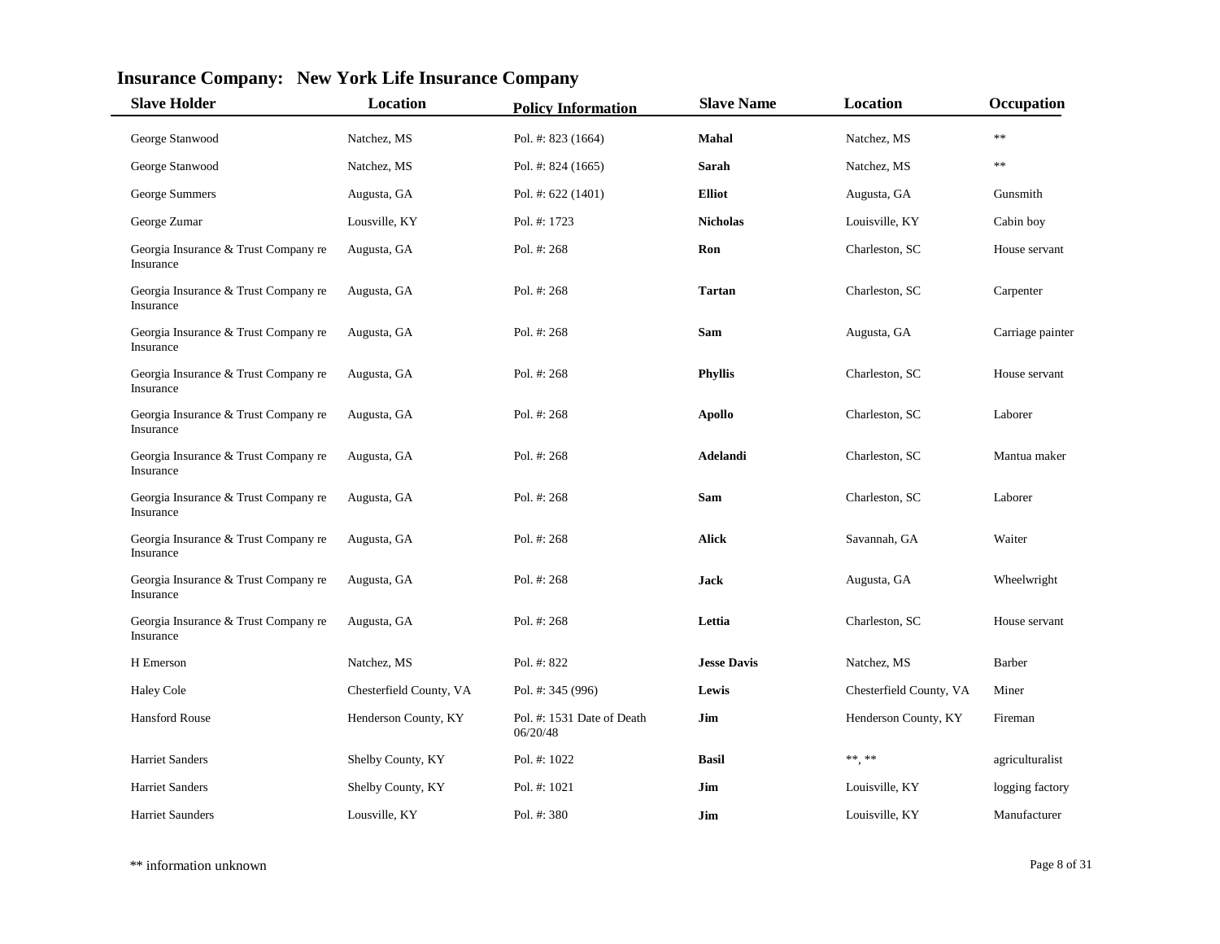## Insurance Company: New York Life Insurance Company

| Slave Holder | Location | Policy Information | Slave Name | Location | Occupation |
|---|---|---|---|---|---|
| George Stanwood | Natchez, MS | Pol. #: 823 (1664) | **Mahal** | Natchez, MS | ** |
| George Stanwood | Natchez, MS | Pol. #: 824 (1665) | **Sarah** | Natchez, MS | ** |
| George Summers | Augusta, GA | Pol. #: 622 (1401) | **Elliot** | Augusta, GA | Gunsmith |
| George Zumar | Lousville, KY | Pol. #: 1723 | **Nicholas** | Louisville, KY | Cabin boy |
| Georgia Insurance & Trust Company re Insurance | Augusta, GA | Pol. #: 268 | **Ron** | Charleston, SC | House servant |
| Georgia Insurance & Trust Company re Insurance | Augusta, GA | Pol. #: 268 | **Tartan** | Charleston, SC | Carpenter |
| Georgia Insurance & Trust Company re Insurance | Augusta, GA | Pol. #: 268 | **Sam** | Augusta, GA | Carriage painter |
| Georgia Insurance & Trust Company re Insurance | Augusta, GA | Pol. #: 268 | **Phyllis** | Charleston, SC | House servant |
| Georgia Insurance & Trust Company re Insurance | Augusta, GA | Pol. #: 268 | **Apollo** | Charleston, SC | Laborer |
| Georgia Insurance & Trust Company re Insurance | Augusta, GA | Pol. #: 268 | **Adelandi** | Charleston, SC | Mantua maker |
| Georgia Insurance & Trust Company re Insurance | Augusta, GA | Pol. #: 268 | **Sam** | Charleston, SC | Laborer |
| Georgia Insurance & Trust Company re Insurance | Augusta, GA | Pol. #: 268 | **Alick** | Savannah, GA | Waiter |
| Georgia Insurance & Trust Company re Insurance | Augusta, GA | Pol. #: 268 | **Jack** | Augusta, GA | Wheelwright |
| Georgia Insurance & Trust Company re Insurance | Augusta, GA | Pol. #: 268 | **Lettia** | Charleston, SC | House servant |
| H Emerson | Natchez, MS | Pol. #: 822 | **Jesse Davis** | Natchez, MS | Barber |
| Haley Cole | Chesterfield County, VA | Pol. #: 345 (996) | **Lewis** | Chesterfield County, VA | Miner |
| Hansford Rouse | Henderson County, KY | Pol. #: 1531 Date of Death 06/20/48 | **Jim** | Henderson County, KY | Fireman |
| Harriet Sanders | Shelby County, KY | Pol. #: 1022 | **Basil** | **, ** | agriculturalist |
| Harriet Sanders | Shelby County, KY | Pol. #: 1021 | **Jim** | Louisville, KY | logging factory |
| Harriet Saunders | Lousville, KY | Pol. #: 380 | **Jim** | Louisville, KY | Manufacturer |

** information unknown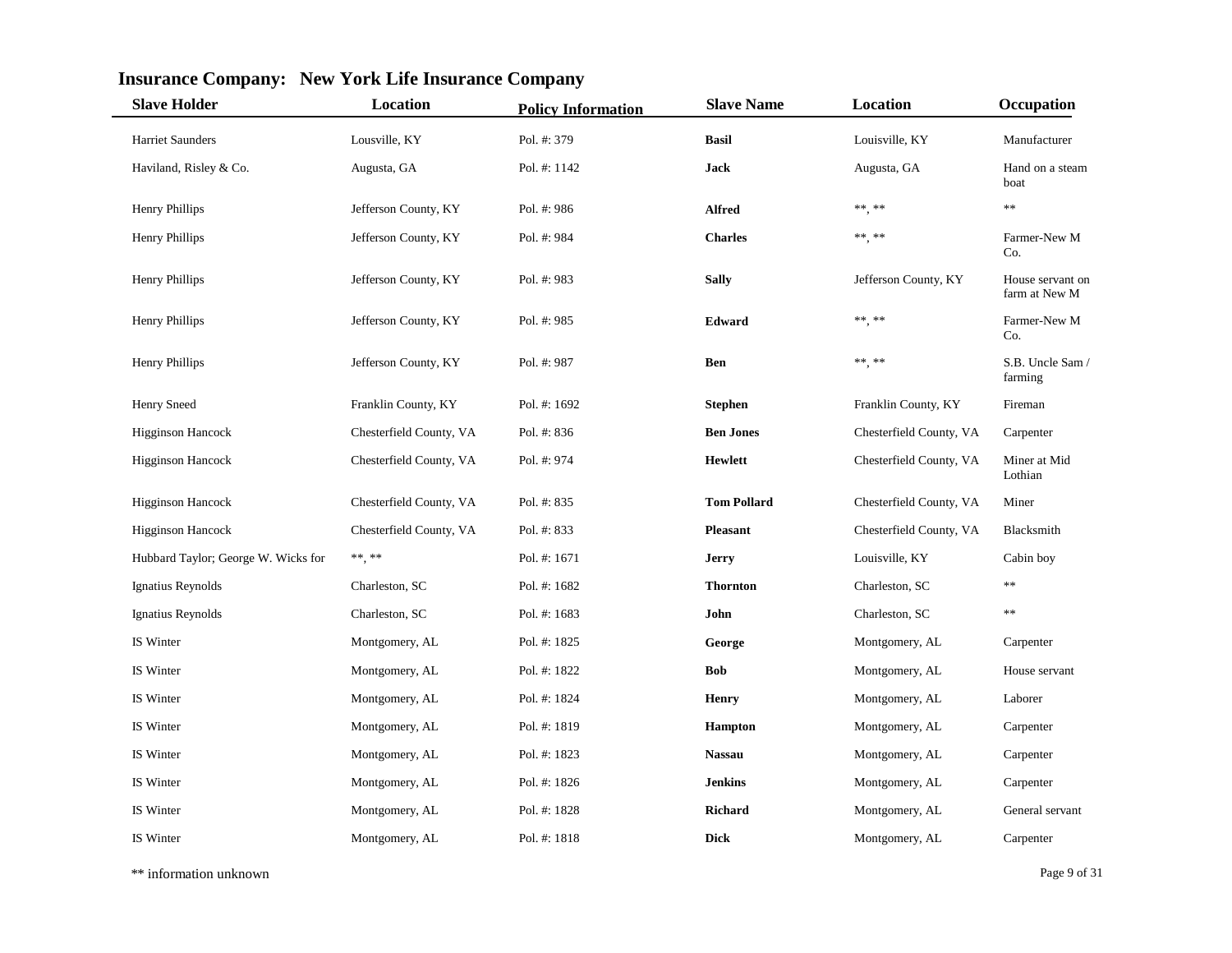## Insurance Company: New York Life Insurance Company

| Slave Holder | Location | Policy Information | Slave Name | Location | Occupation |
|---|---|---|---|---|---|
| Harriet Saunders | Lousville, KY | Pol. #: 379 | **Basil** | Louisville, KY | Manufacturer |
| Haviland, Risley & Co. | Augusta, GA | Pol. #: 1142 | **Jack** | Augusta, GA | Hand on a steam boat |
| Henry Phillips | Jefferson County, KY | Pol. #: 986 | **Alfred** | **, ** | ** |
| Henry Phillips | Jefferson County, KY | Pol. #: 984 | **Charles** | **, ** | Farmer-New M Co. |
| Henry Phillips | Jefferson County, KY | Pol. #: 983 | **Sally** | Jefferson County, KY | House servant on farm at New M |
| Henry Phillips | Jefferson County, KY | Pol. #: 985 | **Edward** | **, ** | Farmer-New M Co. |
| Henry Phillips | Jefferson County, KY | Pol. #: 987 | **Ben** | **, ** | S.B. Uncle Sam / farming |
| Henry Sneed | Franklin County, KY | Pol. #: 1692 | **Stephen** | Franklin County, KY | Fireman |
| Higginson Hancock | Chesterfield County, VA | Pol. #: 836 | **Ben Jones** | Chesterfield County, VA | Carpenter |
| Higginson Hancock | Chesterfield County, VA | Pol. #: 974 | **Hewlett** | Chesterfield County, VA | Miner at Mid Lothian |
| Higginson Hancock | Chesterfield County, VA | Pol. #: 835 | **Tom Pollard** | Chesterfield County, VA | Miner |
| Higginson Hancock | Chesterfield County, VA | Pol. #: 833 | **Pleasant** | Chesterfield County, VA | Blacksmith |
| Hubbard Taylor; George W. Wicks for | **, ** | Pol. #: 1671 | **Jerry** | Louisville, KY | Cabin boy |
| Ignatius Reynolds | Charleston, SC | Pol. #: 1682 | **Thornton** | Charleston, SC | ** |
| Ignatius Reynolds | Charleston, SC | Pol. #: 1683 | **John** | Charleston, SC | ** |
| IS Winter | Montgomery, AL | Pol. #: 1825 | **George** | Montgomery, AL | Carpenter |
| IS Winter | Montgomery, AL | Pol. #: 1822 | **Bob** | Montgomery, AL | House servant |
| IS Winter | Montgomery, AL | Pol. #: 1824 | **Henry** | Montgomery, AL | Laborer |
| IS Winter | Montgomery, AL | Pol. #: 1819 | **Hampton** | Montgomery, AL | Carpenter |
| IS Winter | Montgomery, AL | Pol. #: 1823 | **Nassau** | Montgomery, AL | Carpenter |
| IS Winter | Montgomery, AL | Pol. #: 1826 | **Jenkins** | Montgomery, AL | Carpenter |
| IS Winter | Montgomery, AL | Pol. #: 1828 | **Richard** | Montgomery, AL | General servant |
| IS Winter | Montgomery, AL | Pol. #: 1818 | **Dick** | Montgomery, AL | Carpenter |

** information unknown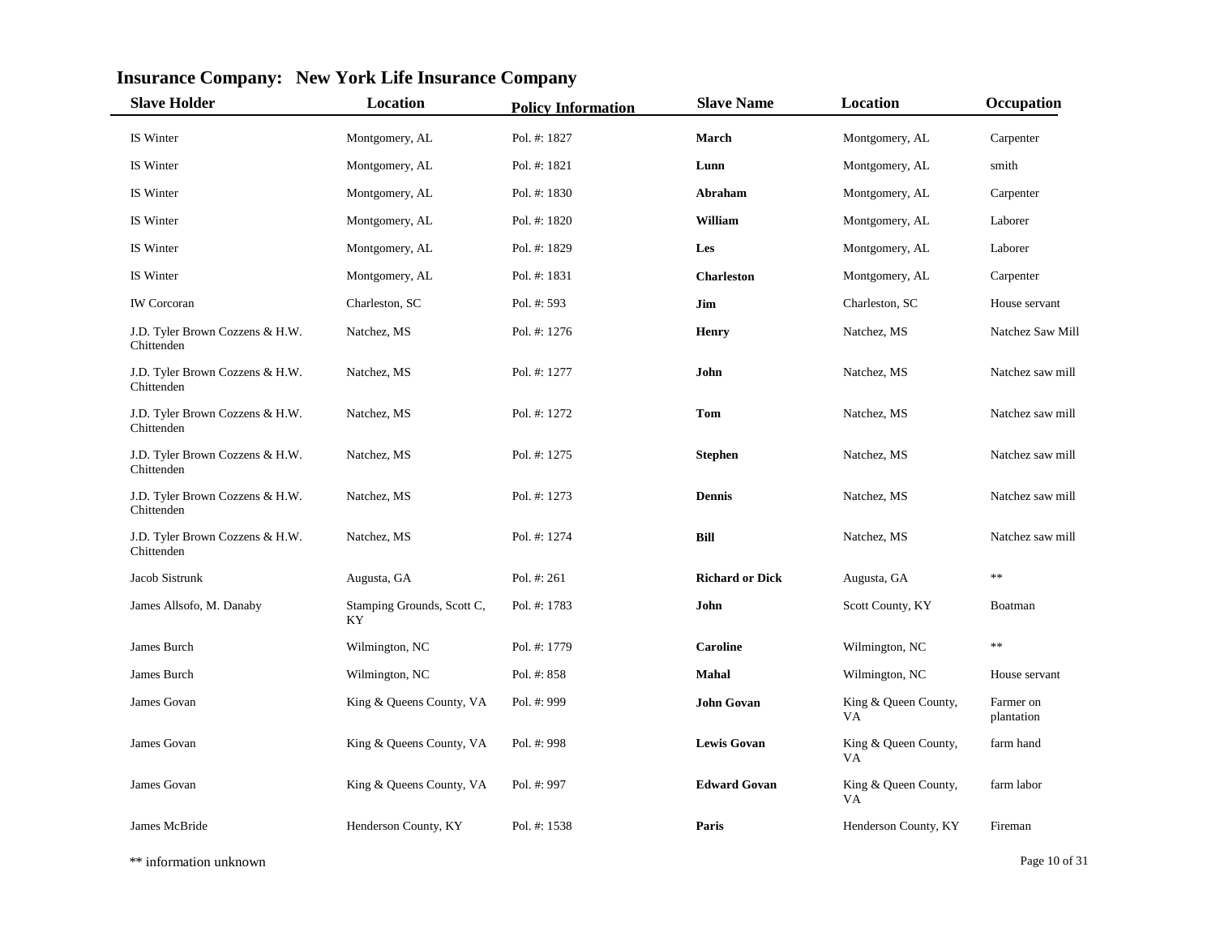## Insurance Company: New York Life Insurance Company

| Slave Holder | Location | Policy Information | Slave Name | Location | Occupation |
|---|---|---|---|---|---|
| IS Winter | Montgomery, AL | Pol. #: 1827 | **March** | Montgomery, AL | Carpenter |
| IS Winter | Montgomery, AL | Pol. #: 1821 | **Lunn** | Montgomery, AL | smith |
| IS Winter | Montgomery, AL | Pol. #: 1830 | **Abraham** | Montgomery, AL | Carpenter |
| IS Winter | Montgomery, AL | Pol. #: 1820 | **William** | Montgomery, AL | Laborer |
| IS Winter | Montgomery, AL | Pol. #: 1829 | **Les** | Montgomery, AL | Laborer |
| IS Winter | Montgomery, AL | Pol. #: 1831 | **Charleston** | Montgomery, AL | Carpenter |
| IW Corcoran | Charleston, SC | Pol. #: 593 | **Jim** | Charleston, SC | House servant |
| J.D. Tyler Brown Cozzens & H.W. Chittenden | Natchez, MS | Pol. #: 1276 | **Henry** | Natchez, MS | Natchez Saw Mill |
| J.D. Tyler Brown Cozzens & H.W. Chittenden | Natchez, MS | Pol. #: 1277 | **John** | Natchez, MS | Natchez saw mill |
| J.D. Tyler Brown Cozzens & H.W. Chittenden | Natchez, MS | Pol. #: 1272 | **Tom** | Natchez, MS | Natchez saw mill |
| J.D. Tyler Brown Cozzens & H.W. Chittenden | Natchez, MS | Pol. #: 1275 | **Stephen** | Natchez, MS | Natchez saw mill |
| J.D. Tyler Brown Cozzens & H.W. Chittenden | Natchez, MS | Pol. #: 1273 | **Dennis** | Natchez, MS | Natchez saw mill |
| J.D. Tyler Brown Cozzens & H.W. Chittenden | Natchez, MS | Pol. #: 1274 | **Bill** | Natchez, MS | Natchez saw mill |
| Jacob Sistrunk | Augusta, GA | Pol. #: 261 | **Richard or Dick** | Augusta, GA | ** |
| James Allsofo, M. Danaby | Stamping Grounds, Scott C, KY | Pol. #: 1783 | **John** | Scott County, KY | Boatman |
| James Burch | Wilmington, NC | Pol. #: 1779 | **Caroline** | Wilmington, NC | ** |
| James Burch | Wilmington, NC | Pol. #: 858 | **Mahal** | Wilmington, NC | House servant |
| James Govan | King & Queens County, VA | Pol. #: 999 | **John Govan** | King & Queen County, VA | Farmer on plantation |
| James Govan | King & Queens County, VA | Pol. #: 998 | **Lewis Govan** | King & Queen County, VA | farm hand |
| James Govan | King & Queens County, VA | Pol. #: 997 | **Edward Govan** | King & Queen County, VA | farm labor |
| James McBride | Henderson County, KY | Pol. #: 1538 | **Paris** | Henderson County, KY | Fireman |

** information unknown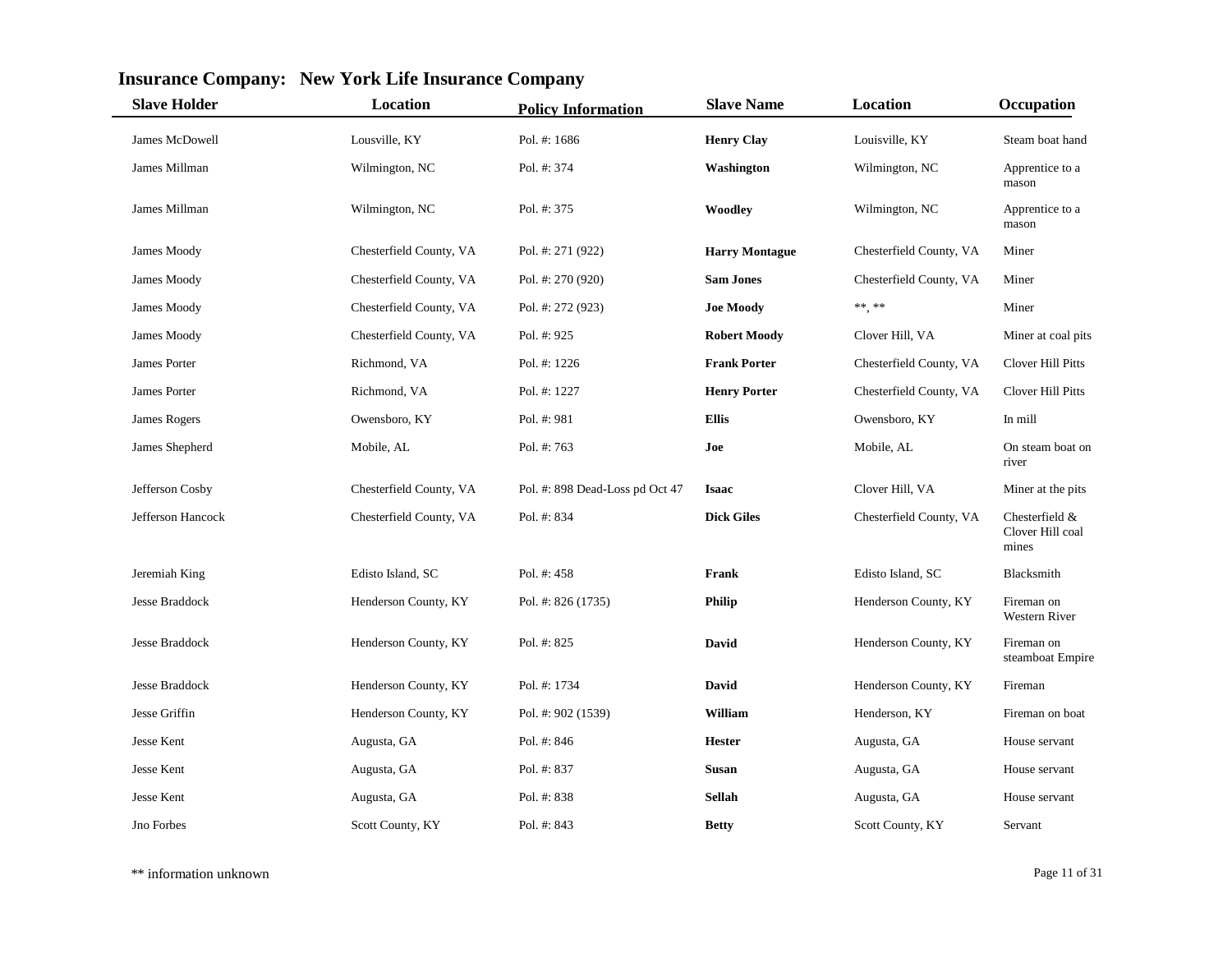## Insurance Company: New York Life Insurance Company

| Slave Holder | Location | Policy Information | Slave Name | Location | Occupation |
|---|---|---|---|---|---|
| James McDowell | Lousville, KY | Pol. #: 1686 | **Henry Clay** | Louisville, KY | Steam boat hand |
| James Millman | Wilmington, NC | Pol. #: 374 | **Washington** | Wilmington, NC | Apprentice to a mason |
| James Millman | Wilmington, NC | Pol. #: 375 | **Woodley** | Wilmington, NC | Apprentice to a mason |
| James Moody | Chesterfield County, VA | Pol. #: 271 (922) | **Harry Montague** | Chesterfield County, VA | Miner |
| James Moody | Chesterfield County, VA | Pol. #: 270 (920) | **Sam Jones** | Chesterfield County, VA | Miner |
| James Moody | Chesterfield County, VA | Pol. #: 272 (923) | **Joe Moody** | **, ** | Miner |
| James Moody | Chesterfield County, VA | Pol. #: 925 | **Robert Moody** | Clover Hill, VA | Miner at coal pits |
| James Porter | Richmond, VA | Pol. #: 1226 | **Frank Porter** | Chesterfield County, VA | Clover Hill Pitts |
| James Porter | Richmond, VA | Pol. #: 1227 | **Henry Porter** | Chesterfield County, VA | Clover Hill Pitts |
| James Rogers | Owensboro, KY | Pol. #: 981 | **Ellis** | Owensboro, KY | In mill |
| James Shepherd | Mobile, AL | Pol. #: 763 | **Joe** | Mobile, AL | On steam boat on river |
| Jefferson Cosby | Chesterfield County, VA | Pol. #: 898 Dead-Loss pd Oct 47 | **Isaac** | Clover Hill, VA | Miner at the pits |
| Jefferson Hancock | Chesterfield County, VA | Pol. #: 834 | **Dick Giles** | Chesterfield County, VA | Chesterfield & Clover Hill coal mines |
| Jeremiah King | Edisto Island, SC | Pol. #: 458 | **Frank** | Edisto Island, SC | Blacksmith |
| Jesse Braddock | Henderson County, KY | Pol. #: 826 (1735) | **Philip** | Henderson County, KY | Fireman on Western River |
| Jesse Braddock | Henderson County, KY | Pol. #: 825 | **David** | Henderson County, KY | Fireman on steamboat Empire |
| Jesse Braddock | Henderson County, KY | Pol. #: 1734 | **David** | Henderson County, KY | Fireman |
| Jesse Griffin | Henderson County, KY | Pol. #: 902 (1539) | **William** | Henderson, KY | Fireman on boat |
| Jesse Kent | Augusta, GA | Pol. #: 846 | **Hester** | Augusta, GA | House servant |
| Jesse Kent | Augusta, GA | Pol. #: 837 | **Susan** | Augusta, GA | House servant |
| Jesse Kent | Augusta, GA | Pol. #: 838 | **Sellah** | Augusta, GA | House servant |
| Jno Forbes | Scott County, KY | Pol. #: 843 | **Betty** | Scott County, KY | Servant |

** information unknown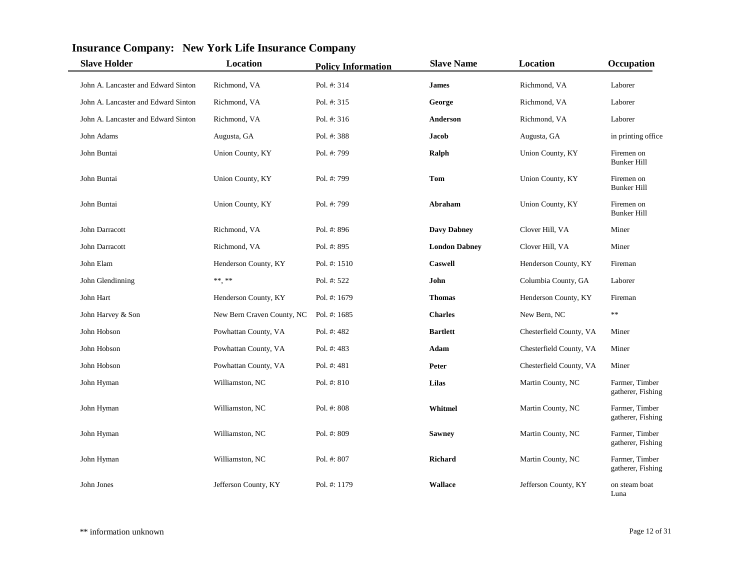## Insurance Company: New York Life Insurance Company

| Slave Holder | Location | Policy Information | Slave Name | Location | Occupation |
|---|---|---|---|---|---|
| John A. Lancaster and Edward Sinton | Richmond, VA | Pol. #: 314 | **James** | Richmond, VA | Laborer |
| John A. Lancaster and Edward Sinton | Richmond, VA | Pol. #: 315 | **George** | Richmond, VA | Laborer |
| John A. Lancaster and Edward Sinton | Richmond, VA | Pol. #: 316 | **Anderson** | Richmond, VA | Laborer |
| John Adams | Augusta, GA | Pol. #: 388 | **Jacob** | Augusta, GA | in printing office |
| John Buntai | Union County, KY | Pol. #: 799 | **Ralph** | Union County, KY | Firemen on Bunker Hill |
| John Buntai | Union County, KY | Pol. #: 799 | **Tom** | Union County, KY | Firemen on Bunker Hill |
| John Buntai | Union County, KY | Pol. #: 799 | **Abraham** | Union County, KY | Firemen on Bunker Hill |
| John Darracott | Richmond, VA | Pol. #: 896 | **Davy Dabney** | Clover Hill, VA | Miner |
| John Darracott | Richmond, VA | Pol. #: 895 | **London Dabney** | Clover Hill, VA | Miner |
| John Elam | Henderson County, KY | Pol. #: 1510 | **Caswell** | Henderson County, KY | Fireman |
| John Glendinning | **, ** | Pol. #: 522 | **John** | Columbia County, GA | Laborer |
| John Hart | Henderson County, KY | Pol. #: 1679 | **Thomas** | Henderson County, KY | Fireman |
| John Harvey & Son | New Bern Craven County, NC | Pol. #: 1685 | **Charles** | New Bern, NC | ** |
| John Hobson | Powhattan County, VA | Pol. #: 482 | **Bartlett** | Chesterfield County, VA | Miner |
| John Hobson | Powhattan County, VA | Pol. #: 483 | **Adam** | Chesterfield County, VA | Miner |
| John Hobson | Powhattan County, VA | Pol. #: 481 | **Peter** | Chesterfield County, VA | Miner |
| John Hyman | Williamston, NC | Pol. #: 810 | **Lilas** | Martin County, NC | Farmer, Timber gatherer, Fishing |
| John Hyman | Williamston, NC | Pol. #: 808 | **Whitmel** | Martin County, NC | Farmer, Timber gatherer, Fishing |
| John Hyman | Williamston, NC | Pol. #: 809 | **Sawney** | Martin County, NC | Farmer, Timber gatherer, Fishing |
| John Hyman | Williamston, NC | Pol. #: 807 | **Richard** | Martin County, NC | Farmer, Timber gatherer, Fishing |
| John Jones | Jefferson County, KY | Pol. #: 1179 | **Wallace** | Jefferson County, KY | on steam boat Luna |

** information unknown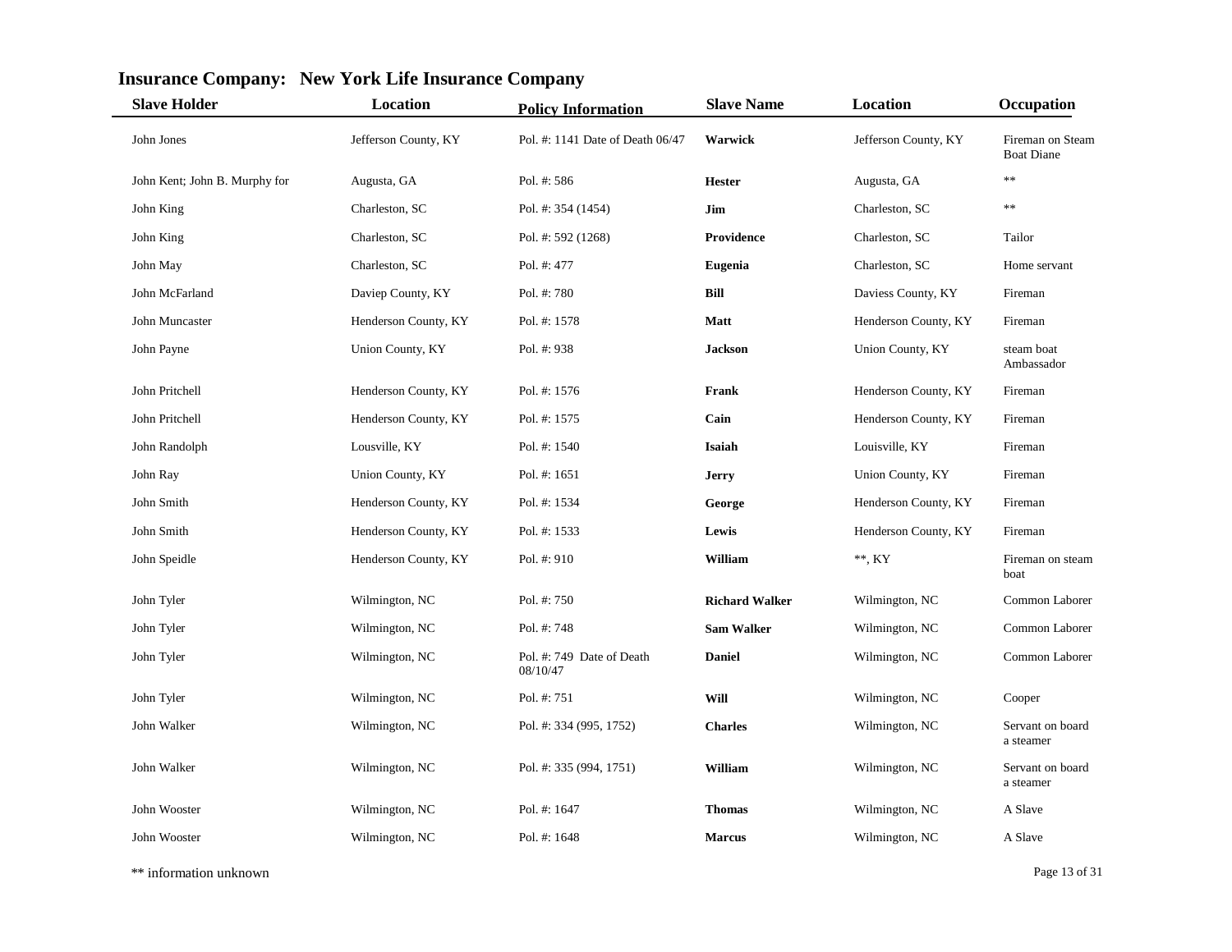## Insurance Company: New York Life Insurance Company

| Slave Holder | Location | Policy Information | Slave Name | Location | Occupation |
|---|---|---|---|---|---|
| John Jones | Jefferson County, KY | Pol. #: 1141 Date of Death 06/47 | **Warwick** | Jefferson County, KY | Fireman on Steam Boat Diane |
| John Kent; John B. Murphy for | Augusta, GA | Pol. #: 586 | **Hester** | Augusta, GA | ** |
| John King | Charleston, SC | Pol. #: 354 (1454) | **Jim** | Charleston, SC | ** |
| John King | Charleston, SC | Pol. #: 592 (1268) | **Providence** | Charleston, SC | Tailor |
| John May | Charleston, SC | Pol. #: 477 | **Eugenia** | Charleston, SC | Home servant |
| John McFarland | Daviep County, KY | Pol. #: 780 | **Bill** | Daviess County, KY | Fireman |
| John Muncaster | Henderson County, KY | Pol. #: 1578 | **Matt** | Henderson County, KY | Fireman |
| John Payne | Union County, KY | Pol. #: 938 | **Jackson** | Union County, KY | steam boat Ambassador |
| John Pritchell | Henderson County, KY | Pol. #: 1576 | **Frank** | Henderson County, KY | Fireman |
| John Pritchell | Henderson County, KY | Pol. #: 1575 | **Cain** | Henderson County, KY | Fireman |
| John Randolph | Lousville, KY | Pol. #: 1540 | **Isaiah** | Louisville, KY | Fireman |
| John Ray | Union County, KY | Pol. #: 1651 | **Jerry** | Union County, KY | Fireman |
| John Smith | Henderson County, KY | Pol. #: 1534 | **George** | Henderson County, KY | Fireman |
| John Smith | Henderson County, KY | Pol. #: 1533 | **Lewis** | Henderson County, KY | Fireman |
| John Speidle | Henderson County, KY | Pol. #: 910 | **William** | **, KY | Fireman on steam boat |
| John Tyler | Wilmington, NC | Pol. #: 750 | **Richard Walker** | Wilmington, NC | Common Laborer |
| John Tyler | Wilmington, NC | Pol. #: 748 | **Sam Walker** | Wilmington, NC | Common Laborer |
| John Tyler | Wilmington, NC | Pol. #: 749 Date of Death 08/10/47 | **Daniel** | Wilmington, NC | Common Laborer |
| John Tyler | Wilmington, NC | Pol. #: 751 | **Will** | Wilmington, NC | Cooper |
| John Walker | Wilmington, NC | Pol. #: 334 (995, 1752) | **Charles** | Wilmington, NC | Servant on board a steamer |
| John Walker | Wilmington, NC | Pol. #: 335 (994, 1751) | **William** | Wilmington, NC | Servant on board a steamer |
| John Wooster | Wilmington, NC | Pol. #: 1647 | **Thomas** | Wilmington, NC | A Slave |
| John Wooster | Wilmington, NC | Pol. #: 1648 | **Marcus** | Wilmington, NC | A Slave |

** information unknown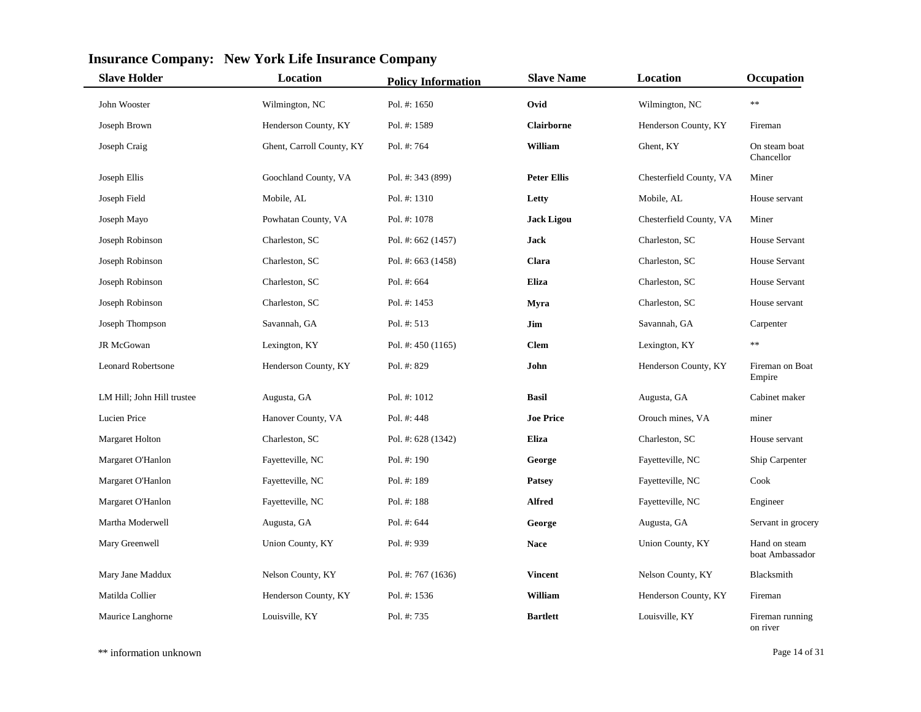## Insurance Company: New York Life Insurance Company

| Slave Holder | Location | Policy Information | Slave Name | Location | Occupation |
|---|---|---|---|---|---|
| John Wooster | Wilmington, NC | Pol. #: 1650 | **Ovid** | Wilmington, NC | ** |
| Joseph Brown | Henderson County, KY | Pol. #: 1589 | **Clairborne** | Henderson County, KY | Fireman |
| Joseph Craig | Ghent, Carroll County, KY | Pol. #: 764 | **William** | Ghent, KY | On steam boat Chancellor |
| Joseph Ellis | Goochland County, VA | Pol. #: 343 (899) | **Peter Ellis** | Chesterfield County, VA | Miner |
| Joseph Field | Mobile, AL | Pol. #: 1310 | **Letty** | Mobile, AL | House servant |
| Joseph Mayo | Powhatan County, VA | Pol. #: 1078 | **Jack Ligou** | Chesterfield County, VA | Miner |
| Joseph Robinson | Charleston, SC | Pol. #: 662 (1457) | **Jack** | Charleston, SC | House Servant |
| Joseph Robinson | Charleston, SC | Pol. #: 663 (1458) | **Clara** | Charleston, SC | House Servant |
| Joseph Robinson | Charleston, SC | Pol. #: 664 | **Eliza** | Charleston, SC | House Servant |
| Joseph Robinson | Charleston, SC | Pol. #: 1453 | **Myra** | Charleston, SC | House servant |
| Joseph Thompson | Savannah, GA | Pol. #: 513 | **Jim** | Savannah, GA | Carpenter |
| JR McGowan | Lexington, KY | Pol. #: 450 (1165) | **Clem** | Lexington, KY | ** |
| Leonard Robertsone | Henderson County, KY | Pol. #: 829 | **John** | Henderson County, KY | Fireman on Boat Empire |
| LM Hill; John Hill trustee | Augusta, GA | Pol. #: 1012 | **Basil** | Augusta, GA | Cabinet maker |
| Lucien Price | Hanover County, VA | Pol. #: 448 | **Joe Price** | Orouch mines, VA | miner |
| Margaret Holton | Charleston, SC | Pol. #: 628 (1342) | **Eliza** | Charleston, SC | House servant |
| Margaret O'Hanlon | Fayetteville, NC | Pol. #: 190 | **George** | Fayetteville, NC | Ship Carpenter |
| Margaret O'Hanlon | Fayetteville, NC | Pol. #: 189 | **Patsey** | Fayetteville, NC | Cook |
| Margaret O'Hanlon | Fayetteville, NC | Pol. #: 188 | **Alfred** | Fayetteville, NC | Engineer |
| Martha Moderwell | Augusta, GA | Pol. #: 644 | **George** | Augusta, GA | Servant in grocery |
| Mary Greenwell | Union County, KY | Pol. #: 939 | **Nace** | Union County, KY | Hand on steam boat Ambassador |
| Mary Jane Maddux | Nelson County, KY | Pol. #: 767 (1636) | **Vincent** | Nelson County, KY | Blacksmith |
| Matilda Collier | Henderson County, KY | Pol. #: 1536 | **William** | Henderson County, KY | Fireman |
| Maurice Langhorne | Louisville, KY | Pol. #: 735 | **Bartlett** | Louisville, KY | Fireman running on river |

** information unknown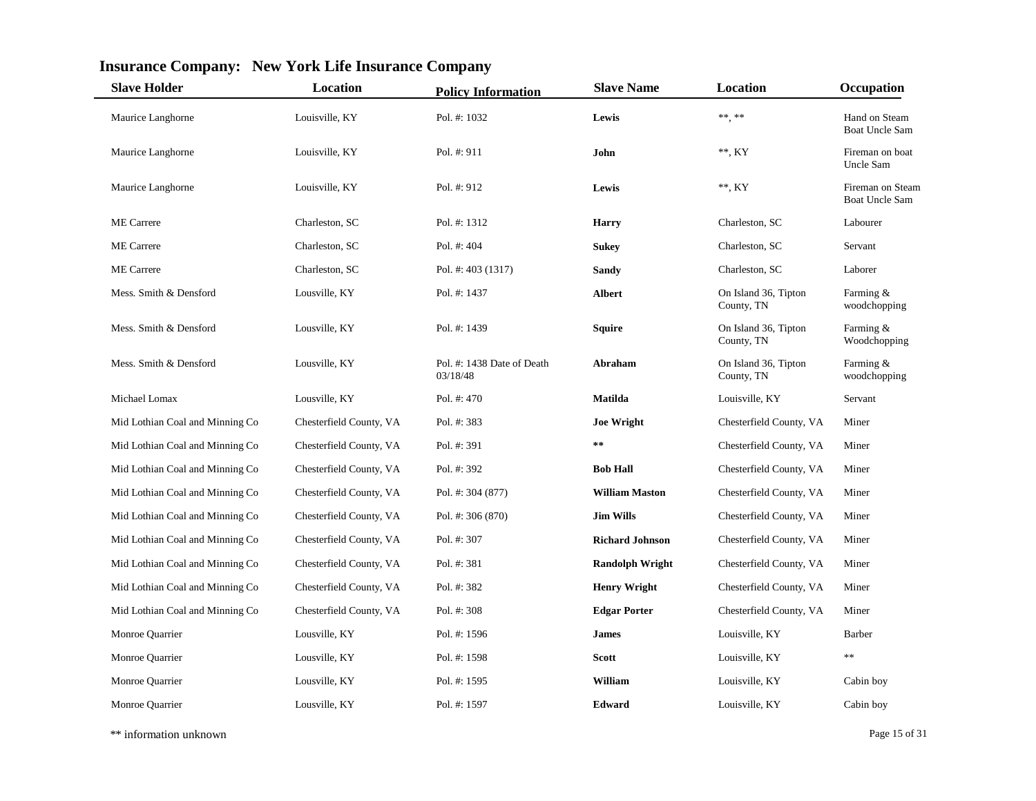## Insurance Company: New York Life Insurance Company

| Slave Holder | Location | Policy Information | Slave Name | Location | Occupation |
|---|---|---|---|---|---|
| Maurice Langhorne | Louisville, KY | Pol. #: 1032 | **Lewis** | **, ** | Hand on Steam Boat Uncle Sam |
| Maurice Langhorne | Louisville, KY | Pol. #: 911 | **John** | **, KY | Fireman on boat Uncle Sam |
| Maurice Langhorne | Louisville, KY | Pol. #: 912 | **Lewis** | **, KY | Fireman on Steam Boat Uncle Sam |
| ME Carrere | Charleston, SC | Pol. #: 1312 | **Harry** | Charleston, SC | Labourer |
| ME Carrere | Charleston, SC | Pol. #: 404 | **Sukey** | Charleston, SC | Servant |
| ME Carrere | Charleston, SC | Pol. #: 403 (1317) | **Sandy** | Charleston, SC | Laborer |
| Mess. Smith & Densford | Lousville, KY | Pol. #: 1437 | **Albert** | On Island 36, Tipton County, TN | Farming & woodchopping |
| Mess. Smith & Densford | Lousville, KY | Pol. #: 1439 | **Squire** | On Island 36, Tipton County, TN | Farming & Woodchopping |
| Mess. Smith & Densford | Lousville, KY | Pol. #: 1438 Date of Death 03/18/48 | **Abraham** | On Island 36, Tipton County, TN | Farming & woodchopping |
| Michael Lomax | Lousville, KY | Pol. #: 470 | **Matilda** | Louisville, KY | Servant |
| Mid Lothian Coal and Minning Co | Chesterfield County, VA | Pol. #: 383 | **Joe Wright** | Chesterfield County, VA | Miner |
| Mid Lothian Coal and Minning Co | Chesterfield County, VA | Pol. #: 391 | ** | Chesterfield County, VA | Miner |
| Mid Lothian Coal and Minning Co | Chesterfield County, VA | Pol. #: 392 | **Bob Hall** | Chesterfield County, VA | Miner |
| Mid Lothian Coal and Minning Co | Chesterfield County, VA | Pol. #: 304 (877) | **William Maston** | Chesterfield County, VA | Miner |
| Mid Lothian Coal and Minning Co | Chesterfield County, VA | Pol. #: 306 (870) | **Jim Wills** | Chesterfield County, VA | Miner |
| Mid Lothian Coal and Minning Co | Chesterfield County, VA | Pol. #: 307 | **Richard Johnson** | Chesterfield County, VA | Miner |
| Mid Lothian Coal and Minning Co | Chesterfield County, VA | Pol. #: 381 | **Randolph Wright** | Chesterfield County, VA | Miner |
| Mid Lothian Coal and Minning Co | Chesterfield County, VA | Pol. #: 382 | **Henry Wright** | Chesterfield County, VA | Miner |
| Mid Lothian Coal and Minning Co | Chesterfield County, VA | Pol. #: 308 | **Edgar Porter** | Chesterfield County, VA | Miner |
| Monroe Quarrier | Lousville, KY | Pol. #: 1596 | **James** | Louisville, KY | Barber |
| Monroe Quarrier | Lousville, KY | Pol. #: 1598 | **Scott** | Louisville, KY | ** |
| Monroe Quarrier | Lousville, KY | Pol. #: 1595 | **William** | Louisville, KY | Cabin boy |
| Monroe Quarrier | Lousville, KY | Pol. #: 1597 | **Edward** | Louisville, KY | Cabin boy |

** information unknown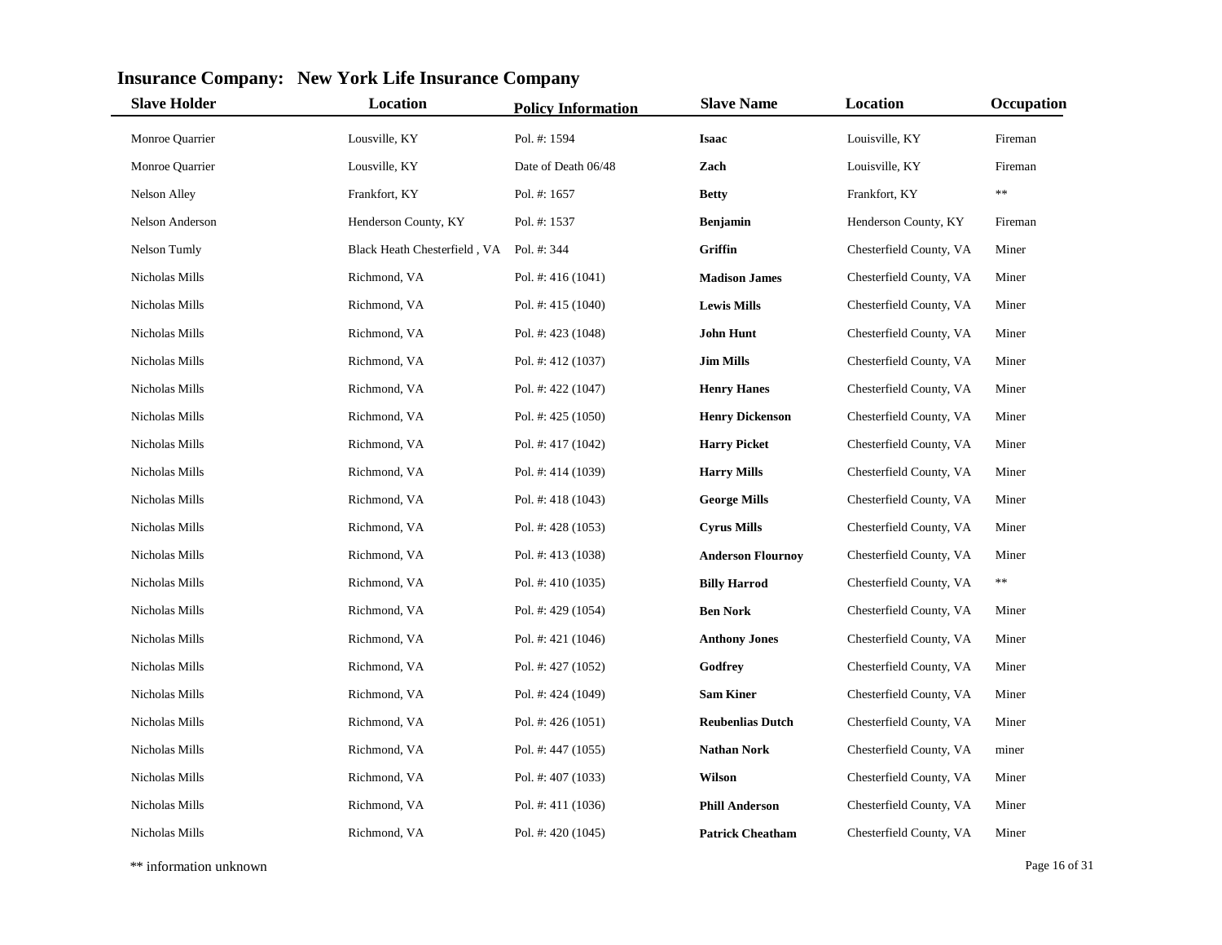## Insurance Company: New York Life Insurance Company

| Slave Holder | Location | Policy Information | Slave Name | Location | Occupation |
|---|---|---|---|---|---|
| Monroe Quarrier | Lousville, KY | Pol. #: 1594 | **Isaac** | Louisville, KY | Fireman |
| Monroe Quarrier | Lousville, KY | Date of Death 06/48 | **Zach** | Louisville, KY | Fireman |
| Nelson Alley | Frankfort, KY | Pol. #: 1657 | **Betty** | Frankfort, KY | ** |
| Nelson Anderson | Henderson County, KY | Pol. #: 1537 | **Benjamin** | Henderson County, KY | Fireman |
| Nelson Tumly | Black Heath Chesterfield , VA | Pol. #: 344 | **Griffin** | Chesterfield County, VA | Miner |
| Nicholas Mills | Richmond, VA | Pol. #: 416 (1041) | **Madison James** | Chesterfield County, VA | Miner |
| Nicholas Mills | Richmond, VA | Pol. #: 415 (1040) | **Lewis Mills** | Chesterfield County, VA | Miner |
| Nicholas Mills | Richmond, VA | Pol. #: 423 (1048) | **John Hunt** | Chesterfield County, VA | Miner |
| Nicholas Mills | Richmond, VA | Pol. #: 412 (1037) | **Jim Mills** | Chesterfield County, VA | Miner |
| Nicholas Mills | Richmond, VA | Pol. #: 422 (1047) | **Henry Hanes** | Chesterfield County, VA | Miner |
| Nicholas Mills | Richmond, VA | Pol. #: 425 (1050) | **Henry Dickenson** | Chesterfield County, VA | Miner |
| Nicholas Mills | Richmond, VA | Pol. #: 417 (1042) | **Harry Picket** | Chesterfield County, VA | Miner |
| Nicholas Mills | Richmond, VA | Pol. #: 414 (1039) | **Harry Mills** | Chesterfield County, VA | Miner |
| Nicholas Mills | Richmond, VA | Pol. #: 418 (1043) | **George Mills** | Chesterfield County, VA | Miner |
| Nicholas Mills | Richmond, VA | Pol. #: 428 (1053) | **Cyrus Mills** | Chesterfield County, VA | Miner |
| Nicholas Mills | Richmond, VA | Pol. #: 413 (1038) | **Anderson Flournoy** | Chesterfield County, VA | Miner |
| Nicholas Mills | Richmond, VA | Pol. #: 410 (1035) | **Billy Harrod** | Chesterfield County, VA | ** |
| Nicholas Mills | Richmond, VA | Pol. #: 429 (1054) | **Ben Nork** | Chesterfield County, VA | Miner |
| Nicholas Mills | Richmond, VA | Pol. #: 421 (1046) | **Anthony Jones** | Chesterfield County, VA | Miner |
| Nicholas Mills | Richmond, VA | Pol. #: 427 (1052) | **Godfrey** | Chesterfield County, VA | Miner |
| Nicholas Mills | Richmond, VA | Pol. #: 424 (1049) | **Sam Kiner** | Chesterfield County, VA | Miner |
| Nicholas Mills | Richmond, VA | Pol. #: 426 (1051) | **Reubenlias Dutch** | Chesterfield County, VA | Miner |
| Nicholas Mills | Richmond, VA | Pol. #: 447 (1055) | **Nathan Nork** | Chesterfield County, VA | miner |
| Nicholas Mills | Richmond, VA | Pol. #: 407 (1033) | **Wilson** | Chesterfield County, VA | Miner |
| Nicholas Mills | Richmond, VA | Pol. #: 411 (1036) | **Phill Anderson** | Chesterfield County, VA | Miner |
| Nicholas Mills | Richmond, VA | Pol. #: 420 (1045) | **Patrick Cheatham** | Chesterfield County, VA | Miner |

** information unknown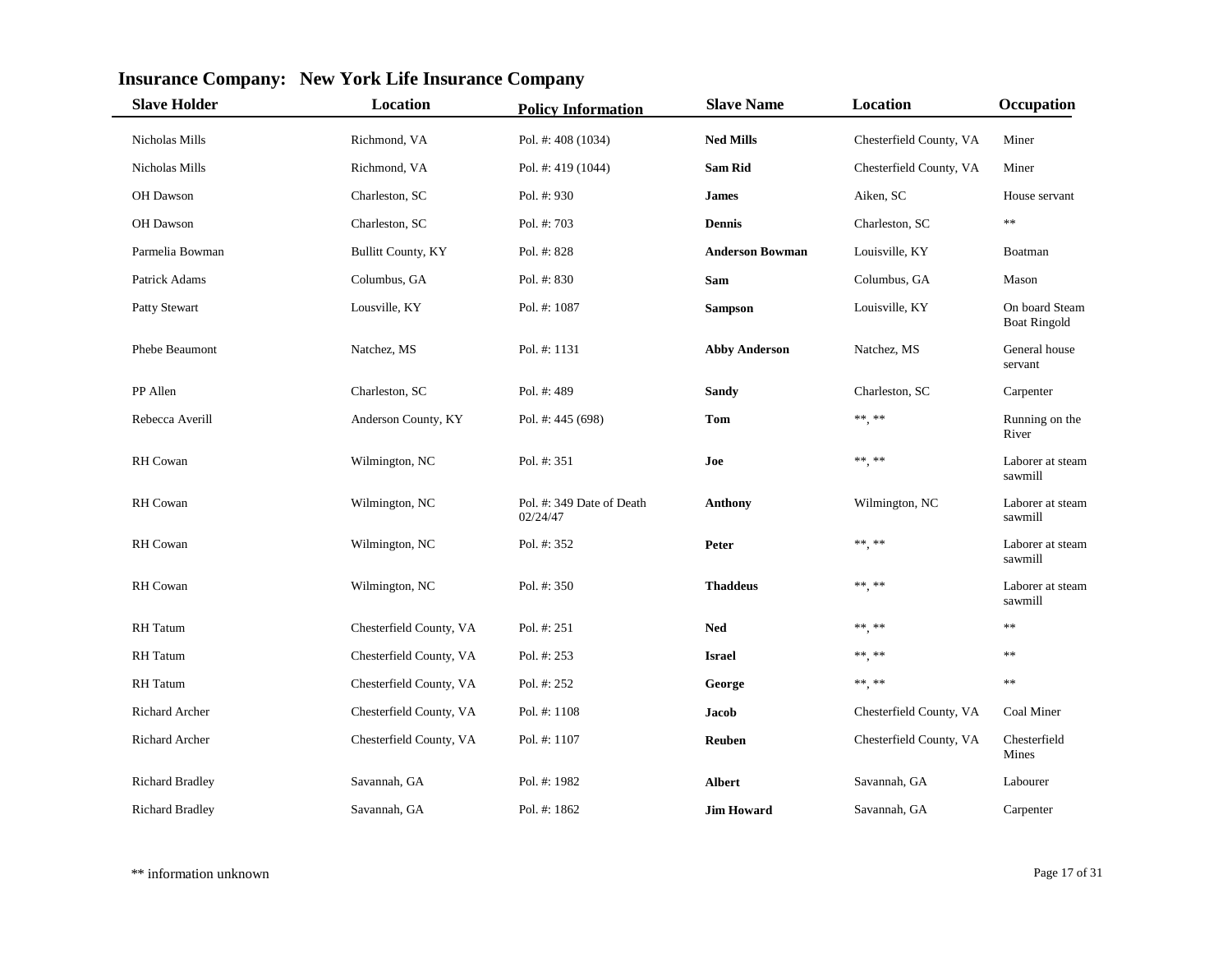## Insurance Company: New York Life Insurance Company

| Slave Holder | Location | Policy Information | Slave Name | Location | Occupation |
|---|---|---|---|---|---|
| Nicholas Mills | Richmond, VA | Pol. #: 408 (1034) | **Ned Mills** | Chesterfield County, VA | Miner |
| Nicholas Mills | Richmond, VA | Pol. #: 419 (1044) | **Sam Rid** | Chesterfield County, VA | Miner |
| OH Dawson | Charleston, SC | Pol. #: 930 | **James** | Aiken, SC | House servant |
| OH Dawson | Charleston, SC | Pol. #: 703 | **Dennis** | Charleston, SC | ** |
| Parmelia Bowman | Bullitt County, KY | Pol. #: 828 | **Anderson Bowman** | Louisville, KY | Boatman |
| Patrick Adams | Columbus, GA | Pol. #: 830 | **Sam** | Columbus, GA | Mason |
| Patty Stewart | Lousville, KY | Pol. #: 1087 | **Sampson** | Louisville, KY | On board Steam Boat Ringold |
| Phebe Beaumont | Natchez, MS | Pol. #: 1131 | **Abby Anderson** | Natchez, MS | General house servant |
| PP Allen | Charleston, SC | Pol. #: 489 | **Sandy** | Charleston, SC | Carpenter |
| Rebecca Averill | Anderson County, KY | Pol. #: 445 (698) | **Tom** | **, ** | Running on the River |
| RH Cowan | Wilmington, NC | Pol. #: 351 | **Joe** | **, ** | Laborer at steam sawmill |
| RH Cowan | Wilmington, NC | Pol. #: 349 Date of Death 02/24/47 | **Anthony** | Wilmington, NC | Laborer at steam sawmill |
| RH Cowan | Wilmington, NC | Pol. #: 352 | **Peter** | **, ** | Laborer at steam sawmill |
| RH Cowan | Wilmington, NC | Pol. #: 350 | **Thaddeus** | **, ** | Laborer at steam sawmill |
| RH Tatum | Chesterfield County, VA | Pol. #: 251 | **Ned** | **, ** | ** |
| RH Tatum | Chesterfield County, VA | Pol. #: 253 | **Israel** | **, ** | ** |
| RH Tatum | Chesterfield County, VA | Pol. #: 252 | **George** | **, ** | ** |
| Richard Archer | Chesterfield County, VA | Pol. #: 1108 | **Jacob** | Chesterfield County, VA | Coal Miner |
| Richard Archer | Chesterfield County, VA | Pol. #: 1107 | **Reuben** | Chesterfield County, VA | Chesterfield Mines |
| Richard Bradley | Savannah, GA | Pol. #: 1982 | **Albert** | Savannah, GA | Labourer |
| Richard Bradley | Savannah, GA | Pol. #: 1862 | **Jim Howard** | Savannah, GA | Carpenter |

** information unknown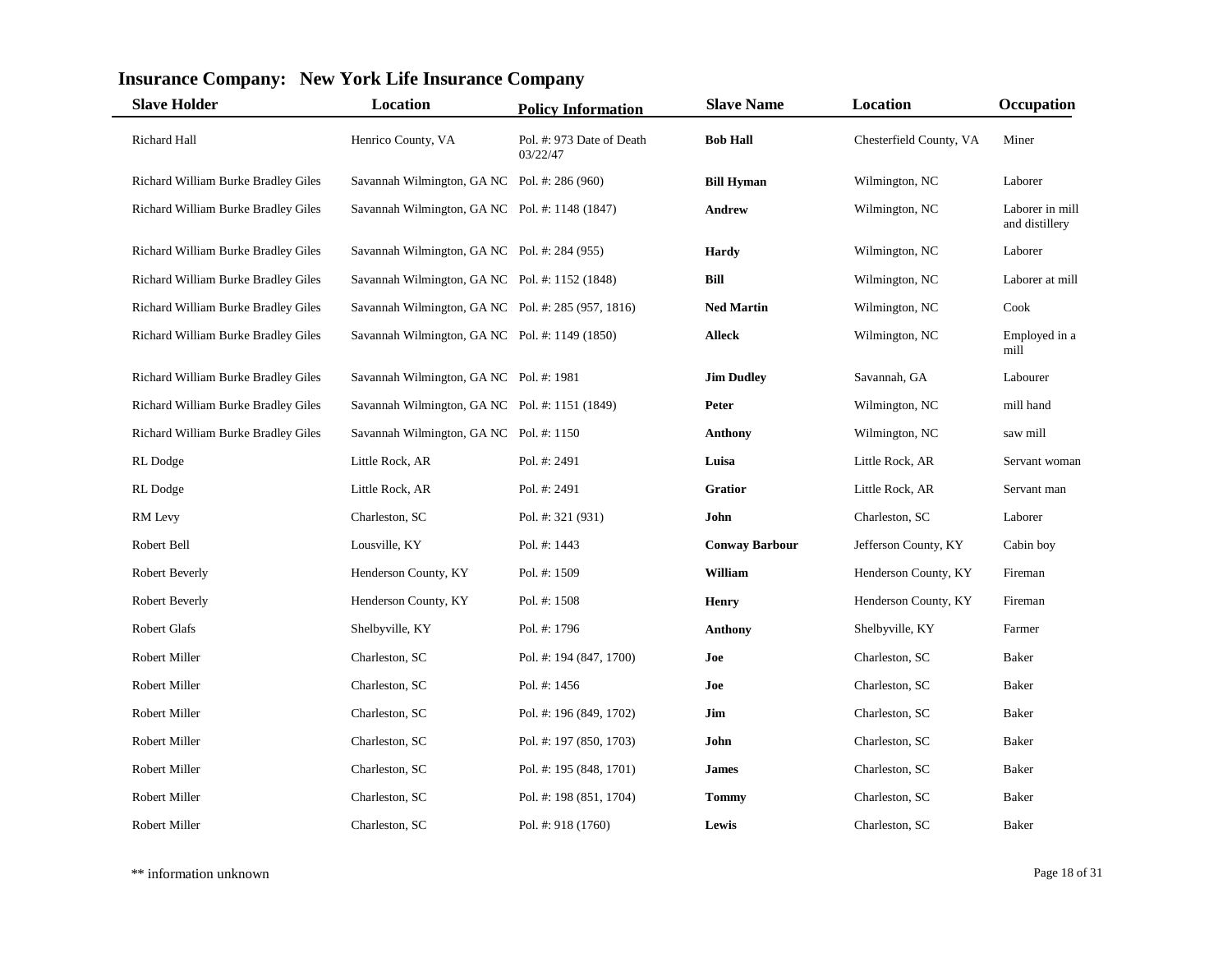## Insurance Company: New York Life Insurance Company

| Slave Holder | Location | Policy Information | Slave Name | Location | Occupation |
|---|---|---|---|---|---|
| Richard Hall | Henrico County, VA | Pol. #: 973 Date of Death 03/22/47 | **Bob Hall** | Chesterfield County, VA | Miner |
| Richard William Burke Bradley Giles | Savannah Wilmington, GA NC | Pol. #: 286 (960) | **Bill Hyman** | Wilmington, NC | Laborer |
| Richard William Burke Bradley Giles | Savannah Wilmington, GA NC | Pol. #: 1148 (1847) | **Andrew** | Wilmington, NC | Laborer in mill and distillery |
| Richard William Burke Bradley Giles | Savannah Wilmington, GA NC | Pol. #: 284 (955) | **Hardy** | Wilmington, NC | Laborer |
| Richard William Burke Bradley Giles | Savannah Wilmington, GA NC | Pol. #: 1152 (1848) | **Bill** | Wilmington, NC | Laborer at mill |
| Richard William Burke Bradley Giles | Savannah Wilmington, GA NC | Pol. #: 285 (957, 1816) | **Ned Martin** | Wilmington, NC | Cook |
| Richard William Burke Bradley Giles | Savannah Wilmington, GA NC | Pol. #: 1149 (1850) | **Alleck** | Wilmington, NC | Employed in a mill |
| Richard William Burke Bradley Giles | Savannah Wilmington, GA NC | Pol. #: 1981 | **Jim Dudley** | Savannah, GA | Labourer |
| Richard William Burke Bradley Giles | Savannah Wilmington, GA NC | Pol. #: 1151 (1849) | **Peter** | Wilmington, NC | mill hand |
| Richard William Burke Bradley Giles | Savannah Wilmington, GA NC | Pol. #: 1150 | **Anthony** | Wilmington, NC | saw mill |
| RL Dodge | Little Rock, AR | Pol. #: 2491 | **Luisa** | Little Rock, AR | Servant woman |
| RL Dodge | Little Rock, AR | Pol. #: 2491 | **Gratior** | Little Rock, AR | Servant man |
| RM Levy | Charleston, SC | Pol. #: 321 (931) | **John** | Charleston, SC | Laborer |
| Robert Bell | Lousville, KY | Pol. #: 1443 | **Conway Barbour** | Jefferson County, KY | Cabin boy |
| Robert Beverly | Henderson County, KY | Pol. #: 1509 | **William** | Henderson County, KY | Fireman |
| Robert Beverly | Henderson County, KY | Pol. #: 1508 | **Henry** | Henderson County, KY | Fireman |
| Robert Glafs | Shelbyville, KY | Pol. #: 1796 | **Anthony** | Shelbyville, KY | Farmer |
| Robert Miller | Charleston, SC | Pol. #: 194 (847, 1700) | **Joe** | Charleston, SC | Baker |
| Robert Miller | Charleston, SC | Pol. #: 1456 | **Joe** | Charleston, SC | Baker |
| Robert Miller | Charleston, SC | Pol. #: 196 (849, 1702) | **Jim** | Charleston, SC | Baker |
| Robert Miller | Charleston, SC | Pol. #: 197 (850, 1703) | **John** | Charleston, SC | Baker |
| Robert Miller | Charleston, SC | Pol. #: 195 (848, 1701) | **James** | Charleston, SC | Baker |
| Robert Miller | Charleston, SC | Pol. #: 198 (851, 1704) | **Tommy** | Charleston, SC | Baker |
| Robert Miller | Charleston, SC | Pol. #: 918 (1760) | **Lewis** | Charleston, SC | Baker |

** information unknown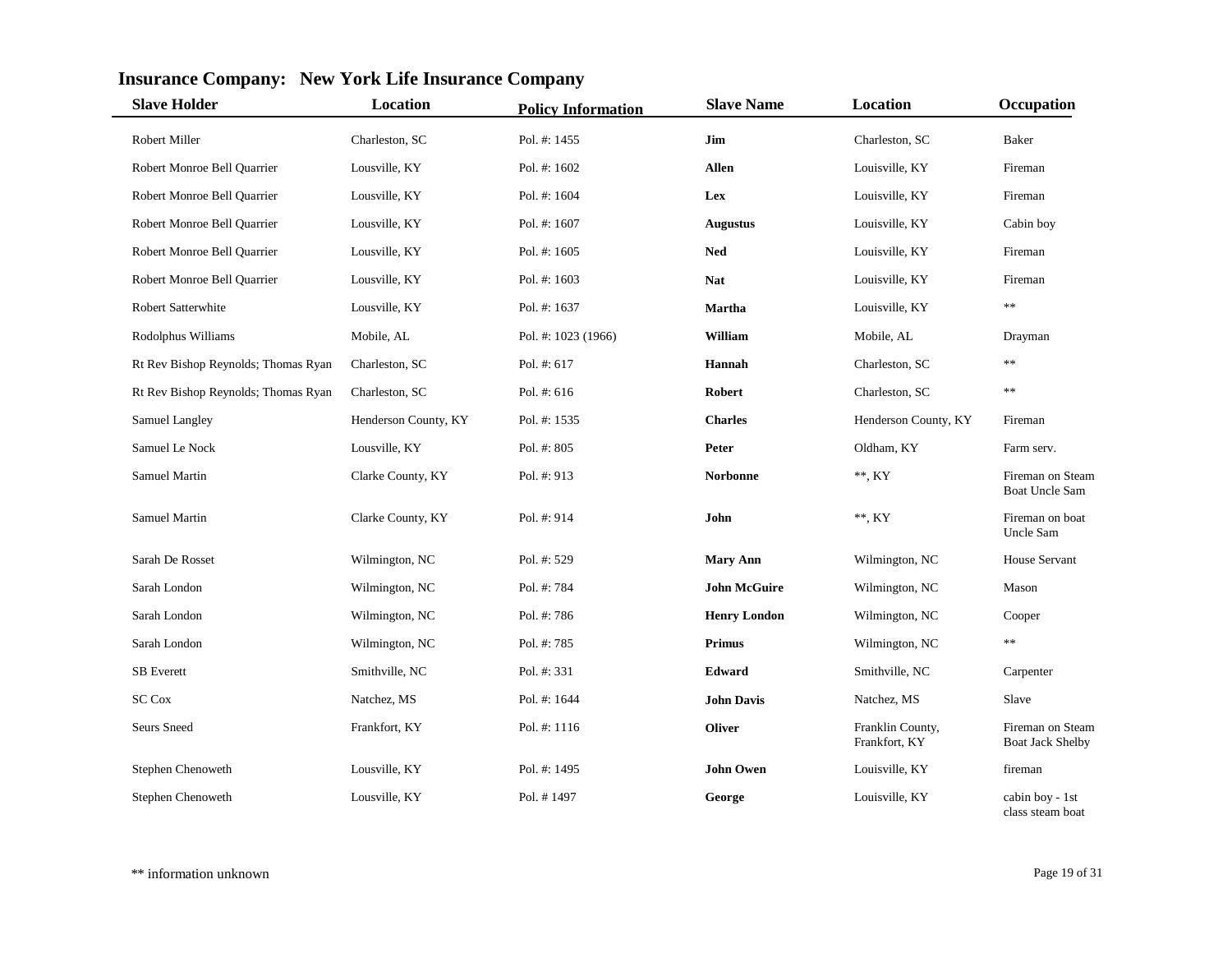## Insurance Company: New York Life Insurance Company

| Slave Holder | Location | Policy Information | Slave Name | Location | Occupation |
|---|---|---|---|---|---|
| Robert Miller | Charleston, SC | Pol. #: 1455 | **Jim** | Charleston, SC | Baker |
| Robert Monroe Bell Quarrier | Lousville, KY | Pol. #: 1602 | **Allen** | Louisville, KY | Fireman |
| Robert Monroe Bell Quarrier | Lousville, KY | Pol. #: 1604 | **Lex** | Louisville, KY | Fireman |
| Robert Monroe Bell Quarrier | Lousville, KY | Pol. #: 1607 | **Augustus** | Louisville, KY | Cabin boy |
| Robert Monroe Bell Quarrier | Lousville, KY | Pol. #: 1605 | **Ned** | Louisville, KY | Fireman |
| Robert Monroe Bell Quarrier | Lousville, KY | Pol. #: 1603 | **Nat** | Louisville, KY | Fireman |
| Robert Satterwhite | Lousville, KY | Pol. #: 1637 | **Martha** | Louisville, KY | ** |
| Rodolphus Williams | Mobile, AL | Pol. #: 1023 (1966) | **William** | Mobile, AL | Drayman |
| Rt Rev Bishop Reynolds; Thomas Ryan | Charleston, SC | Pol. #: 617 | **Hannah** | Charleston, SC | ** |
| Rt Rev Bishop Reynolds; Thomas Ryan | Charleston, SC | Pol. #: 616 | **Robert** | Charleston, SC | ** |
| Samuel Langley | Henderson County, KY | Pol. #: 1535 | **Charles** | Henderson County, KY | Fireman |
| Samuel Le Nock | Lousville, KY | Pol. #: 805 | **Peter** | Oldham, KY | Farm serv. |
| Samuel Martin | Clarke County, KY | Pol. #: 913 | **Norbonne** | **, KY | Fireman on Steam Boat Uncle Sam |
| Samuel Martin | Clarke County, KY | Pol. #: 914 | **John** | **, KY | Fireman on boat Uncle Sam |
| Sarah De Rosset | Wilmington, NC | Pol. #: 529 | **Mary Ann** | Wilmington, NC | House Servant |
| Sarah London | Wilmington, NC | Pol. #: 784 | **John McGuire** | Wilmington, NC | Mason |
| Sarah London | Wilmington, NC | Pol. #: 786 | **Henry London** | Wilmington, NC | Cooper |
| Sarah London | Wilmington, NC | Pol. #: 785 | **Primus** | Wilmington, NC | ** |
| SB Everett | Smithville, NC | Pol. #: 331 | **Edward** | Smithville, NC | Carpenter |
| SC Cox | Natchez, MS | Pol. #: 1644 | **John Davis** | Natchez, MS | Slave |
| Seurs Sneed | Frankfort, KY | Pol. #: 1116 | **Oliver** | Franklin County, Frankfort, KY | Fireman on Steam Boat Jack Shelby |
| Stephen Chenoweth | Lousville, KY | Pol. #: 1495 | **John Owen** | Louisville, KY | fireman |
| Stephen Chenoweth | Lousville, KY | Pol. # 1497 | **George** | Louisville, KY | cabin boy - 1st class steam boat |

** information unknown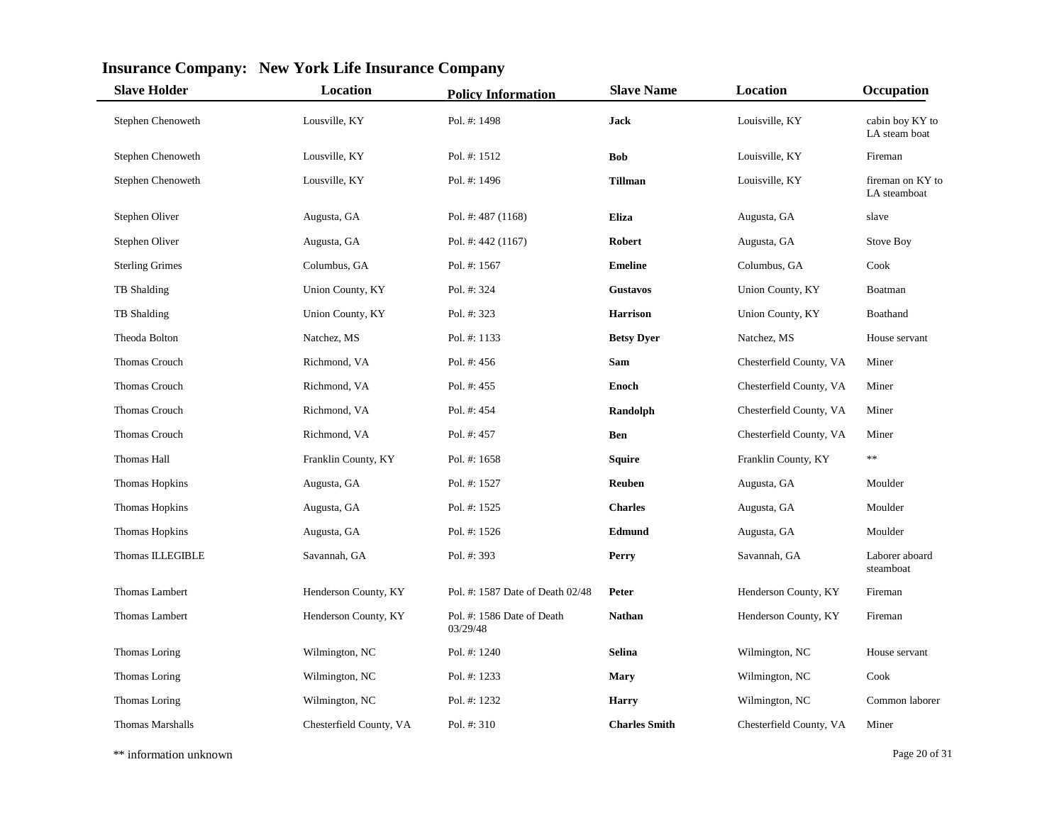## Insurance Company: New York Life Insurance Company

| Slave Holder | Location | Policy Information | Slave Name | Location | Occupation |
|---|---|---|---|---|---|
| Stephen Chenoweth | Lousville, KY | Pol. #: 1498 | **Jack** | Louisville, KY | cabin boy KY to LA steam boat |
| Stephen Chenoweth | Lousville, KY | Pol. #: 1512 | **Bob** | Louisville, KY | Fireman |
| Stephen Chenoweth | Lousville, KY | Pol. #: 1496 | **Tillman** | Louisville, KY | fireman on KY to LA steamboat |
| Stephen Oliver | Augusta, GA | Pol. #: 487 (1168) | **Eliza** | Augusta, GA | slave |
| Stephen Oliver | Augusta, GA | Pol. #: 442 (1167) | **Robert** | Augusta, GA | Stove Boy |
| Sterling Grimes | Columbus, GA | Pol. #: 1567 | **Emeline** | Columbus, GA | Cook |
| TB Shalding | Union County, KY | Pol. #: 324 | **Gustavos** | Union County, KY | Boatman |
| TB Shalding | Union County, KY | Pol. #: 323 | **Harrison** | Union County, KY | Boathand |
| Theoda Bolton | Natchez, MS | Pol. #: 1133 | **Betsy Dyer** | Natchez, MS | House servant |
| Thomas Crouch | Richmond, VA | Pol. #: 456 | **Sam** | Chesterfield County, VA | Miner |
| Thomas Crouch | Richmond, VA | Pol. #: 455 | **Enoch** | Chesterfield County, VA | Miner |
| Thomas Crouch | Richmond, VA | Pol. #: 454 | **Randolph** | Chesterfield County, VA | Miner |
| Thomas Crouch | Richmond, VA | Pol. #: 457 | **Ben** | Chesterfield County, VA | Miner |
| Thomas Hall | Franklin County, KY | Pol. #: 1658 | **Squire** | Franklin County, KY | ** |
| Thomas Hopkins | Augusta, GA | Pol. #: 1527 | **Reuben** | Augusta, GA | Moulder |
| Thomas Hopkins | Augusta, GA | Pol. #: 1525 | **Charles** | Augusta, GA | Moulder |
| Thomas Hopkins | Augusta, GA | Pol. #: 1526 | **Edmund** | Augusta, GA | Moulder |
| Thomas ILLEGIBLE | Savannah, GA | Pol. #: 393 | **Perry** | Savannah, GA | Laborer aboard steamboat |
| Thomas Lambert | Henderson County, KY | Pol. #: 1587 Date of Death 02/48 | **Peter** | Henderson County, KY | Fireman |
| Thomas Lambert | Henderson County, KY | Pol. #: 1586 Date of Death 03/29/48 | **Nathan** | Henderson County, KY | Fireman |
| Thomas Loring | Wilmington, NC | Pol. #: 1240 | **Selina** | Wilmington, NC | House servant |
| Thomas Loring | Wilmington, NC | Pol. #: 1233 | **Mary** | Wilmington, NC | Cook |
| Thomas Loring | Wilmington, NC | Pol. #: 1232 | **Harry** | Wilmington, NC | Common laborer |
| Thomas Marshalls | Chesterfield County, VA | Pol. #: 310 | **Charles Smith** | Chesterfield County, VA | Miner |

** information unknown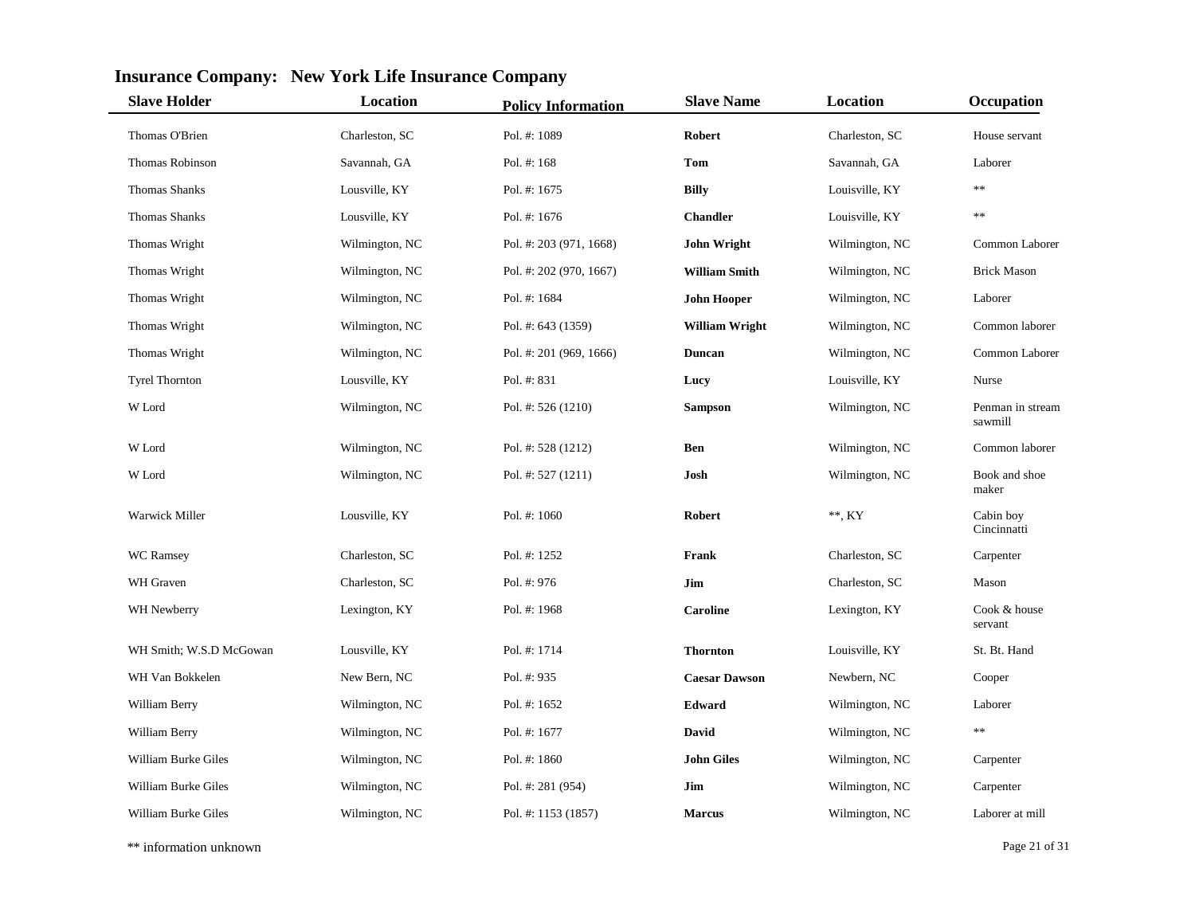## Insurance Company: New York Life Insurance Company

| Slave Holder | Location | Policy Information | Slave Name | Location | Occupation |
|---|---|---|---|---|---|
| Thomas O'Brien | Charleston, SC | Pol. #: 1089 | **Robert** | Charleston, SC | House servant |
| Thomas Robinson | Savannah, GA | Pol. #: 168 | **Tom** | Savannah, GA | Laborer |
| Thomas Shanks | Lousville, KY | Pol. #: 1675 | **Billy** | Louisville, KY | ** |
| Thomas Shanks | Lousville, KY | Pol. #: 1676 | **Chandler** | Louisville, KY | ** |
| Thomas Wright | Wilmington, NC | Pol. #: 203 (971, 1668) | **John Wright** | Wilmington, NC | Common Laborer |
| Thomas Wright | Wilmington, NC | Pol. #: 202 (970, 1667) | **William Smith** | Wilmington, NC | Brick Mason |
| Thomas Wright | Wilmington, NC | Pol. #: 1684 | **John Hooper** | Wilmington, NC | Laborer |
| Thomas Wright | Wilmington, NC | Pol. #: 643 (1359) | **William Wright** | Wilmington, NC | Common laborer |
| Thomas Wright | Wilmington, NC | Pol. #: 201 (969, 1666) | **Duncan** | Wilmington, NC | Common Laborer |
| Tyrel Thornton | Lousville, KY | Pol. #: 831 | **Lucy** | Louisville, KY | Nurse |
| W Lord | Wilmington, NC | Pol. #: 526 (1210) | **Sampson** | Wilmington, NC | Penman in stream sawmill |
| W Lord | Wilmington, NC | Pol. #: 528 (1212) | **Ben** | Wilmington, NC | Common laborer |
| W Lord | Wilmington, NC | Pol. #: 527 (1211) | **Josh** | Wilmington, NC | Book and shoe maker |
| Warwick Miller | Lousville, KY | Pol. #: 1060 | **Robert** | **, KY | Cabin boy Cincinnatti |
| WC Ramsey | Charleston, SC | Pol. #: 1252 | **Frank** | Charleston, SC | Carpenter |
| WH Graven | Charleston, SC | Pol. #: 976 | **Jim** | Charleston, SC | Mason |
| WH Newberry | Lexington, KY | Pol. #: 1968 | **Caroline** | Lexington, KY | Cook & house servant |
| WH Smith; W.S.D McGowan | Lousville, KY | Pol. #: 1714 | **Thornton** | Louisville, KY | St. Bt. Hand |
| WH Van Bokkelen | New Bern, NC | Pol. #: 935 | **Caesar Dawson** | Newbern, NC | Cooper |
| William Berry | Wilmington, NC | Pol. #: 1652 | **Edward** | Wilmington, NC | Laborer |
| William Berry | Wilmington, NC | Pol. #: 1677 | **David** | Wilmington, NC | ** |
| William Burke Giles | Wilmington, NC | Pol. #: 1860 | **John Giles** | Wilmington, NC | Carpenter |
| William Burke Giles | Wilmington, NC | Pol. #: 281 (954) | **Jim** | Wilmington, NC | Carpenter |
| William Burke Giles | Wilmington, NC | Pol. #: 1153 (1857) | **Marcus** | Wilmington, NC | Laborer at mill |

** information unknown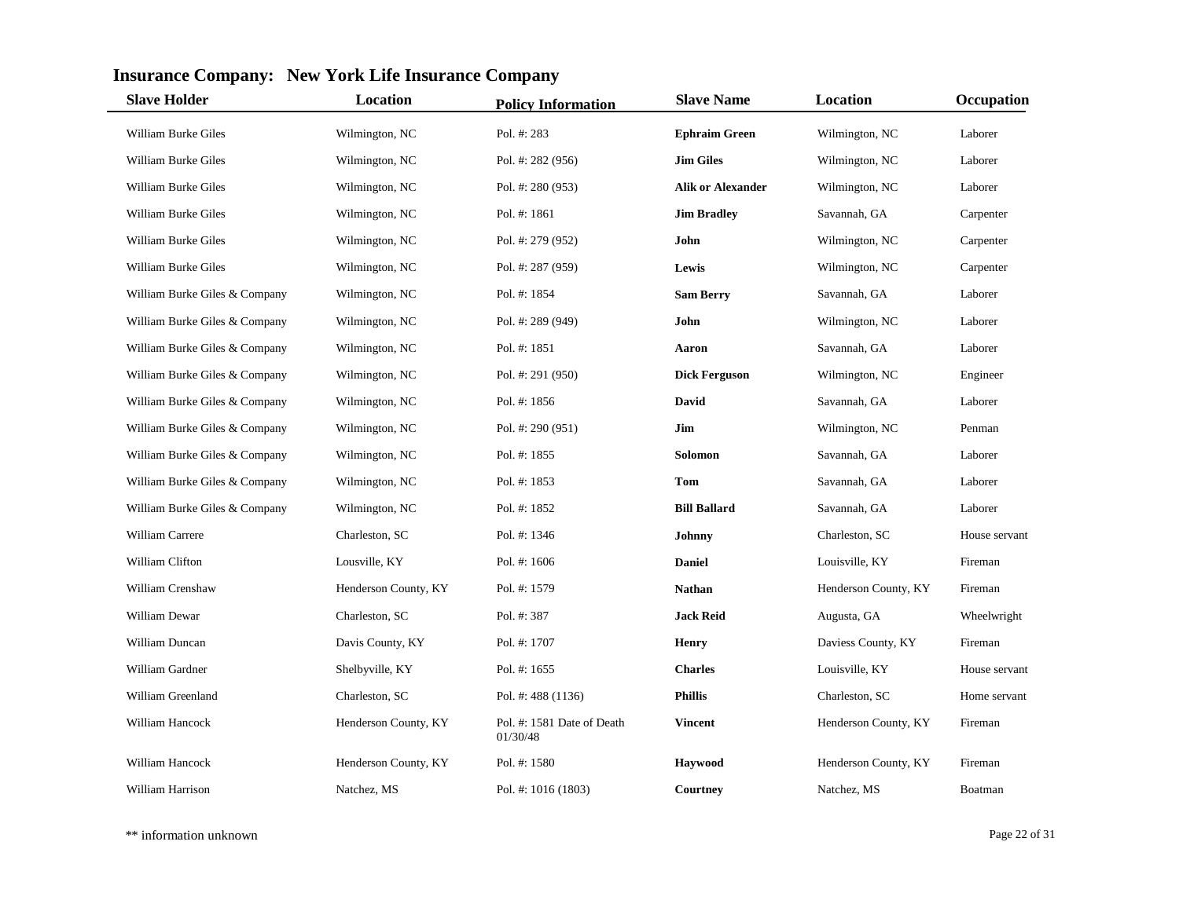## Insurance Company: New York Life Insurance Company

| Slave Holder | Location | Policy Information | Slave Name | Location | Occupation |
|---|---|---|---|---|---|
| William Burke Giles | Wilmington, NC | Pol. #: 283 | **Ephraim Green** | Wilmington, NC | Laborer |
| William Burke Giles | Wilmington, NC | Pol. #: 282 (956) | **Jim Giles** | Wilmington, NC | Laborer |
| William Burke Giles | Wilmington, NC | Pol. #: 280 (953) | **Alik or Alexander** | Wilmington, NC | Laborer |
| William Burke Giles | Wilmington, NC | Pol. #: 1861 | **Jim Bradley** | Savannah, GA | Carpenter |
| William Burke Giles | Wilmington, NC | Pol. #: 279 (952) | **John** | Wilmington, NC | Carpenter |
| William Burke Giles | Wilmington, NC | Pol. #: 287 (959) | **Lewis** | Wilmington, NC | Carpenter |
| William Burke Giles & Company | Wilmington, NC | Pol. #: 1854 | **Sam Berry** | Savannah, GA | Laborer |
| William Burke Giles & Company | Wilmington, NC | Pol. #: 289 (949) | **John** | Wilmington, NC | Laborer |
| William Burke Giles & Company | Wilmington, NC | Pol. #: 1851 | **Aaron** | Savannah, GA | Laborer |
| William Burke Giles & Company | Wilmington, NC | Pol. #: 291 (950) | **Dick Ferguson** | Wilmington, NC | Engineer |
| William Burke Giles & Company | Wilmington, NC | Pol. #: 1856 | **David** | Savannah, GA | Laborer |
| William Burke Giles & Company | Wilmington, NC | Pol. #: 290 (951) | **Jim** | Wilmington, NC | Penman |
| William Burke Giles & Company | Wilmington, NC | Pol. #: 1855 | **Solomon** | Savannah, GA | Laborer |
| William Burke Giles & Company | Wilmington, NC | Pol. #: 1853 | **Tom** | Savannah, GA | Laborer |
| William Burke Giles & Company | Wilmington, NC | Pol. #: 1852 | **Bill Ballard** | Savannah, GA | Laborer |
| William Carrere | Charleston, SC | Pol. #: 1346 | **Johnny** | Charleston, SC | House servant |
| William Clifton | Lousville, KY | Pol. #: 1606 | **Daniel** | Louisville, KY | Fireman |
| William Crenshaw | Henderson County, KY | Pol. #: 1579 | **Nathan** | Henderson County, KY | Fireman |
| William Dewar | Charleston, SC | Pol. #: 387 | **Jack Reid** | Augusta, GA | Wheelwright |
| William Duncan | Davis County, KY | Pol. #: 1707 | **Henry** | Daviess County, KY | Fireman |
| William Gardner | Shelbyville, KY | Pol. #: 1655 | **Charles** | Louisville, KY | House servant |
| William Greenland | Charleston, SC | Pol. #: 488 (1136) | **Phillis** | Charleston, SC | Home servant |
| William Hancock | Henderson County, KY | Pol. #: 1581 Date of Death 01/30/48 | **Vincent** | Henderson County, KY | Fireman |
| William Hancock | Henderson County, KY | Pol. #: 1580 | **Haywood** | Henderson County, KY | Fireman |
| William Harrison | Natchez, MS | Pol. #: 1016 (1803) | **Courtney** | Natchez, MS | Boatman |

** information unknown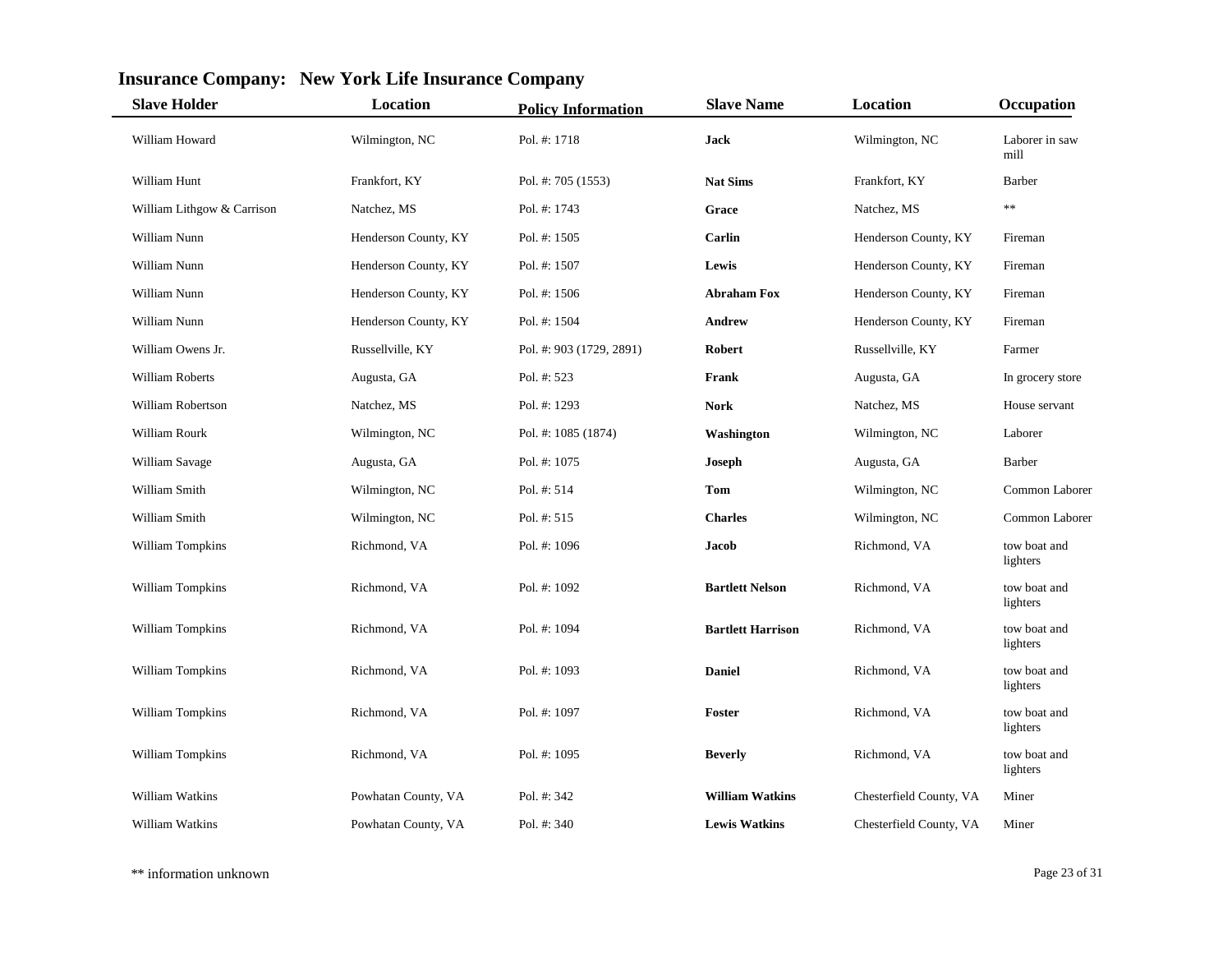## Insurance Company: New York Life Insurance Company

| Slave Holder | Location | Policy Information | Slave Name | Location | Occupation |
|---|---|---|---|---|---|
| William Howard | Wilmington, NC | Pol. #: 1718 | **Jack** | Wilmington, NC | Laborer in saw mill |
| William Hunt | Frankfort, KY | Pol. #: 705 (1553) | **Nat Sims** | Frankfort, KY | Barber |
| William Lithgow & Carrison | Natchez, MS | Pol. #: 1743 | **Grace** | Natchez, MS | ** |
| William Nunn | Henderson County, KY | Pol. #: 1505 | **Carlin** | Henderson County, KY | Fireman |
| William Nunn | Henderson County, KY | Pol. #: 1507 | **Lewis** | Henderson County, KY | Fireman |
| William Nunn | Henderson County, KY | Pol. #: 1506 | **Abraham Fox** | Henderson County, KY | Fireman |
| William Nunn | Henderson County, KY | Pol. #: 1504 | **Andrew** | Henderson County, KY | Fireman |
| William Owens Jr. | Russellville, KY | Pol. #: 903 (1729, 2891) | **Robert** | Russellville, KY | Farmer |
| William Roberts | Augusta, GA | Pol. #: 523 | **Frank** | Augusta, GA | In grocery store |
| William Robertson | Natchez, MS | Pol. #: 1293 | **Nork** | Natchez, MS | House servant |
| William Rourk | Wilmington, NC | Pol. #: 1085 (1874) | **Washington** | Wilmington, NC | Laborer |
| William Savage | Augusta, GA | Pol. #: 1075 | **Joseph** | Augusta, GA | Barber |
| William Smith | Wilmington, NC | Pol. #: 514 | **Tom** | Wilmington, NC | Common Laborer |
| William Smith | Wilmington, NC | Pol. #: 515 | **Charles** | Wilmington, NC | Common Laborer |
| William Tompkins | Richmond, VA | Pol. #: 1096 | **Jacob** | Richmond, VA | tow boat and lighters |
| William Tompkins | Richmond, VA | Pol. #: 1092 | **Bartlett Nelson** | Richmond, VA | tow boat and lighters |
| William Tompkins | Richmond, VA | Pol. #: 1094 | **Bartlett Harrison** | Richmond, VA | tow boat and lighters |
| William Tompkins | Richmond, VA | Pol. #: 1093 | **Daniel** | Richmond, VA | tow boat and lighters |
| William Tompkins | Richmond, VA | Pol. #: 1097 | **Foster** | Richmond, VA | tow boat and lighters |
| William Tompkins | Richmond, VA | Pol. #: 1095 | **Beverly** | Richmond, VA | tow boat and lighters |
| William Watkins | Powhatan County, VA | Pol. #: 342 | **William Watkins** | Chesterfield County, VA | Miner |
| William Watkins | Powhatan County, VA | Pol. #: 340 | **Lewis Watkins** | Chesterfield County, VA | Miner |

** information unknown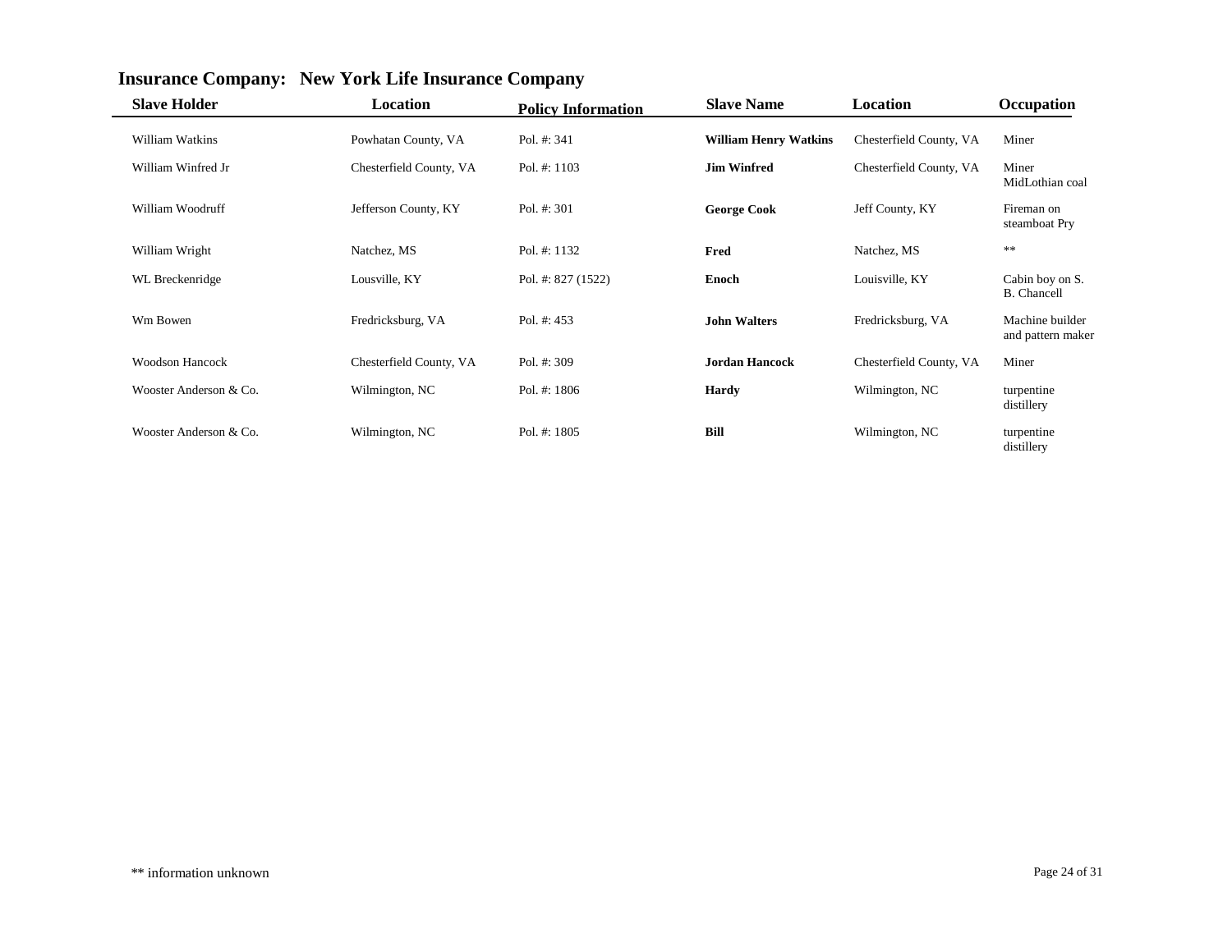## Insurance Company: New York Life Insurance Company

| Slave Holder | Location | Policy Information | Slave Name | Location | Occupation |
|---|---|---|---|---|---|
| William Watkins | Powhatan County, VA | Pol. #: 341 | **William Henry Watkins** | Chesterfield County, VA | Miner |
| William Winfred Jr | Chesterfield County, VA | Pol. #: 1103 | **Jim Winfred** | Chesterfield County, VA | Miner MidLothian coal |
| William Woodruff | Jefferson County, KY | Pol. #: 301 | **George Cook** | Jeff County, KY | Fireman on steamboat Pry |
| William Wright | Natchez, MS | Pol. #: 1132 | **Fred** | Natchez, MS | ** |
| WL Breckenridge | Lousville, KY | Pol. #: 827 (1522) | **Enoch** | Louisville, KY | Cabin boy on S. B. Chancell |
| Wm Bowen | Fredricksburg, VA | Pol. #: 453 | **John Walters** | Fredricksburg, VA | Machine builder and pattern maker |
| Woodson Hancock | Chesterfield County, VA | Pol. #: 309 | **Jordan Hancock** | Chesterfield County, VA | Miner |
| Wooster Anderson & Co. | Wilmington, NC | Pol. #: 1806 | **Hardy** | Wilmington, NC | turpentine distillery |
| Wooster Anderson & Co. | Wilmington, NC | Pol. #: 1805 | **Bill** | Wilmington, NC | turpentine distillery |

** information unknown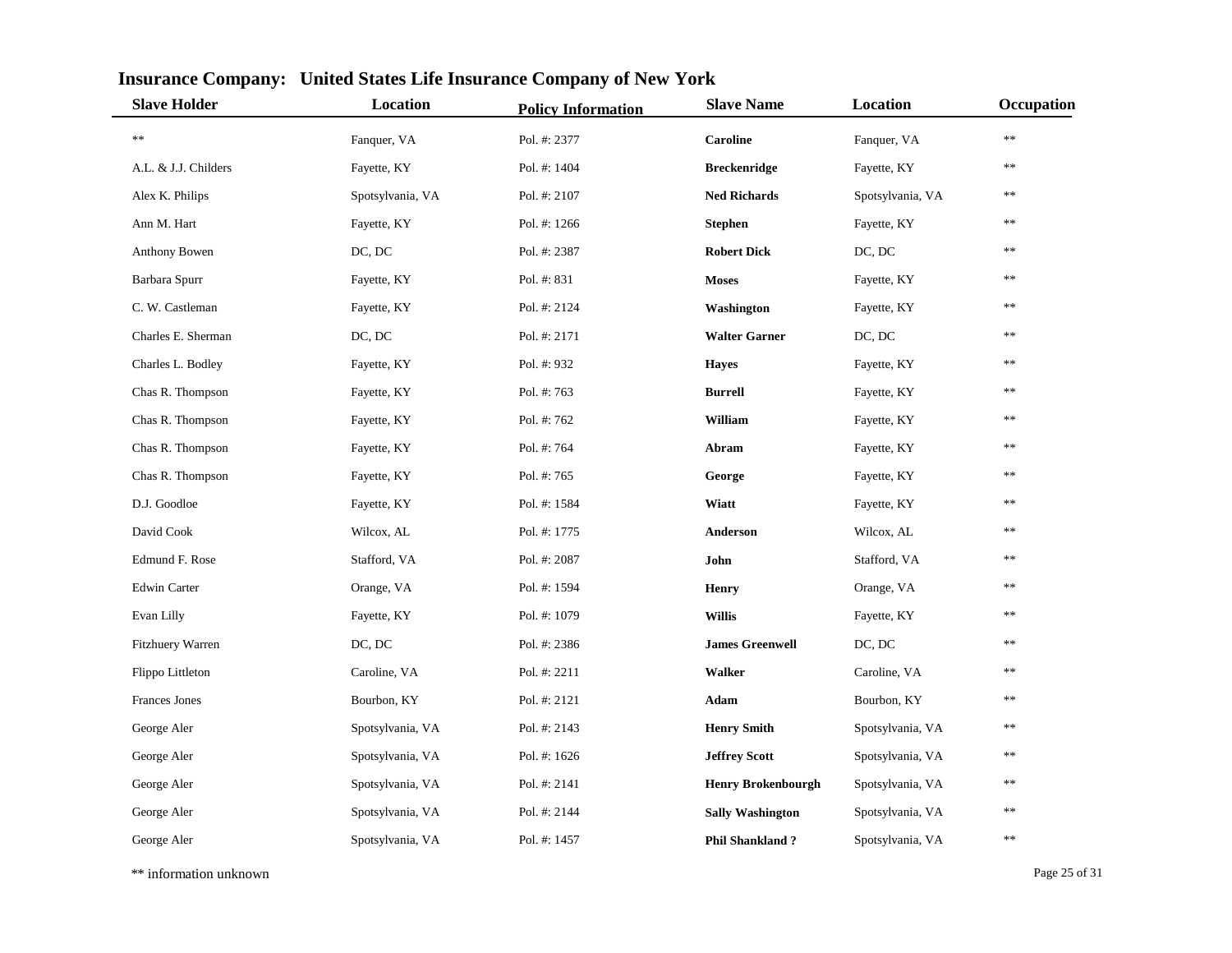## Insurance Company: United States Life Insurance Company of New York

| Slave Holder | Location | Policy Information | Slave Name | Location | Occupation |
|---|---|---|---|---|---|
| ** | Fanquer, VA | Pol. #: 2377 | **Caroline** | Fanquer, VA | ** |
| A.L. & J.J. Childers | Fayette, KY | Pol. #: 1404 | **Breckenridge** | Fayette, KY | ** |
| Alex K. Philips | Spotsylvania, VA | Pol. #: 2107 | **Ned Richards** | Spotsylvania, VA | ** |
| Ann M. Hart | Fayette, KY | Pol. #: 1266 | **Stephen** | Fayette, KY | ** |
| Anthony Bowen | DC, DC | Pol. #: 2387 | **Robert Dick** | DC, DC | ** |
| Barbara Spurr | Fayette, KY | Pol. #: 831 | **Moses** | Fayette, KY | ** |
| C. W. Castleman | Fayette, KY | Pol. #: 2124 | **Washington** | Fayette, KY | ** |
| Charles E. Sherman | DC, DC | Pol. #: 2171 | **Walter Garner** | DC, DC | ** |
| Charles L. Bodley | Fayette, KY | Pol. #: 932 | **Hayes** | Fayette, KY | ** |
| Chas R. Thompson | Fayette, KY | Pol. #: 763 | **Burrell** | Fayette, KY | ** |
| Chas R. Thompson | Fayette, KY | Pol. #: 762 | **William** | Fayette, KY | ** |
| Chas R. Thompson | Fayette, KY | Pol. #: 764 | **Abram** | Fayette, KY | ** |
| Chas R. Thompson | Fayette, KY | Pol. #: 765 | **George** | Fayette, KY | ** |
| D.J. Goodloe | Fayette, KY | Pol. #: 1584 | **Wiatt** | Fayette, KY | ** |
| David Cook | Wilcox, AL | Pol. #: 1775 | **Anderson** | Wilcox, AL | ** |
| Edmund F. Rose | Stafford, VA | Pol. #: 2087 | **John** | Stafford, VA | ** |
| Edwin Carter | Orange, VA | Pol. #: 1594 | **Henry** | Orange, VA | ** |
| Evan Lilly | Fayette, KY | Pol. #: 1079 | **Willis** | Fayette, KY | ** |
| Fitzhuery Warren | DC, DC | Pol. #: 2386 | **James Greenwell** | DC, DC | ** |
| Flippo Littleton | Caroline, VA | Pol. #: 2211 | **Walker** | Caroline, VA | ** |
| Frances Jones | Bourbon, KY | Pol. #: 2121 | **Adam** | Bourbon, KY | ** |
| George Aler | Spotsylvania, VA | Pol. #: 2143 | **Henry Smith** | Spotsylvania, VA | ** |
| George Aler | Spotsylvania, VA | Pol. #: 1626 | **Jeffrey Scott** | Spotsylvania, VA | ** |
| George Aler | Spotsylvania, VA | Pol. #: 2141 | **Henry Brokenbourgh** | Spotsylvania, VA | ** |
| George Aler | Spotsylvania, VA | Pol. #: 2144 | **Sally Washington** | Spotsylvania, VA | ** |
| George Aler | Spotsylvania, VA | Pol. #: 1457 | **Phil Shankland ?** | Spotsylvania, VA | ** |

** information unknown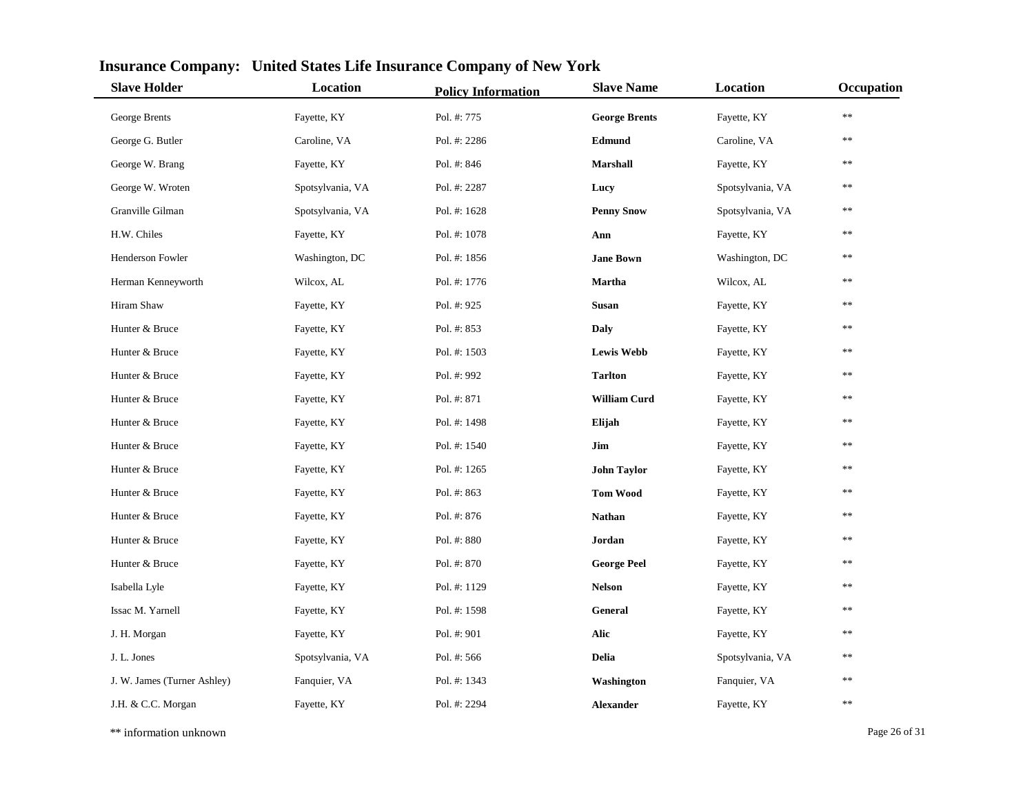## Insurance Company: United States Life Insurance Company of New York

| Slave Holder | Location | Policy Information | Slave Name | Location | Occupation |
|---|---|---|---|---|---|
| George Brents | Fayette, KY | Pol. #: 775 | **George Brents** | Fayette, KY | ** |
| George G. Butler | Caroline, VA | Pol. #: 2286 | **Edmund** | Caroline, VA | ** |
| George W. Brang | Fayette, KY | Pol. #: 846 | **Marshall** | Fayette, KY | ** |
| George W. Wroten | Spotsylvania, VA | Pol. #: 2287 | **Lucy** | Spotsylvania, VA | ** |
| Granville Gilman | Spotsylvania, VA | Pol. #: 1628 | **Penny Snow** | Spotsylvania, VA | ** |
| H.W. Chiles | Fayette, KY | Pol. #: 1078 | **Ann** | Fayette, KY | ** |
| Henderson Fowler | Washington, DC | Pol. #: 1856 | **Jane Bown** | Washington, DC | ** |
| Herman Kenneyworth | Wilcox, AL | Pol. #: 1776 | **Martha** | Wilcox, AL | ** |
| Hiram Shaw | Fayette, KY | Pol. #: 925 | **Susan** | Fayette, KY | ** |
| Hunter & Bruce | Fayette, KY | Pol. #: 853 | **Daly** | Fayette, KY | ** |
| Hunter & Bruce | Fayette, KY | Pol. #: 1503 | **Lewis Webb** | Fayette, KY | ** |
| Hunter & Bruce | Fayette, KY | Pol. #: 992 | **Tarlton** | Fayette, KY | ** |
| Hunter & Bruce | Fayette, KY | Pol. #: 871 | **William Curd** | Fayette, KY | ** |
| Hunter & Bruce | Fayette, KY | Pol. #: 1498 | **Elijah** | Fayette, KY | ** |
| Hunter & Bruce | Fayette, KY | Pol. #: 1540 | **Jim** | Fayette, KY | ** |
| Hunter & Bruce | Fayette, KY | Pol. #: 1265 | **John Taylor** | Fayette, KY | ** |
| Hunter & Bruce | Fayette, KY | Pol. #: 863 | **Tom Wood** | Fayette, KY | ** |
| Hunter & Bruce | Fayette, KY | Pol. #: 876 | **Nathan** | Fayette, KY | ** |
| Hunter & Bruce | Fayette, KY | Pol. #: 880 | **Jordan** | Fayette, KY | ** |
| Hunter & Bruce | Fayette, KY | Pol. #: 870 | **George Peel** | Fayette, KY | ** |
| Isabella Lyle | Fayette, KY | Pol. #: 1129 | **Nelson** | Fayette, KY | ** |
| Issac M. Yarnell | Fayette, KY | Pol. #: 1598 | **General** | Fayette, KY | ** |
| J. H. Morgan | Fayette, KY | Pol. #: 901 | **Alic** | Fayette, KY | ** |
| J. L. Jones | Spotsylvania, VA | Pol. #: 566 | **Delia** | Spotsylvania, VA | ** |
| J. W. James (Turner Ashley) | Fanquier, VA | Pol. #: 1343 | **Washington** | Fanquier, VA | ** |
| J.H. & C.C. Morgan | Fayette, KY | Pol. #: 2294 | **Alexander** | Fayette, KY | ** |

** information unknown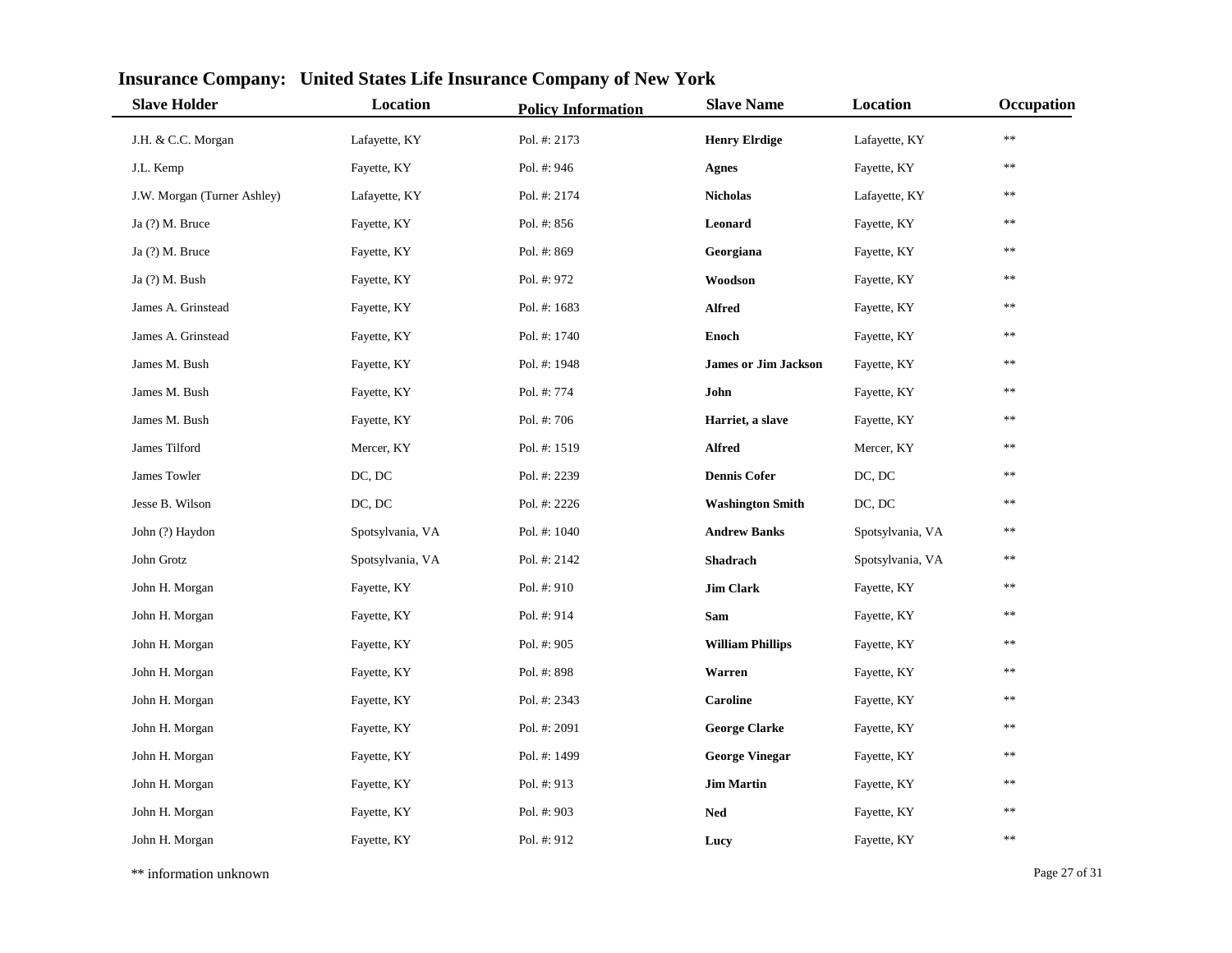## Insurance Company: United States Life Insurance Company of New York

| Slave Holder | Location | Policy Information | Slave Name | Location | Occupation |
|---|---|---|---|---|---|
| J.H. & C.C. Morgan | Lafayette, KY | Pol. #: 2173 | **Henry Elrdige** | Lafayette, KY | ** |
| J.L. Kemp | Fayette, KY | Pol. #: 946 | **Agnes** | Fayette, KY | ** |
| J.W. Morgan (Turner Ashley) | Lafayette, KY | Pol. #: 2174 | **Nicholas** | Lafayette, KY | ** |
| Ja (?) M. Bruce | Fayette, KY | Pol. #: 856 | **Leonard** | Fayette, KY | ** |
| Ja (?) M. Bruce | Fayette, KY | Pol. #: 869 | **Georgiana** | Fayette, KY | ** |
| Ja (?) M. Bush | Fayette, KY | Pol. #: 972 | **Woodson** | Fayette, KY | ** |
| James A. Grinstead | Fayette, KY | Pol. #: 1683 | **Alfred** | Fayette, KY | ** |
| James A. Grinstead | Fayette, KY | Pol. #: 1740 | **Enoch** | Fayette, KY | ** |
| James M. Bush | Fayette, KY | Pol. #: 1948 | **James or Jim Jackson** | Fayette, KY | ** |
| James M. Bush | Fayette, KY | Pol. #: 774 | **John** | Fayette, KY | ** |
| James M. Bush | Fayette, KY | Pol. #: 706 | **Harriet, a slave** | Fayette, KY | ** |
| James Tilford | Mercer, KY | Pol. #: 1519 | **Alfred** | Mercer, KY | ** |
| James Towler | DC, DC | Pol. #: 2239 | **Dennis Cofer** | DC, DC | ** |
| Jesse B. Wilson | DC, DC | Pol. #: 2226 | **Washington Smith** | DC, DC | ** |
| John (?) Haydon | Spotsylvania, VA | Pol. #: 1040 | **Andrew Banks** | Spotsylvania, VA | ** |
| John Grotz | Spotsylvania, VA | Pol. #: 2142 | **Shadrach** | Spotsylvania, VA | ** |
| John H. Morgan | Fayette, KY | Pol. #: 910 | **Jim Clark** | Fayette, KY | ** |
| John H. Morgan | Fayette, KY | Pol. #: 914 | **Sam** | Fayette, KY | ** |
| John H. Morgan | Fayette, KY | Pol. #: 905 | **William Phillips** | Fayette, KY | ** |
| John H. Morgan | Fayette, KY | Pol. #: 898 | **Warren** | Fayette, KY | ** |
| John H. Morgan | Fayette, KY | Pol. #: 2343 | **Caroline** | Fayette, KY | ** |
| John H. Morgan | Fayette, KY | Pol. #: 2091 | **George Clarke** | Fayette, KY | ** |
| John H. Morgan | Fayette, KY | Pol. #: 1499 | **George Vinegar** | Fayette, KY | ** |
| John H. Morgan | Fayette, KY | Pol. #: 913 | **Jim Martin** | Fayette, KY | ** |
| John H. Morgan | Fayette, KY | Pol. #: 903 | **Ned** | Fayette, KY | ** |
| John H. Morgan | Fayette, KY | Pol. #: 912 | **Lucy** | Fayette, KY | ** |

** information unknown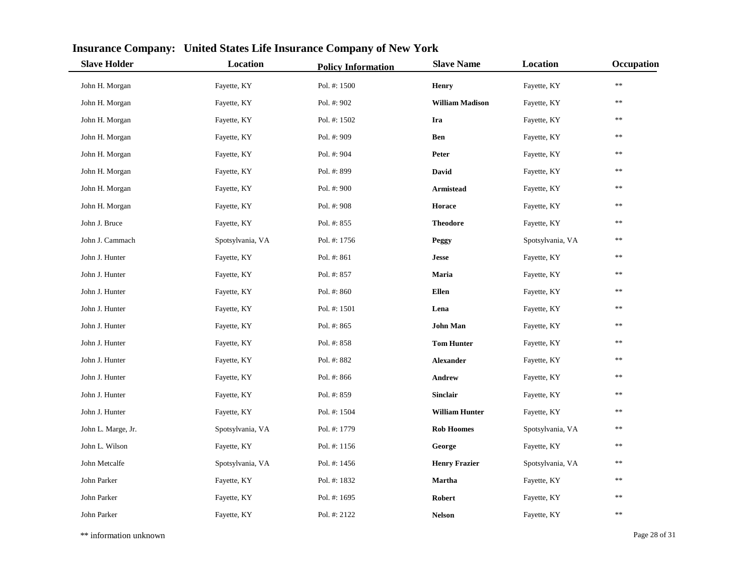## Insurance Company: United States Life Insurance Company of New York

| Slave Holder | Location | Policy Information | Slave Name | Location | Occupation |
|---|---|---|---|---|---|
| John H. Morgan | Fayette, KY | Pol. #: 1500 | **Henry** | Fayette, KY | ** |
| John H. Morgan | Fayette, KY | Pol. #: 902 | **William Madison** | Fayette, KY | ** |
| John H. Morgan | Fayette, KY | Pol. #: 1502 | **Ira** | Fayette, KY | ** |
| John H. Morgan | Fayette, KY | Pol. #: 909 | **Ben** | Fayette, KY | ** |
| John H. Morgan | Fayette, KY | Pol. #: 904 | **Peter** | Fayette, KY | ** |
| John H. Morgan | Fayette, KY | Pol. #: 899 | **David** | Fayette, KY | ** |
| John H. Morgan | Fayette, KY | Pol. #: 900 | **Armistead** | Fayette, KY | ** |
| John H. Morgan | Fayette, KY | Pol. #: 908 | **Horace** | Fayette, KY | ** |
| John J. Bruce | Fayette, KY | Pol. #: 855 | **Theodore** | Fayette, KY | ** |
| John J. Cammach | Spotsylvania, VA | Pol. #: 1756 | **Peggy** | Spotsylvania, VA | ** |
| John J. Hunter | Fayette, KY | Pol. #: 861 | **Jesse** | Fayette, KY | ** |
| John J. Hunter | Fayette, KY | Pol. #: 857 | **Maria** | Fayette, KY | ** |
| John J. Hunter | Fayette, KY | Pol. #: 860 | **Ellen** | Fayette, KY | ** |
| John J. Hunter | Fayette, KY | Pol. #: 1501 | **Lena** | Fayette, KY | ** |
| John J. Hunter | Fayette, KY | Pol. #: 865 | **John Man** | Fayette, KY | ** |
| John J. Hunter | Fayette, KY | Pol. #: 858 | **Tom Hunter** | Fayette, KY | ** |
| John J. Hunter | Fayette, KY | Pol. #: 882 | **Alexander** | Fayette, KY | ** |
| John J. Hunter | Fayette, KY | Pol. #: 866 | **Andrew** | Fayette, KY | ** |
| John J. Hunter | Fayette, KY | Pol. #: 859 | **Sinclair** | Fayette, KY | ** |
| John J. Hunter | Fayette, KY | Pol. #: 1504 | **William Hunter** | Fayette, KY | ** |
| John L. Marge, Jr. | Spotsylvania, VA | Pol. #: 1779 | **Rob Hoomes** | Spotsylvania, VA | ** |
| John L. Wilson | Fayette, KY | Pol. #: 1156 | **George** | Fayette, KY | ** |
| John Metcalfe | Spotsylvania, VA | Pol. #: 1456 | **Henry Frazier** | Spotsylvania, VA | ** |
| John Parker | Fayette, KY | Pol. #: 1832 | **Martha** | Fayette, KY | ** |
| John Parker | Fayette, KY | Pol. #: 1695 | **Robert** | Fayette, KY | ** |
| John Parker | Fayette, KY | Pol. #: 2122 | **Nelson** | Fayette, KY | ** |

** information unknown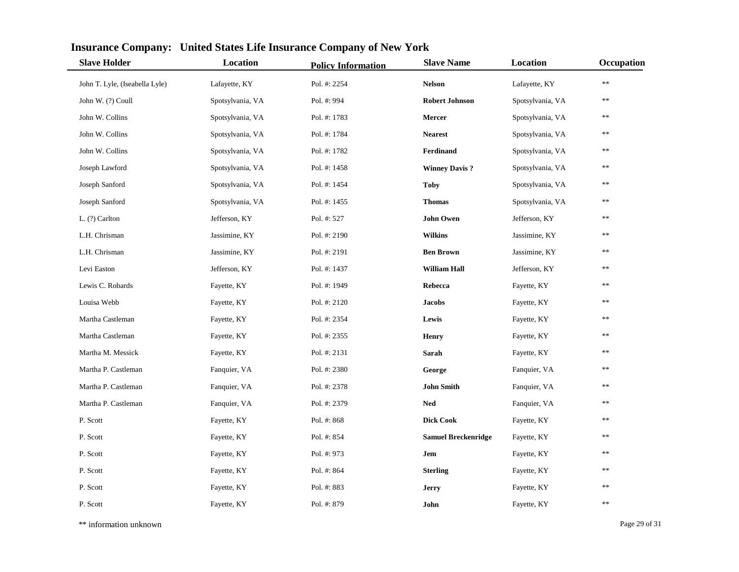## Insurance Company: United States Life Insurance Company of New York

| Slave Holder | Location | Policy Information | Slave Name | Location | Occupation |
|---|---|---|---|---|---|
| John T. Lyle, (Iseabella Lyle) | Lafayette, KY | Pol. #: 2254 | **Nelson** | Lafayette, KY | ** |
| John W. (?) Coull | Spotsylvania, VA | Pol. #: 994 | **Robert Johnson** | Spotsylvania, VA | ** |
| John W. Collins | Spotsylvania, VA | Pol. #: 1783 | **Mercer** | Spotsylvania, VA | ** |
| John W. Collins | Spotsylvania, VA | Pol. #: 1784 | **Nearest** | Spotsylvania, VA | ** |
| John W. Collins | Spotsylvania, VA | Pol. #: 1782 | **Ferdinand** | Spotsylvania, VA | ** |
| Joseph Lawford | Spotsylvania, VA | Pol. #: 1458 | **Winney Davis ?** | Spotsylvania, VA | ** |
| Joseph Sanford | Spotsylvania, VA | Pol. #: 1454 | **Toby** | Spotsylvania, VA | ** |
| Joseph Sanford | Spotsylvania, VA | Pol. #: 1455 | **Thomas** | Spotsylvania, VA | ** |
| L. (?) Carlton | Jefferson, KY | Pol. #: 527 | **John Owen** | Jefferson, KY | ** |
| L.H. Chrisman | Jassimine, KY | Pol. #: 2190 | **Wilkins** | Jassimine, KY | ** |
| L.H. Chrisman | Jassimine, KY | Pol. #: 2191 | **Ben Brown** | Jassimine, KY | ** |
| Levi Easton | Jefferson, KY | Pol. #: 1437 | **William Hall** | Jefferson, KY | ** |
| Lewis C. Robards | Fayette, KY | Pol. #: 1949 | **Rebecca** | Fayette, KY | ** |
| Louisa Webb | Fayette, KY | Pol. #: 2120 | **Jacobs** | Fayette, KY | ** |
| Martha Castleman | Fayette, KY | Pol. #: 2354 | **Lewis** | Fayette, KY | ** |
| Martha Castleman | Fayette, KY | Pol. #: 2355 | **Henry** | Fayette, KY | ** |
| Martha M. Messick | Fayette, KY | Pol. #: 2131 | **Sarah** | Fayette, KY | ** |
| Martha P. Castleman | Fanquier, VA | Pol. #: 2380 | **George** | Fanquier, VA | ** |
| Martha P. Castleman | Fanquier, VA | Pol. #: 2378 | **John Smith** | Fanquier, VA | ** |
| Martha P. Castleman | Fanquier, VA | Pol. #: 2379 | **Ned** | Fanquier, VA | ** |
| P. Scott | Fayette, KY | Pol. #: 868 | **Dick Cook** | Fayette, KY | ** |
| P. Scott | Fayette, KY | Pol. #: 854 | **Samuel Breckenridge** | Fayette, KY | ** |
| P. Scott | Fayette, KY | Pol. #: 973 | **Jem** | Fayette, KY | ** |
| P. Scott | Fayette, KY | Pol. #: 864 | **Sterling** | Fayette, KY | ** |
| P. Scott | Fayette, KY | Pol. #: 883 | **Jerry** | Fayette, KY | ** |
| P. Scott | Fayette, KY | Pol. #: 879 | **John** | Fayette, KY | ** |

** information unknown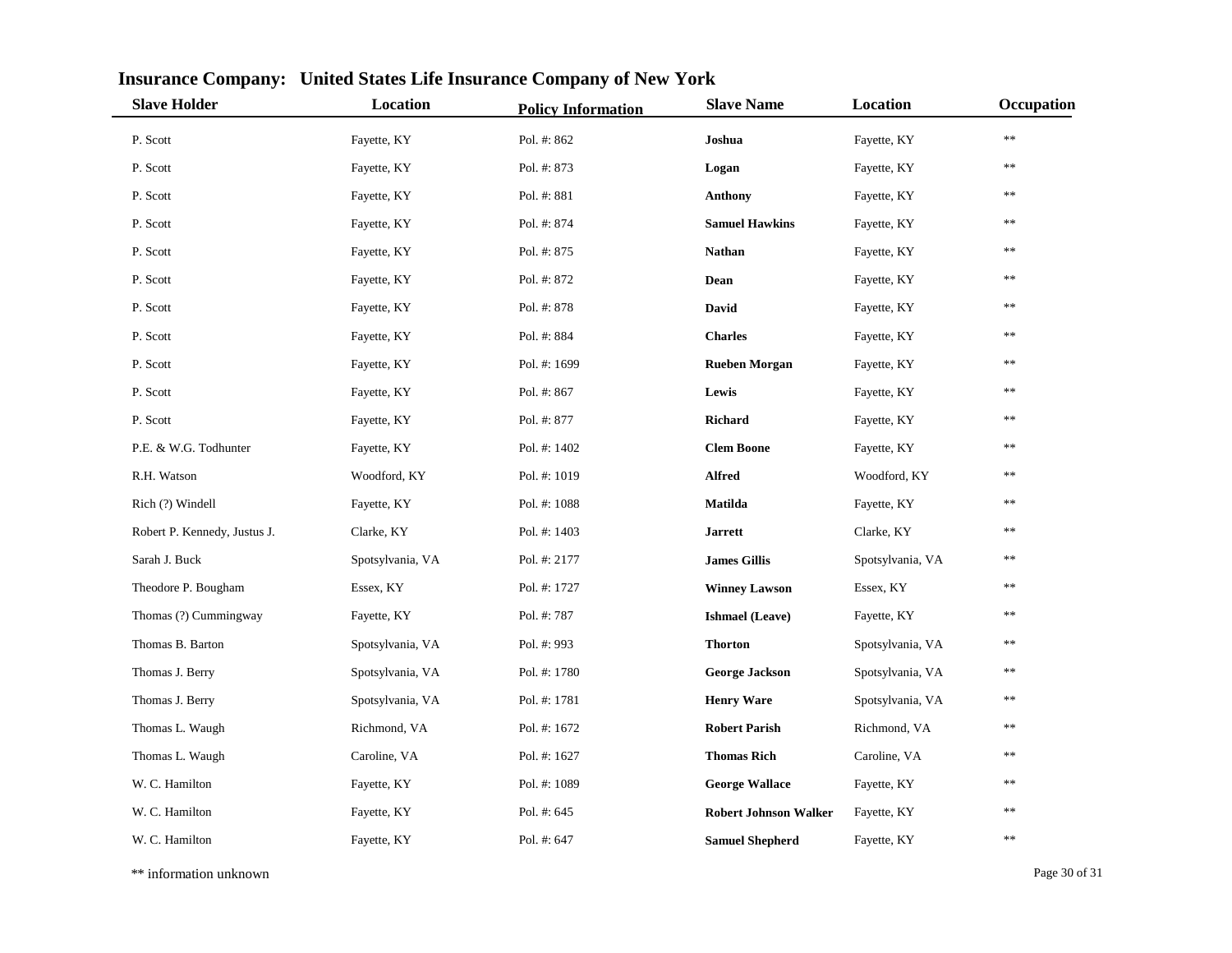## Insurance Company: United States Life Insurance Company of New York

| Slave Holder | Location | Policy Information | Slave Name | Location | Occupation |
|---|---|---|---|---|---|
| P. Scott | Fayette, KY | Pol. #: 862 | **Joshua** | Fayette, KY | ** |
| P. Scott | Fayette, KY | Pol. #: 873 | **Logan** | Fayette, KY | ** |
| P. Scott | Fayette, KY | Pol. #: 881 | **Anthony** | Fayette, KY | ** |
| P. Scott | Fayette, KY | Pol. #: 874 | **Samuel Hawkins** | Fayette, KY | ** |
| P. Scott | Fayette, KY | Pol. #: 875 | **Nathan** | Fayette, KY | ** |
| P. Scott | Fayette, KY | Pol. #: 872 | **Dean** | Fayette, KY | ** |
| P. Scott | Fayette, KY | Pol. #: 878 | **David** | Fayette, KY | ** |
| P. Scott | Fayette, KY | Pol. #: 884 | **Charles** | Fayette, KY | ** |
| P. Scott | Fayette, KY | Pol. #: 1699 | **Rueben Morgan** | Fayette, KY | ** |
| P. Scott | Fayette, KY | Pol. #: 867 | **Lewis** | Fayette, KY | ** |
| P. Scott | Fayette, KY | Pol. #: 877 | **Richard** | Fayette, KY | ** |
| P.E. & W.G. Todhunter | Fayette, KY | Pol. #: 1402 | **Clem Boone** | Fayette, KY | ** |
| R.H. Watson | Woodford, KY | Pol. #: 1019 | **Alfred** | Woodford, KY | ** |
| Rich (?) Windell | Fayette, KY | Pol. #: 1088 | **Matilda** | Fayette, KY | ** |
| Robert P. Kennedy, Justus J. | Clarke, KY | Pol. #: 1403 | **Jarrett** | Clarke, KY | ** |
| Sarah J. Buck | Spotsylvania, VA | Pol. #: 2177 | **James Gillis** | Spotsylvania, VA | ** |
| Theodore P. Bougham | Essex, KY | Pol. #: 1727 | **Winney Lawson** | Essex, KY | ** |
| Thomas (?) Cummingway | Fayette, KY | Pol. #: 787 | **Ishmael (Leave)** | Fayette, KY | ** |
| Thomas B. Barton | Spotsylvania, VA | Pol. #: 993 | **Thorton** | Spotsylvania, VA | ** |
| Thomas J. Berry | Spotsylvania, VA | Pol. #: 1780 | **George Jackson** | Spotsylvania, VA | ** |
| Thomas J. Berry | Spotsylvania, VA | Pol. #: 1781 | **Henry Ware** | Spotsylvania, VA | ** |
| Thomas L. Waugh | Richmond, VA | Pol. #: 1672 | **Robert Parish** | Richmond, VA | ** |
| Thomas L. Waugh | Caroline, VA | Pol. #: 1627 | **Thomas Rich** | Caroline, VA | ** |
| W. C. Hamilton | Fayette, KY | Pol. #: 1089 | **George Wallace** | Fayette, KY | ** |
| W. C. Hamilton | Fayette, KY | Pol. #: 645 | **Robert Johnson Walker** | Fayette, KY | ** |
| W. C. Hamilton | Fayette, KY | Pol. #: 647 | **Samuel Shepherd** | Fayette, KY | ** |

** information unknown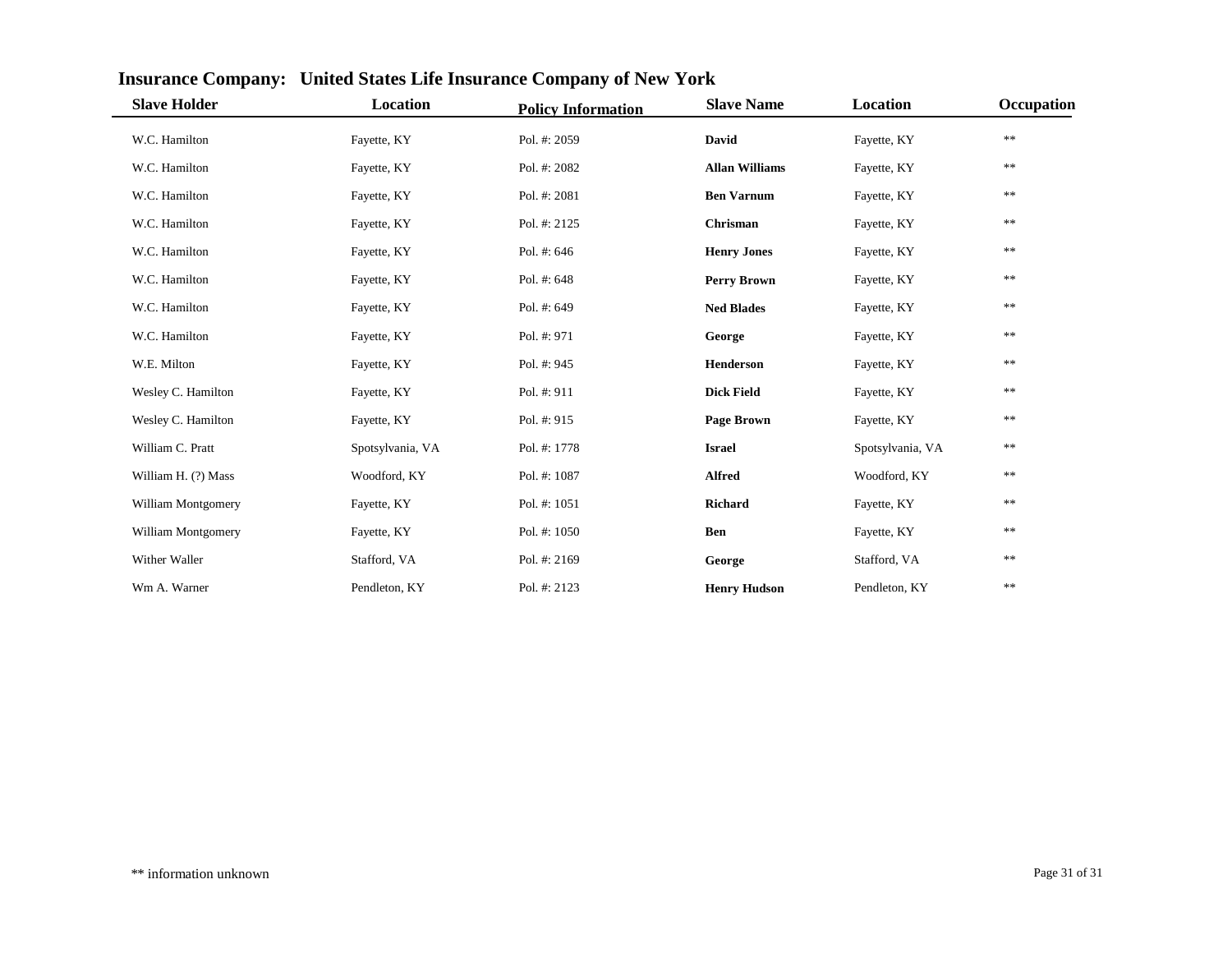## Insurance Company: United States Life Insurance Company of New York

| Slave Holder | Location | Policy Information | Slave Name | Location | Occupation |
|---|---|---|---|---|---|
| W.C. Hamilton | Fayette, KY | Pol. #: 2059 | **David** | Fayette, KY | ** |
| W.C. Hamilton | Fayette, KY | Pol. #: 2082 | **Allan Williams** | Fayette, KY | ** |
| W.C. Hamilton | Fayette, KY | Pol. #: 2081 | **Ben Varnum** | Fayette, KY | ** |
| W.C. Hamilton | Fayette, KY | Pol. #: 2125 | **Chrisman** | Fayette, KY | ** |
| W.C. Hamilton | Fayette, KY | Pol. #: 646 | **Henry Jones** | Fayette, KY | ** |
| W.C. Hamilton | Fayette, KY | Pol. #: 648 | **Perry Brown** | Fayette, KY | ** |
| W.C. Hamilton | Fayette, KY | Pol. #: 649 | **Ned Blades** | Fayette, KY | ** |
| W.C. Hamilton | Fayette, KY | Pol. #: 971 | **George** | Fayette, KY | ** |
| W.E. Milton | Fayette, KY | Pol. #: 945 | **Henderson** | Fayette, KY | ** |
| Wesley C. Hamilton | Fayette, KY | Pol. #: 911 | **Dick Field** | Fayette, KY | ** |
| Wesley C. Hamilton | Fayette, KY | Pol. #: 915 | **Page Brown** | Fayette, KY | ** |
| William C. Pratt | Spotsylvania, VA | Pol. #: 1778 | **Israel** | Spotsylvania, VA | ** |
| William H. (?) Mass | Woodford, KY | Pol. #: 1087 | **Alfred** | Woodford, KY | ** |
| William Montgomery | Fayette, KY | Pol. #: 1051 | **Richard** | Fayette, KY | ** |
| William Montgomery | Fayette, KY | Pol. #: 1050 | **Ben** | Fayette, KY | ** |
| Wither Waller | Stafford, VA | Pol. #: 2169 | **George** | Stafford, VA | ** |
| Wm A. Warner | Pendleton, KY | Pol. #: 2123 | **Henry Hudson** | Pendleton, KY | ** |

** information unknown